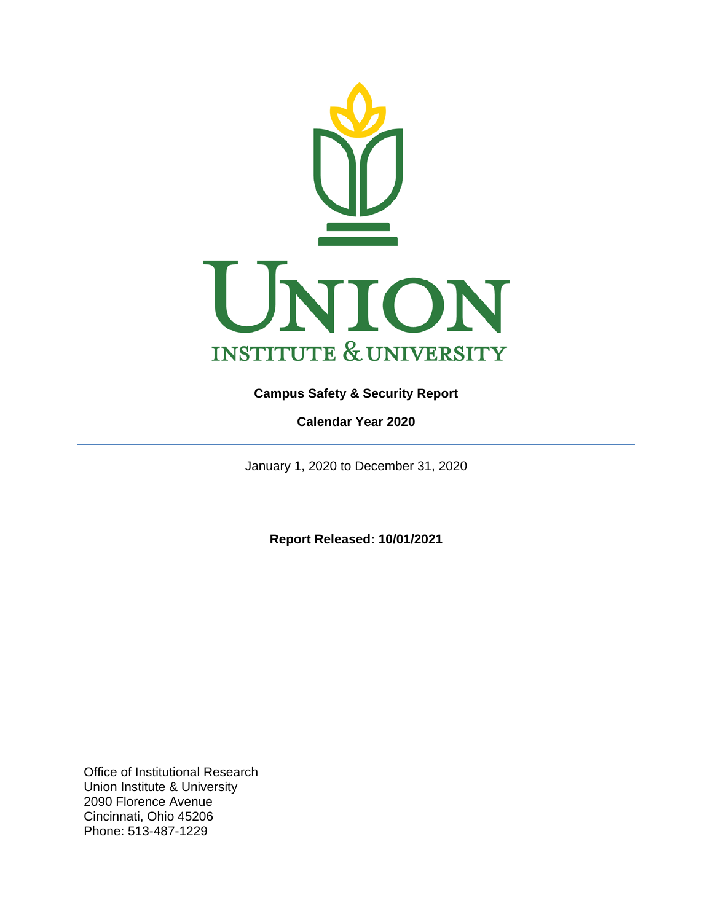# UNION INSTITUTE & UNIVERSITY

**Campus Safety & Security Report**

**Calendar Year 2020**

---

January 1, 2020 to December 31, 2020

**Report Released: 10/01/2021**

Office of Institutional Research
Union Institute & University
2090 Florence Avenue
Cincinnati, Ohio 45206
Phone: 513-487-1229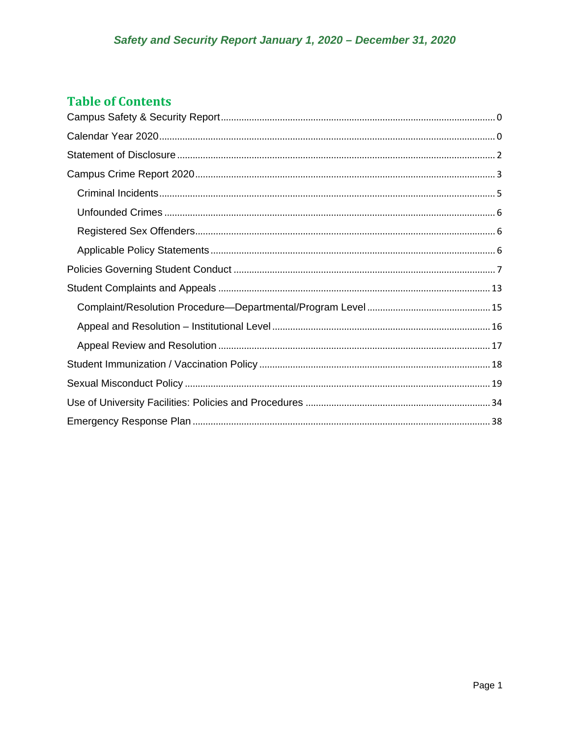## Table of Contents

Campus Safety & Security Report ........ 0

Calendar Year 2020 ........ 0

Statement of Disclosure ........ 2

Campus Crime Report 2020 ........ 3

- Criminal Incidents ........ 5
- Unfounded Crimes ........ 6
- Registered Sex Offenders ........ 6
- Applicable Policy Statements ........ 6

Policies Governing Student Conduct ........ 7

Student Complaints and Appeals ........ 13

- Complaint/Resolution Procedure—Departmental/Program Level ........ 15
- Appeal and Resolution – Institutional Level ........ 16
- Appeal Review and Resolution ........ 17

Student Immunization / Vaccination Policy ........ 18

Sexual Misconduct Policy ........ 19

Use of University Facilities: Policies and Procedures ........ 34

Emergency Response Plan ........ 38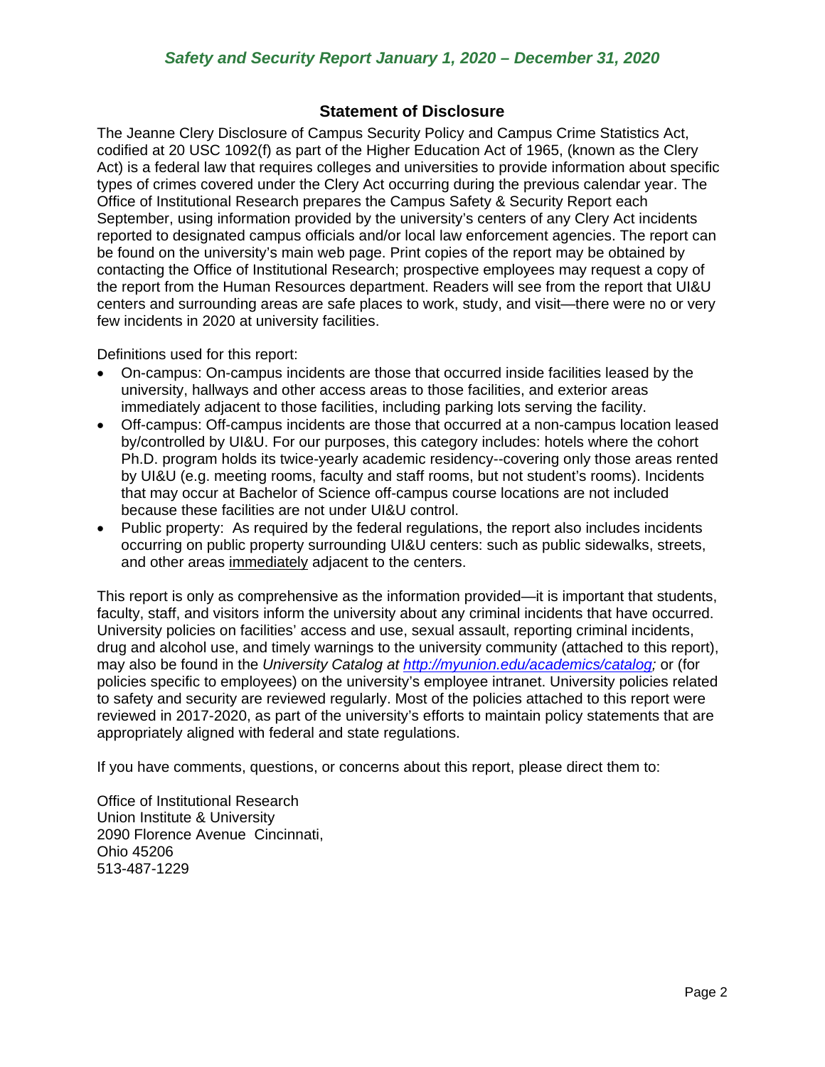## Statement of Disclosure

The Jeanne Clery Disclosure of Campus Security Policy and Campus Crime Statistics Act, codified at 20 USC 1092(f) as part of the Higher Education Act of 1965, (known as the Clery Act) is a federal law that requires colleges and universities to provide information about specific types of crimes covered under the Clery Act occurring during the previous calendar year. The Office of Institutional Research prepares the Campus Safety & Security Report each September, using information provided by the university's centers of any Clery Act incidents reported to designated campus officials and/or local law enforcement agencies. The report can be found on the university's main web page. Print copies of the report may be obtained by contacting the Office of Institutional Research; prospective employees may request a copy of the report from the Human Resources department. Readers will see from the report that UI&U centers and surrounding areas are safe places to work, study, and visit—there were no or very few incidents in 2020 at university facilities.

Definitions used for this report:

- On-campus: On-campus incidents are those that occurred inside facilities leased by the university, hallways and other access areas to those facilities, and exterior areas immediately adjacent to those facilities, including parking lots serving the facility.
- Off-campus: Off-campus incidents are those that occurred at a non-campus location leased by/controlled by UI&U. For our purposes, this category includes: hotels where the cohort Ph.D. program holds its twice-yearly academic residency--covering only those areas rented by UI&U (e.g. meeting rooms, faculty and staff rooms, but not student's rooms). Incidents that may occur at Bachelor of Science off-campus course locations are not included because these facilities are not under UI&U control.
- Public property: As required by the federal regulations, the report also includes incidents occurring on public property surrounding UI&U centers: such as public sidewalks, streets, and other areas <u>immediately</u> adjacent to the centers.

This report is only as comprehensive as the information provided—it is important that students, faculty, staff, and visitors inform the university about any criminal incidents that have occurred. University policies on facilities' access and use, sexual assault, reporting criminal incidents, drug and alcohol use, and timely warnings to the university community (attached to this report), may also be found in the *University Catalog at [http://myunion.edu/academics/catalog](http://myunion.edu/academics/catalog);* or (for policies specific to employees) on the university's employee intranet. University policies related to safety and security are reviewed regularly. Most of the policies attached to this report were reviewed in 2017-2020, as part of the university's efforts to maintain policy statements that are appropriately aligned with federal and state regulations.

If you have comments, questions, or concerns about this report, please direct them to:

Office of Institutional Research
Union Institute & University
2090 Florence Avenue Cincinnati,
Ohio 45206
513-487-1229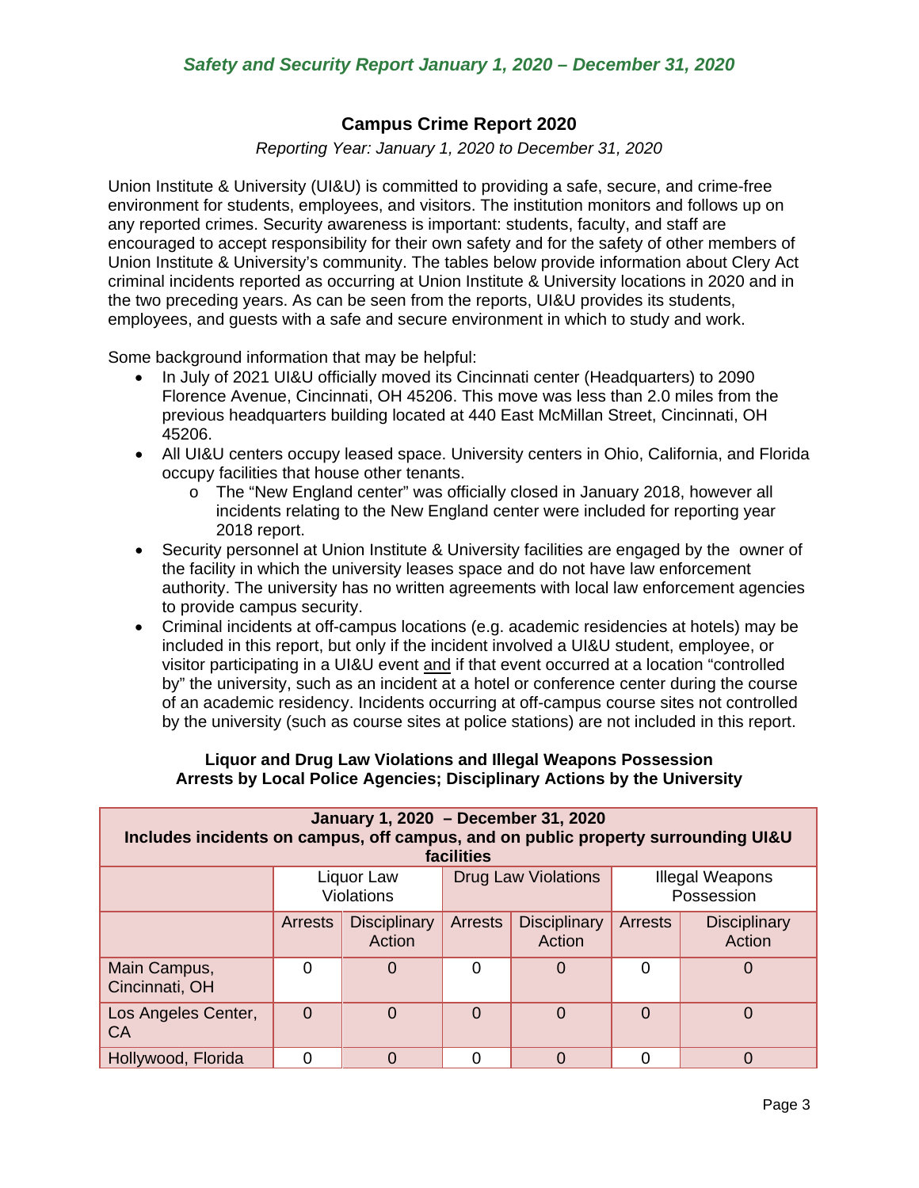*Safety and Security Report January 1, 2020 – December 31, 2020*

## Campus Crime Report 2020

*Reporting Year: January 1, 2020 to December 31, 2020*

Union Institute & University (UI&U) is committed to providing a safe, secure, and crime-free environment for students, employees, and visitors. The institution monitors and follows up on any reported crimes. Security awareness is important: students, faculty, and staff are encouraged to accept responsibility for their own safety and for the safety of other members of Union Institute & University's community. The tables below provide information about Clery Act criminal incidents reported as occurring at Union Institute & University locations in 2020 and in the two preceding years. As can be seen from the reports, UI&U provides its students, employees, and guests with a safe and secure environment in which to study and work.

Some background information that may be helpful:

- In July of 2021 UI&U officially moved its Cincinnati center (Headquarters) to 2090 Florence Avenue, Cincinnati, OH 45206. This move was less than 2.0 miles from the previous headquarters building located at 440 East McMillan Street, Cincinnati, OH 45206.
- All UI&U centers occupy leased space. University centers in Ohio, California, and Florida occupy facilities that house other tenants.
    - The "New England center" was officially closed in January 2018, however all incidents relating to the New England center were included for reporting year 2018 report.
- Security personnel at Union Institute & University facilities are engaged by the owner of the facility in which the university leases space and do not have law enforcement authority. The university has no written agreements with local law enforcement agencies to provide campus security.
- Criminal incidents at off-campus locations (e.g. academic residencies at hotels) may be included in this report, but only if the incident involved a UI&U student, employee, or visitor participating in a UI&U event and if that event occurred at a location "controlled by" the university, such as an incident at a hotel or conference center during the course of an academic residency. Incidents occurring at off-campus course sites not controlled by the university (such as course sites at police stations) are not included in this report.

**Liquor and Drug Law Violations and Illegal Weapons Possession**
**Arrests by Local Police Agencies; Disciplinary Actions by the University**

| **January 1, 2020 – December 31, 2020 Includes incidents on campus, off campus, and on public property surrounding UI&U facilities** | | | | | | |
|---|---|---|---|---|---|---|
| | Liquor Law Violations | | Drug Law Violations | | Illegal Weapons Possession | |
| | Arrests | Disciplinary Action | Arrests | Disciplinary Action | Arrests | Disciplinary Action |
| Main Campus, Cincinnati, OH | 0 | 0 | 0 | 0 | 0 | 0 |
| Los Angeles Center, CA | 0 | 0 | 0 | 0 | 0 | 0 |
| Hollywood, Florida | 0 | 0 | 0 | 0 | 0 | 0 |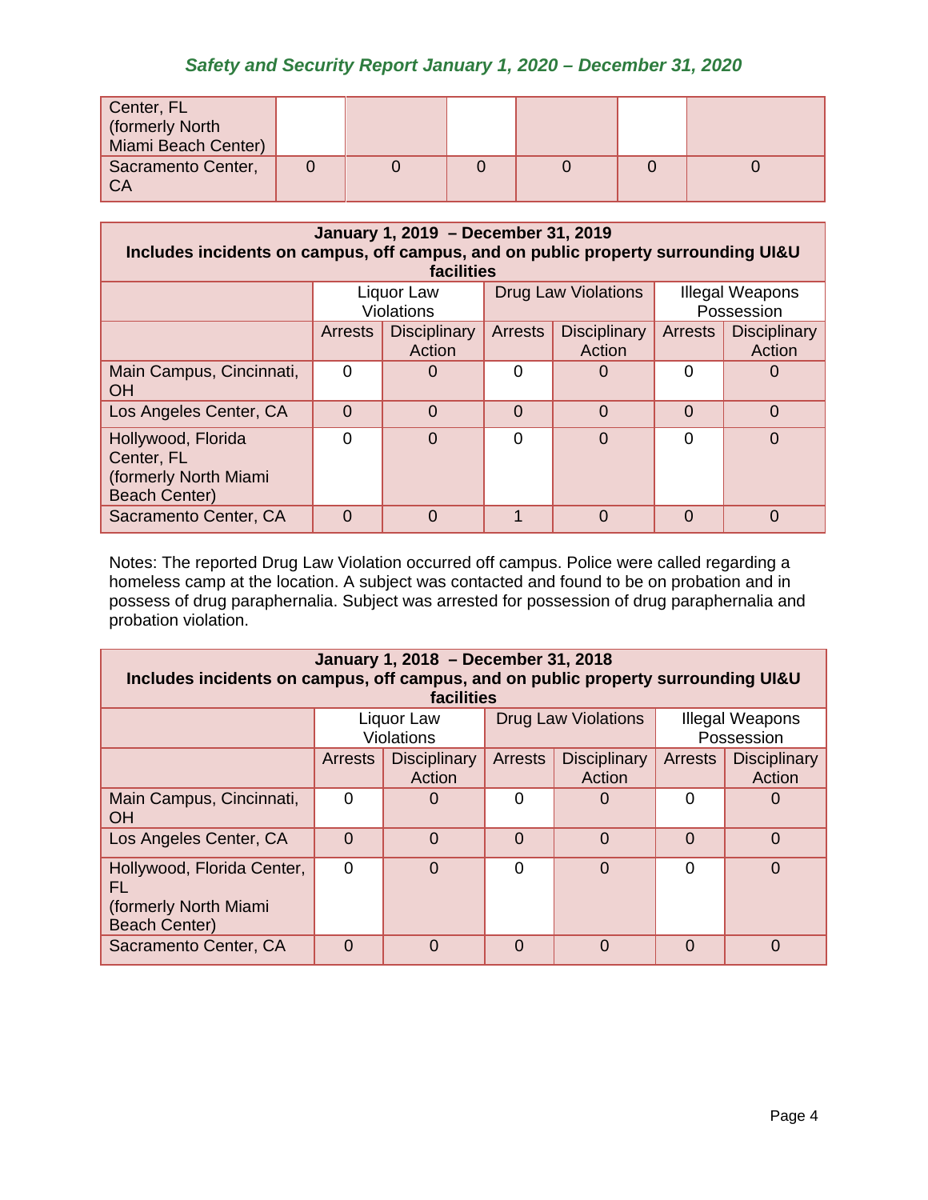| Center, FL (formerly North Miami Beach Center) | | | | | | |
|---|---|---|---|---|---|---|
| Sacramento Center, CA | 0 | 0 | 0 | 0 | 0 | 0 |

| January 1, 2019 – December 31, 2019 Includes incidents on campus, off campus, and on public property surrounding UI&U facilities | | | | | | |
|---|---|---|---|---|---|---|
| | Liquor Law Violations | | Drug Law Violations | | Illegal Weapons Possession | |
| | Arrests | Disciplinary Action | Arrests | Disciplinary Action | Arrests | Disciplinary Action |
| Main Campus, Cincinnati, OH | 0 | 0 | 0 | 0 | 0 | 0 |
| Los Angeles Center, CA | 0 | 0 | 0 | 0 | 0 | 0 |
| Hollywood, Florida Center, FL (formerly North Miami Beach Center) | 0 | 0 | 0 | 0 | 0 | 0 |
| Sacramento Center, CA | 0 | 0 | 1 | 0 | 0 | 0 |

Notes: The reported Drug Law Violation occurred off campus. Police were called regarding a homeless camp at the location. A subject was contacted and found to be on probation and in possess of drug paraphernalia. Subject was arrested for possession of drug paraphernalia and probation violation.

| January 1, 2018 – December 31, 2018 Includes incidents on campus, off campus, and on public property surrounding UI&U facilities | | | | | | |
|---|---|---|---|---|---|---|
| | Liquor Law Violations | | Drug Law Violations | | Illegal Weapons Possession | |
| | Arrests | Disciplinary Action | Arrests | Disciplinary Action | Arrests | Disciplinary Action |
| Main Campus, Cincinnati, OH | 0 | 0 | 0 | 0 | 0 | 0 |
| Los Angeles Center, CA | 0 | 0 | 0 | 0 | 0 | 0 |
| Hollywood, Florida Center, FL (formerly North Miami Beach Center) | 0 | 0 | 0 | 0 | 0 | 0 |
| Sacramento Center, CA | 0 | 0 | 0 | 0 | 0 | 0 |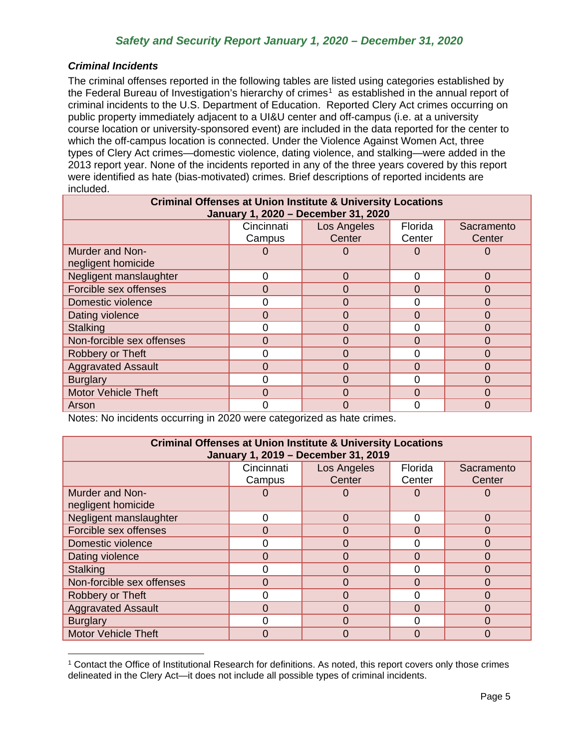### *Criminal Incidents*

The criminal offenses reported in the following tables are listed using categories established by the Federal Bureau of Investigation's hierarchy of crimes[1] as established in the annual report of criminal incidents to the U.S. Department of Education. Reported Clery Act crimes occurring on public property immediately adjacent to a UI&U center and off-campus (i.e. at a university course location or university-sponsored event) are included in the data reported for the center to which the off-campus location is connected. Under the Violence Against Women Act, three types of Clery Act crimes—domestic violence, dating violence, and stalking—were added in the 2013 report year. None of the incidents reported in any of the three years covered by this report were identified as hate (bias-motivated) crimes. Brief descriptions of reported incidents are included.

| Criminal Offenses at Union Institute & University Locations January 1, 2020 – December 31, 2020 | | | | |
|---|---|---|---|---|
| | Cincinnati Campus | Los Angeles Center | Florida Center | Sacramento Center |
| Murder and Non-negligent homicide | 0 | 0 | 0 | 0 |
| Negligent manslaughter | 0 | 0 | 0 | 0 |
| Forcible sex offenses | 0 | 0 | 0 | 0 |
| Domestic violence | 0 | 0 | 0 | 0 |
| Dating violence | 0 | 0 | 0 | 0 |
| Stalking | 0 | 0 | 0 | 0 |
| Non-forcible sex offenses | 0 | 0 | 0 | 0 |
| Robbery or Theft | 0 | 0 | 0 | 0 |
| Aggravated Assault | 0 | 0 | 0 | 0 |
| Burglary | 0 | 0 | 0 | 0 |
| Motor Vehicle Theft | 0 | 0 | 0 | 0 |
| Arson | 0 | 0 | 0 | 0 |

Notes: No incidents occurring in 2020 were categorized as hate crimes.

| Criminal Offenses at Union Institute & University Locations January 1, 2019 – December 31, 2019 | | | | |
|---|---|---|---|---|
| | Cincinnati Campus | Los Angeles Center | Florida Center | Sacramento Center |
| Murder and Non-negligent homicide | 0 | 0 | 0 | 0 |
| Negligent manslaughter | 0 | 0 | 0 | 0 |
| Forcible sex offenses | 0 | 0 | 0 | 0 |
| Domestic violence | 0 | 0 | 0 | 0 |
| Dating violence | 0 | 0 | 0 | 0 |
| Stalking | 0 | 0 | 0 | 0 |
| Non-forcible sex offenses | 0 | 0 | 0 | 0 |
| Robbery or Theft | 0 | 0 | 0 | 0 |
| Aggravated Assault | 0 | 0 | 0 | 0 |
| Burglary | 0 | 0 | 0 | 0 |
| Motor Vehicle Theft | 0 | 0 | 0 | 0 |

[1] Contact the Office of Institutional Research for definitions. As noted, this report covers only those crimes delineated in the Clery Act—it does not include all possible types of criminal incidents.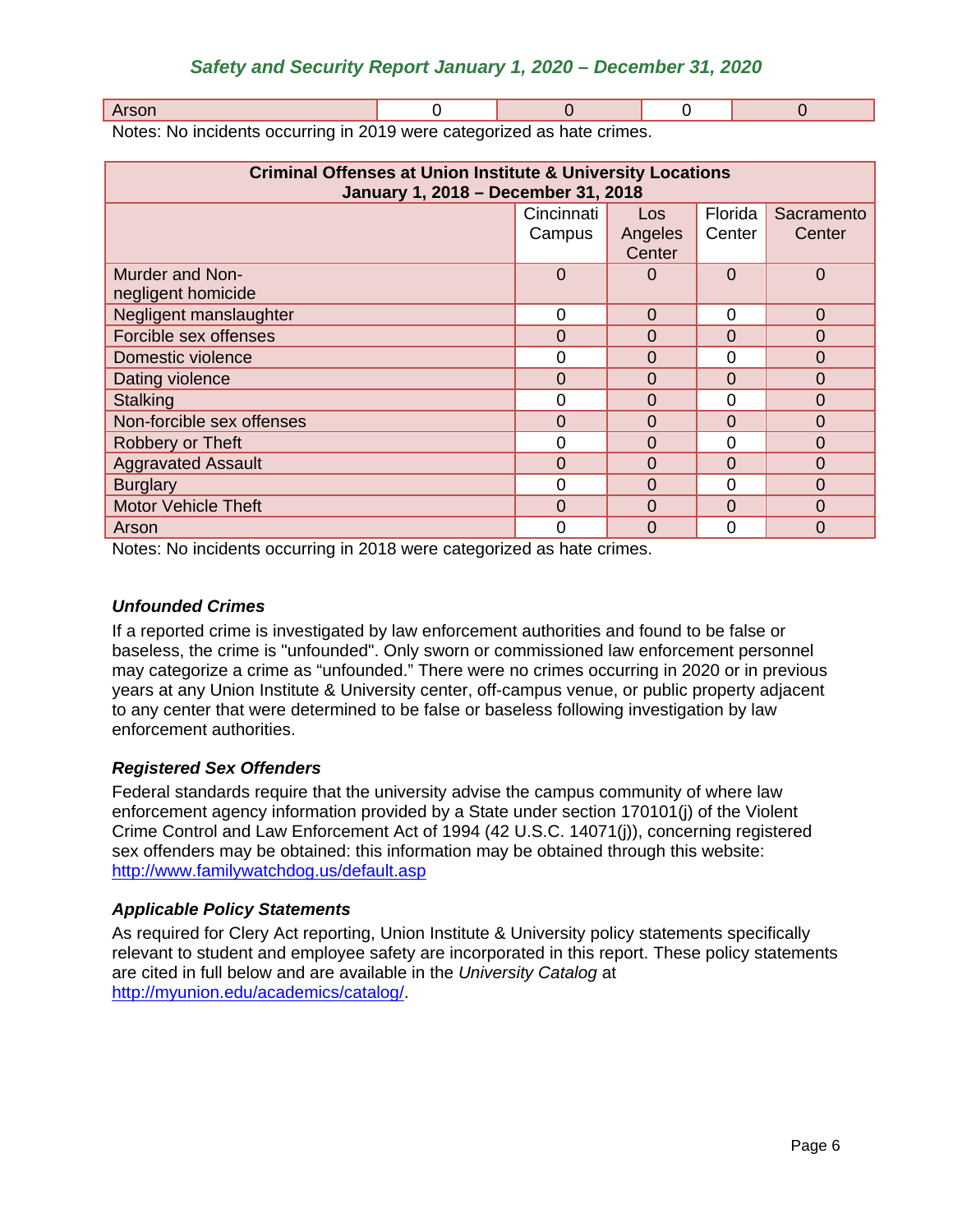| Arson | 0 | 0 | 0 | 0 |
|---|---|---|---|---|

Notes: No incidents occurring in 2019 were categorized as hate crimes.

| Criminal Offenses at Union Institute & University Locations January 1, 2018 – December 31, 2018 | | | | |
|---|---|---|---|---|
| | Cincinnati Campus | Los Angeles Center | Florida Center | Sacramento Center |
| Murder and Non-negligent homicide | 0 | 0 | 0 | 0 |
| Negligent manslaughter | 0 | 0 | 0 | 0 |
| Forcible sex offenses | 0 | 0 | 0 | 0 |
| Domestic violence | 0 | 0 | 0 | 0 |
| Dating violence | 0 | 0 | 0 | 0 |
| Stalking | 0 | 0 | 0 | 0 |
| Non-forcible sex offenses | 0 | 0 | 0 | 0 |
| Robbery or Theft | 0 | 0 | 0 | 0 |
| Aggravated Assault | 0 | 0 | 0 | 0 |
| Burglary | 0 | 0 | 0 | 0 |
| Motor Vehicle Theft | 0 | 0 | 0 | 0 |
| Arson | 0 | 0 | 0 | 0 |

Notes: No incidents occurring in 2018 were categorized as hate crimes.

### *Unfounded Crimes*

If a reported crime is investigated by law enforcement authorities and found to be false or baseless, the crime is "unfounded". Only sworn or commissioned law enforcement personnel may categorize a crime as "unfounded." There were no crimes occurring in 2020 or in previous years at any Union Institute & University center, off-campus venue, or public property adjacent to any center that were determined to be false or baseless following investigation by law enforcement authorities.

### *Registered Sex Offenders*

Federal standards require that the university advise the campus community of where law enforcement agency information provided by a State under section 170101(j) of the Violent Crime Control and Law Enforcement Act of 1994 (42 U.S.C. 14071(j)), concerning registered sex offenders may be obtained: this information may be obtained through this website: http://www.familywatchdog.us/default.asp

### *Applicable Policy Statements*

As required for Clery Act reporting, Union Institute & University policy statements specifically relevant to student and employee safety are incorporated in this report. These policy statements are cited in full below and are available in the *University Catalog* at http://myunion.edu/academics/catalog/.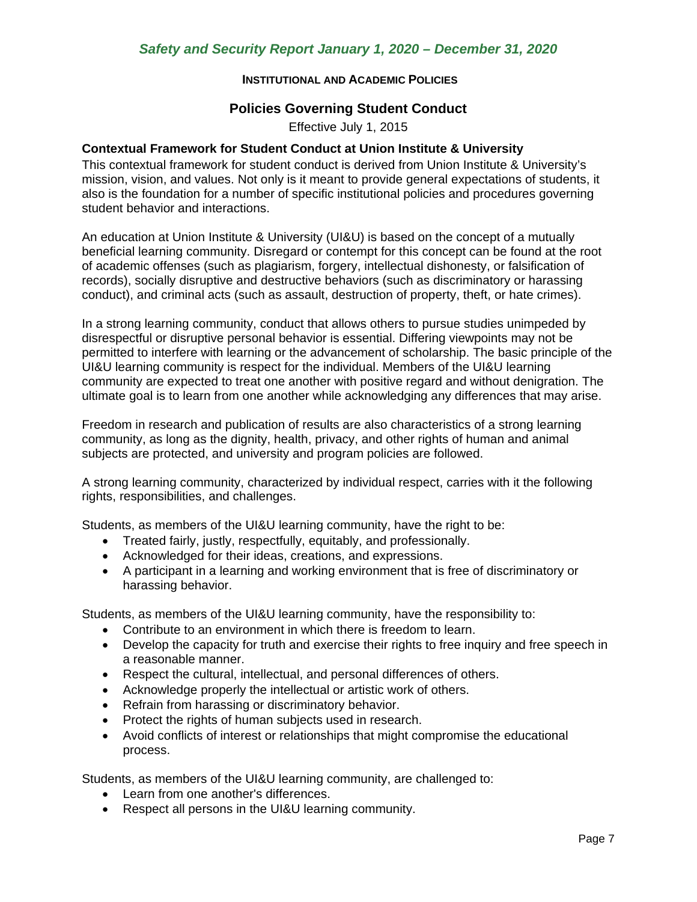**INSTITUTIONAL AND ACADEMIC POLICIES**

## Policies Governing Student Conduct

Effective July 1, 2015

### Contextual Framework for Student Conduct at Union Institute & University

This contextual framework for student conduct is derived from Union Institute & University's mission, vision, and values. Not only is it meant to provide general expectations of students, it also is the foundation for a number of specific institutional policies and procedures governing student behavior and interactions.

An education at Union Institute & University (UI&U) is based on the concept of a mutually beneficial learning community. Disregard or contempt for this concept can be found at the root of academic offenses (such as plagiarism, forgery, intellectual dishonesty, or falsification of records), socially disruptive and destructive behaviors (such as discriminatory or harassing conduct), and criminal acts (such as assault, destruction of property, theft, or hate crimes).

In a strong learning community, conduct that allows others to pursue studies unimpeded by disrespectful or disruptive personal behavior is essential. Differing viewpoints may not be permitted to interfere with learning or the advancement of scholarship. The basic principle of the UI&U learning community is respect for the individual. Members of the UI&U learning community are expected to treat one another with positive regard and without denigration. The ultimate goal is to learn from one another while acknowledging any differences that may arise.

Freedom in research and publication of results are also characteristics of a strong learning community, as long as the dignity, health, privacy, and other rights of human and animal subjects are protected, and university and program policies are followed.

A strong learning community, characterized by individual respect, carries with it the following rights, responsibilities, and challenges.

Students, as members of the UI&U learning community, have the right to be:

- Treated fairly, justly, respectfully, equitably, and professionally.
- Acknowledged for their ideas, creations, and expressions.
- A participant in a learning and working environment that is free of discriminatory or harassing behavior.

Students, as members of the UI&U learning community, have the responsibility to:

- Contribute to an environment in which there is freedom to learn.
- Develop the capacity for truth and exercise their rights to free inquiry and free speech in a reasonable manner.
- Respect the cultural, intellectual, and personal differences of others.
- Acknowledge properly the intellectual or artistic work of others.
- Refrain from harassing or discriminatory behavior.
- Protect the rights of human subjects used in research.
- Avoid conflicts of interest or relationships that might compromise the educational process.

Students, as members of the UI&U learning community, are challenged to:

- Learn from one another's differences.
- Respect all persons in the UI&U learning community.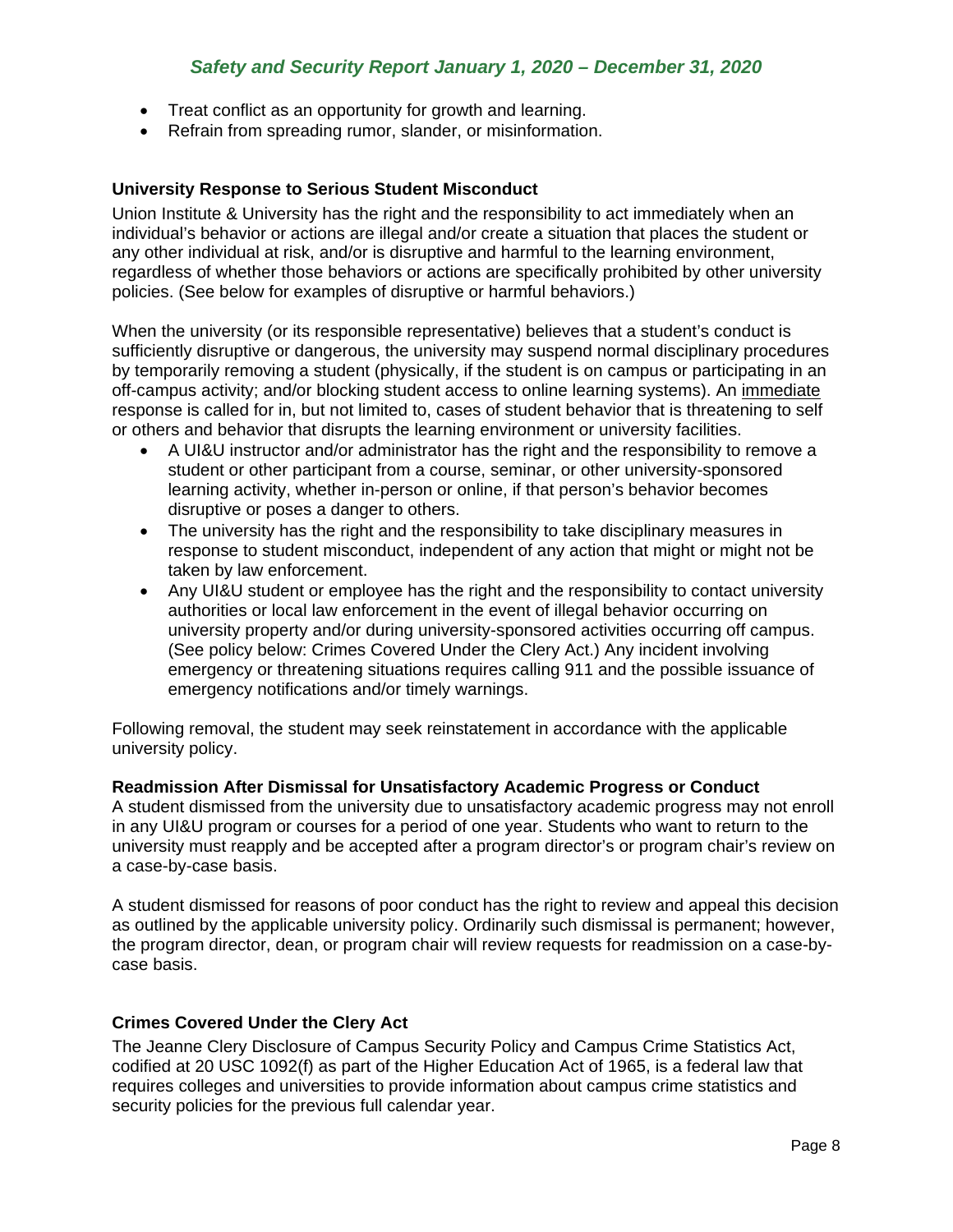- Treat conflict as an opportunity for growth and learning.
- Refrain from spreading rumor, slander, or misinformation.

### University Response to Serious Student Misconduct

Union Institute & University has the right and the responsibility to act immediately when an individual's behavior or actions are illegal and/or create a situation that places the student or any other individual at risk, and/or is disruptive and harmful to the learning environment, regardless of whether those behaviors or actions are specifically prohibited by other university policies. (See below for examples of disruptive or harmful behaviors.)

When the university (or its responsible representative) believes that a student's conduct is sufficiently disruptive or dangerous, the university may suspend normal disciplinary procedures by temporarily removing a student (physically, if the student is on campus or participating in an off-campus activity; and/or blocking student access to online learning systems). An <u>immediate</u> response is called for in, but not limited to, cases of student behavior that is threatening to self or others and behavior that disrupts the learning environment or university facilities.

- A UI&U instructor and/or administrator has the right and the responsibility to remove a student or other participant from a course, seminar, or other university-sponsored learning activity, whether in-person or online, if that person's behavior becomes disruptive or poses a danger to others.
- The university has the right and the responsibility to take disciplinary measures in response to student misconduct, independent of any action that might or might not be taken by law enforcement.
- Any UI&U student or employee has the right and the responsibility to contact university authorities or local law enforcement in the event of illegal behavior occurring on university property and/or during university-sponsored activities occurring off campus. (See policy below: Crimes Covered Under the Clery Act.) Any incident involving emergency or threatening situations requires calling 911 and the possible issuance of emergency notifications and/or timely warnings.

Following removal, the student may seek reinstatement in accordance with the applicable university policy.

### Readmission After Dismissal for Unsatisfactory Academic Progress or Conduct

A student dismissed from the university due to unsatisfactory academic progress may not enroll in any UI&U program or courses for a period of one year. Students who want to return to the university must reapply and be accepted after a program director's or program chair's review on a case-by-case basis.

A student dismissed for reasons of poor conduct has the right to review and appeal this decision as outlined by the applicable university policy. Ordinarily such dismissal is permanent; however, the program director, dean, or program chair will review requests for readmission on a case-by-case basis.

### Crimes Covered Under the Clery Act

The Jeanne Clery Disclosure of Campus Security Policy and Campus Crime Statistics Act, codified at 20 USC 1092(f) as part of the Higher Education Act of 1965, is a federal law that requires colleges and universities to provide information about campus crime statistics and security policies for the previous full calendar year.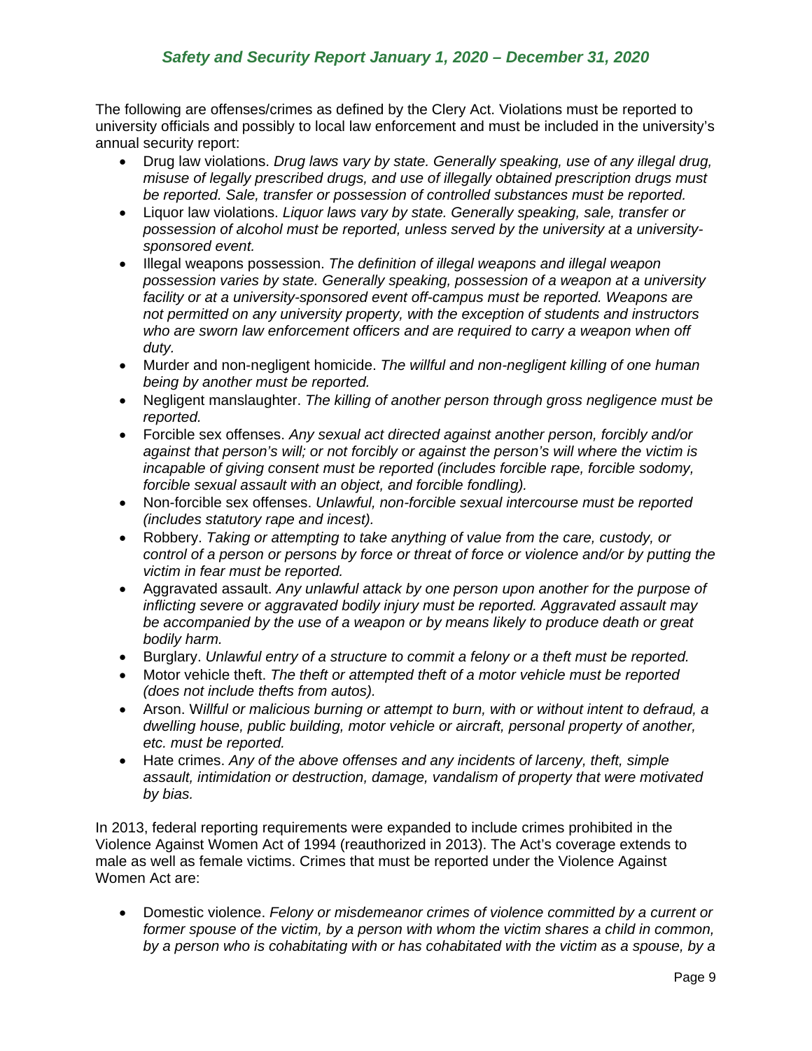The following are offenses/crimes as defined by the Clery Act. Violations must be reported to university officials and possibly to local law enforcement and must be included in the university's annual security report:

- Drug law violations. *Drug laws vary by state. Generally speaking, use of any illegal drug, misuse of legally prescribed drugs, and use of illegally obtained prescription drugs must be reported. Sale, transfer or possession of controlled substances must be reported.*
- Liquor law violations. *Liquor laws vary by state. Generally speaking, sale, transfer or possession of alcohol must be reported, unless served by the university at a university-sponsored event.*
- Illegal weapons possession. *The definition of illegal weapons and illegal weapon possession varies by state. Generally speaking, possession of a weapon at a university facility or at a university-sponsored event off-campus must be reported. Weapons are not permitted on any university property, with the exception of students and instructors who are sworn law enforcement officers and are required to carry a weapon when off duty.*
- Murder and non-negligent homicide. *The willful and non-negligent killing of one human being by another must be reported.*
- Negligent manslaughter. *The killing of another person through gross negligence must be reported.*
- Forcible sex offenses. *Any sexual act directed against another person, forcibly and/or against that person's will; or not forcibly or against the person's will where the victim is incapable of giving consent must be reported (includes forcible rape, forcible sodomy, forcible sexual assault with an object, and forcible fondling).*
- Non-forcible sex offenses. *Unlawful, non-forcible sexual intercourse must be reported (includes statutory rape and incest).*
- Robbery. *Taking or attempting to take anything of value from the care, custody, or control of a person or persons by force or threat of force or violence and/or by putting the victim in fear must be reported.*
- Aggravated assault. *Any unlawful attack by one person upon another for the purpose of inflicting severe or aggravated bodily injury must be reported. Aggravated assault may be accompanied by the use of a weapon or by means likely to produce death or great bodily harm.*
- Burglary. *Unlawful entry of a structure to commit a felony or a theft must be reported.*
- Motor vehicle theft. *The theft or attempted theft of a motor vehicle must be reported (does not include thefts from autos).*
- Arson. W*illful or malicious burning or attempt to burn, with or without intent to defraud, a dwelling house, public building, motor vehicle or aircraft, personal property of another, etc. must be reported.*
- Hate crimes. *Any of the above offenses and any incidents of larceny, theft, simple assault, intimidation or destruction, damage, vandalism of property that were motivated by bias.*

In 2013, federal reporting requirements were expanded to include crimes prohibited in the Violence Against Women Act of 1994 (reauthorized in 2013). The Act's coverage extends to male as well as female victims. Crimes that must be reported under the Violence Against Women Act are:

- Domestic violence. *Felony or misdemeanor crimes of violence committed by a current or former spouse of the victim, by a person with whom the victim shares a child in common, by a person who is cohabitating with or has cohabitated with the victim as a spouse, by a*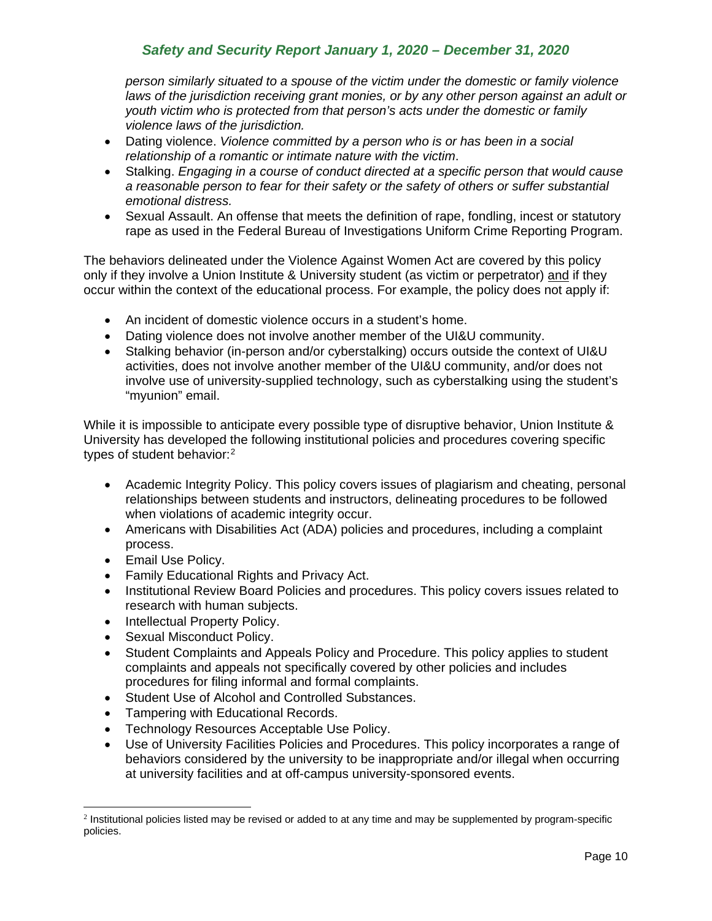*person similarly situated to a spouse of the victim under the domestic or family violence laws of the jurisdiction receiving grant monies, or by any other person against an adult or youth victim who is protected from that person's acts under the domestic or family violence laws of the jurisdiction.*

- Dating violence. *Violence committed by a person who is or has been in a social relationship of a romantic or intimate nature with the victim*.
- Stalking. *Engaging in a course of conduct directed at a specific person that would cause a reasonable person to fear for their safety or the safety of others or suffer substantial emotional distress.*
- Sexual Assault. An offense that meets the definition of rape, fondling, incest or statutory rape as used in the Federal Bureau of Investigations Uniform Crime Reporting Program.

The behaviors delineated under the Violence Against Women Act are covered by this policy only if they involve a Union Institute & University student (as victim or perpetrator) and if they occur within the context of the educational process. For example, the policy does not apply if:

- An incident of domestic violence occurs in a student's home.
- Dating violence does not involve another member of the UI&U community.
- Stalking behavior (in-person and/or cyberstalking) occurs outside the context of UI&U activities, does not involve another member of the UI&U community, and/or does not involve use of university-supplied technology, such as cyberstalking using the student's "myunion" email.

While it is impossible to anticipate every possible type of disruptive behavior, Union Institute & University has developed the following institutional policies and procedures covering specific types of student behavior:[2]

- Academic Integrity Policy. This policy covers issues of plagiarism and cheating, personal relationships between students and instructors, delineating procedures to be followed when violations of academic integrity occur.
- Americans with Disabilities Act (ADA) policies and procedures, including a complaint process.
- Email Use Policy.
- Family Educational Rights and Privacy Act.
- Institutional Review Board Policies and procedures. This policy covers issues related to research with human subjects.
- Intellectual Property Policy.
- Sexual Misconduct Policy.
- Student Complaints and Appeals Policy and Procedure. This policy applies to student complaints and appeals not specifically covered by other policies and includes procedures for filing informal and formal complaints.
- Student Use of Alcohol and Controlled Substances.
- Tampering with Educational Records.
- Technology Resources Acceptable Use Policy.
- Use of University Facilities Policies and Procedures. This policy incorporates a range of behaviors considered by the university to be inappropriate and/or illegal when occurring at university facilities and at off-campus university-sponsored events.

[2] Institutional policies listed may be revised or added to at any time and may be supplemented by program-specific policies.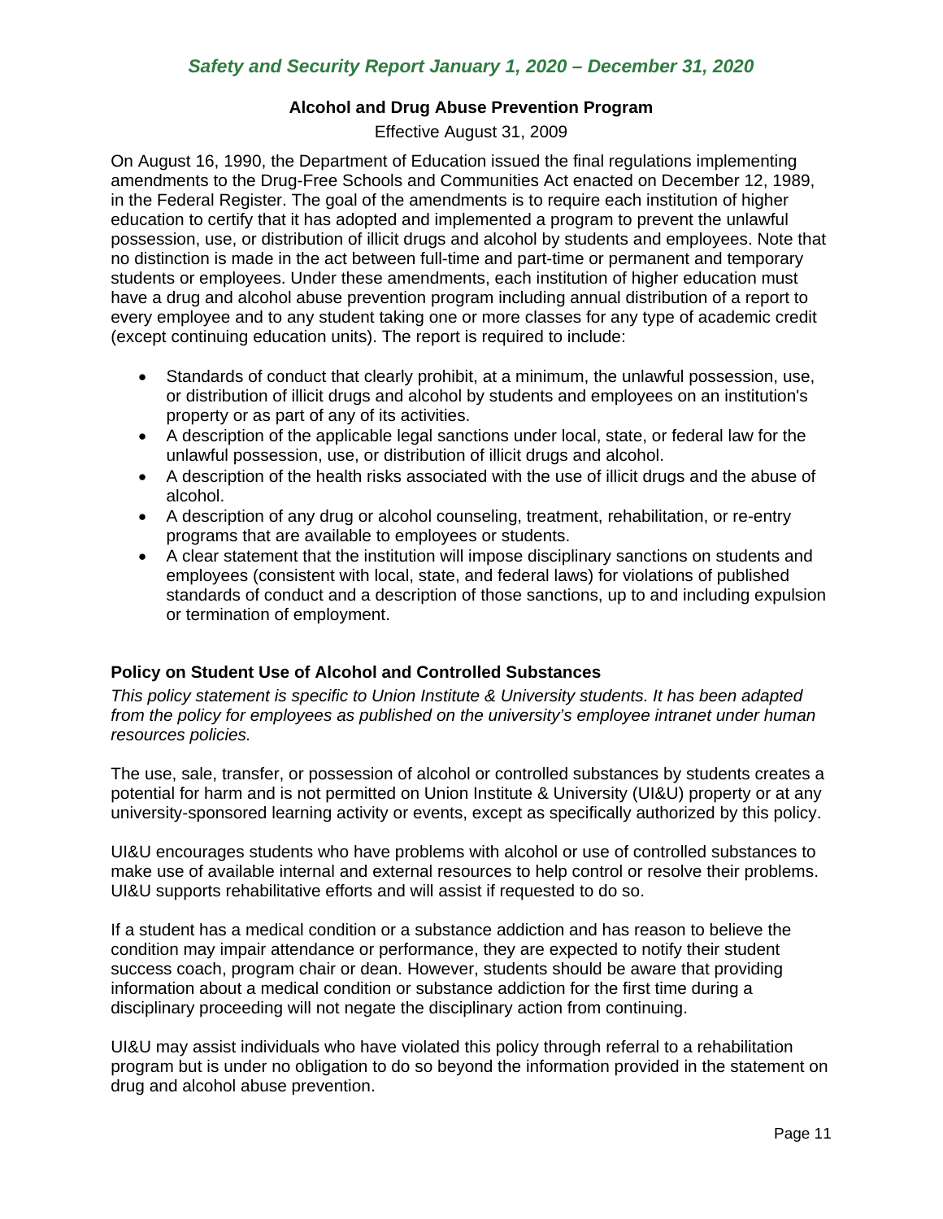## Alcohol and Drug Abuse Prevention Program

Effective August 31, 2009

On August 16, 1990, the Department of Education issued the final regulations implementing amendments to the Drug-Free Schools and Communities Act enacted on December 12, 1989, in the Federal Register. The goal of the amendments is to require each institution of higher education to certify that it has adopted and implemented a program to prevent the unlawful possession, use, or distribution of illicit drugs and alcohol by students and employees. Note that no distinction is made in the act between full-time and part-time or permanent and temporary students or employees. Under these amendments, each institution of higher education must have a drug and alcohol abuse prevention program including annual distribution of a report to every employee and to any student taking one or more classes for any type of academic credit (except continuing education units). The report is required to include:

- Standards of conduct that clearly prohibit, at a minimum, the unlawful possession, use, or distribution of illicit drugs and alcohol by students and employees on an institution's property or as part of any of its activities.
- A description of the applicable legal sanctions under local, state, or federal law for the unlawful possession, use, or distribution of illicit drugs and alcohol.
- A description of the health risks associated with the use of illicit drugs and the abuse of alcohol.
- A description of any drug or alcohol counseling, treatment, rehabilitation, or re-entry programs that are available to employees or students.
- A clear statement that the institution will impose disciplinary sanctions on students and employees (consistent with local, state, and federal laws) for violations of published standards of conduct and a description of those sanctions, up to and including expulsion or termination of employment.

### Policy on Student Use of Alcohol and Controlled Substances

*This policy statement is specific to Union Institute & University students. It has been adapted from the policy for employees as published on the university's employee intranet under human resources policies.*

The use, sale, transfer, or possession of alcohol or controlled substances by students creates a potential for harm and is not permitted on Union Institute & University (UI&U) property or at any university-sponsored learning activity or events, except as specifically authorized by this policy.

UI&U encourages students who have problems with alcohol or use of controlled substances to make use of available internal and external resources to help control or resolve their problems. UI&U supports rehabilitative efforts and will assist if requested to do so.

If a student has a medical condition or a substance addiction and has reason to believe the condition may impair attendance or performance, they are expected to notify their student success coach, program chair or dean. However, students should be aware that providing information about a medical condition or substance addiction for the first time during a disciplinary proceeding will not negate the disciplinary action from continuing.

UI&U may assist individuals who have violated this policy through referral to a rehabilitation program but is under no obligation to do so beyond the information provided in the statement on drug and alcohol abuse prevention.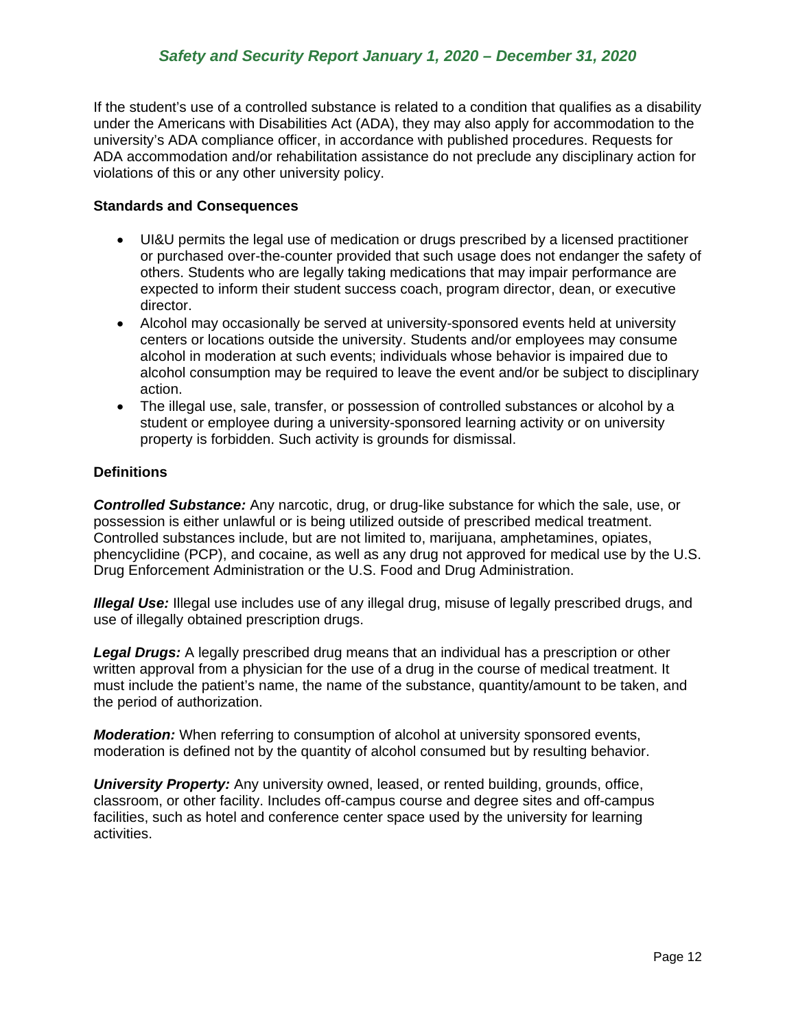If the student's use of a controlled substance is related to a condition that qualifies as a disability under the Americans with Disabilities Act (ADA), they may also apply for accommodation to the university's ADA compliance officer, in accordance with published procedures. Requests for ADA accommodation and/or rehabilitation assistance do not preclude any disciplinary action for violations of this or any other university policy.

**Standards and Consequences**

- UI&U permits the legal use of medication or drugs prescribed by a licensed practitioner or purchased over-the-counter provided that such usage does not endanger the safety of others. Students who are legally taking medications that may impair performance are expected to inform their student success coach, program director, dean, or executive director.
- Alcohol may occasionally be served at university-sponsored events held at university centers or locations outside the university. Students and/or employees may consume alcohol in moderation at such events; individuals whose behavior is impaired due to alcohol consumption may be required to leave the event and/or be subject to disciplinary action.
- The illegal use, sale, transfer, or possession of controlled substances or alcohol by a student or employee during a university-sponsored learning activity or on university property is forbidden. Such activity is grounds for dismissal.

**Definitions**

***Controlled Substance:*** Any narcotic, drug, or drug-like substance for which the sale, use, or possession is either unlawful or is being utilized outside of prescribed medical treatment. Controlled substances include, but are not limited to, marijuana, amphetamines, opiates, phencyclidine (PCP), and cocaine, as well as any drug not approved for medical use by the U.S. Drug Enforcement Administration or the U.S. Food and Drug Administration.

***Illegal Use:*** Illegal use includes use of any illegal drug, misuse of legally prescribed drugs, and use of illegally obtained prescription drugs.

***Legal Drugs:*** A legally prescribed drug means that an individual has a prescription or other written approval from a physician for the use of a drug in the course of medical treatment. It must include the patient's name, the name of the substance, quantity/amount to be taken, and the period of authorization.

***Moderation:*** When referring to consumption of alcohol at university sponsored events, moderation is defined not by the quantity of alcohol consumed but by resulting behavior.

***University Property:*** Any university owned, leased, or rented building, grounds, office, classroom, or other facility. Includes off-campus course and degree sites and off-campus facilities, such as hotel and conference center space used by the university for learning activities.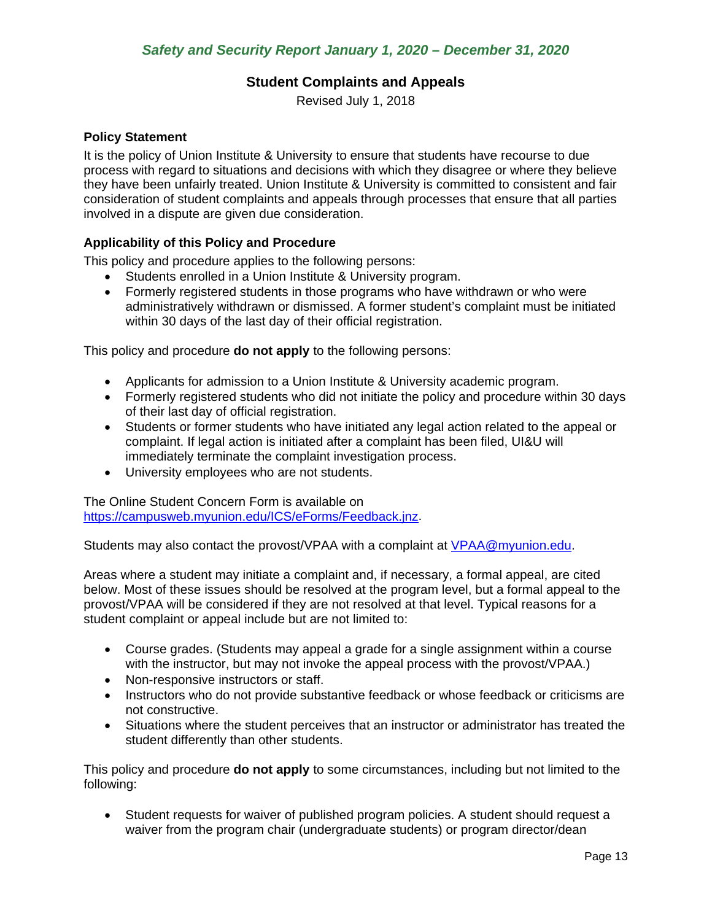## Student Complaints and Appeals

Revised July 1, 2018

### Policy Statement

It is the policy of Union Institute & University to ensure that students have recourse to due process with regard to situations and decisions with which they disagree or where they believe they have been unfairly treated. Union Institute & University is committed to consistent and fair consideration of student complaints and appeals through processes that ensure that all parties involved in a dispute are given due consideration.

### Applicability of this Policy and Procedure

This policy and procedure applies to the following persons:

- Students enrolled in a Union Institute & University program.
- Formerly registered students in those programs who have withdrawn or who were administratively withdrawn or dismissed. A former student's complaint must be initiated within 30 days of the last day of their official registration.

This policy and procedure **do not apply** to the following persons:

- Applicants for admission to a Union Institute & University academic program.
- Formerly registered students who did not initiate the policy and procedure within 30 days of their last day of official registration.
- Students or former students who have initiated any legal action related to the appeal or complaint. If legal action is initiated after a complaint has been filed, UI&U will immediately terminate the complaint investigation process.
- University employees who are not students.

The Online Student Concern Form is available on https://campusweb.myunion.edu/ICS/eForms/Feedback.jnz.

Students may also contact the provost/VPAA with a complaint at VPAA@myunion.edu.

Areas where a student may initiate a complaint and, if necessary, a formal appeal, are cited below. Most of these issues should be resolved at the program level, but a formal appeal to the provost/VPAA will be considered if they are not resolved at that level. Typical reasons for a student complaint or appeal include but are not limited to:

- Course grades. (Students may appeal a grade for a single assignment within a course with the instructor, but may not invoke the appeal process with the provost/VPAA.)
- Non-responsive instructors or staff.
- Instructors who do not provide substantive feedback or whose feedback or criticisms are not constructive.
- Situations where the student perceives that an instructor or administrator has treated the student differently than other students.

This policy and procedure **do not apply** to some circumstances, including but not limited to the following:

- Student requests for waiver of published program policies. A student should request a waiver from the program chair (undergraduate students) or program director/dean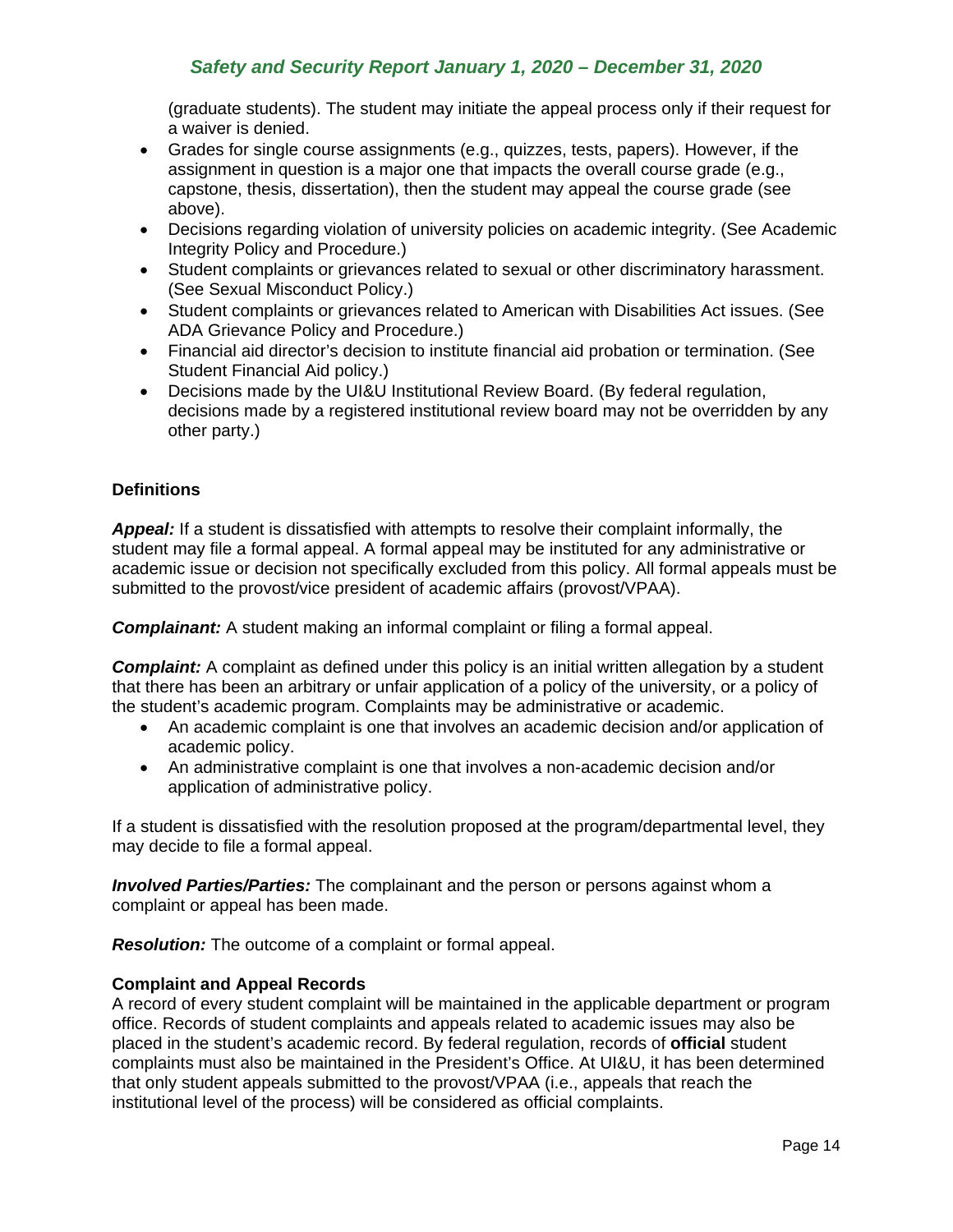(graduate students). The student may initiate the appeal process only if their request for a waiver is denied.

- Grades for single course assignments (e.g., quizzes, tests, papers). However, if the assignment in question is a major one that impacts the overall course grade (e.g., capstone, thesis, dissertation), then the student may appeal the course grade (see above).
- Decisions regarding violation of university policies on academic integrity. (See Academic Integrity Policy and Procedure.)
- Student complaints or grievances related to sexual or other discriminatory harassment. (See Sexual Misconduct Policy.)
- Student complaints or grievances related to American with Disabilities Act issues. (See ADA Grievance Policy and Procedure.)
- Financial aid director's decision to institute financial aid probation or termination. (See Student Financial Aid policy.)
- Decisions made by the UI&U Institutional Review Board. (By federal regulation, decisions made by a registered institutional review board may not be overridden by any other party.)

**Definitions**

***Appeal:*** If a student is dissatisfied with attempts to resolve their complaint informally, the student may file a formal appeal. A formal appeal may be instituted for any administrative or academic issue or decision not specifically excluded from this policy. All formal appeals must be submitted to the provost/vice president of academic affairs (provost/VPAA).

***Complainant:*** A student making an informal complaint or filing a formal appeal.

***Complaint:*** A complaint as defined under this policy is an initial written allegation by a student that there has been an arbitrary or unfair application of a policy of the university, or a policy of the student's academic program. Complaints may be administrative or academic.

- An academic complaint is one that involves an academic decision and/or application of academic policy.
- An administrative complaint is one that involves a non-academic decision and/or application of administrative policy.

If a student is dissatisfied with the resolution proposed at the program/departmental level, they may decide to file a formal appeal.

***Involved Parties/Parties:*** The complainant and the person or persons against whom a complaint or appeal has been made.

***Resolution:*** The outcome of a complaint or formal appeal.

**Complaint and Appeal Records**

A record of every student complaint will be maintained in the applicable department or program office. Records of student complaints and appeals related to academic issues may also be placed in the student's academic record. By federal regulation, records of **official** student complaints must also be maintained in the President's Office. At UI&U, it has been determined that only student appeals submitted to the provost/VPAA (i.e., appeals that reach the institutional level of the process) will be considered as official complaints.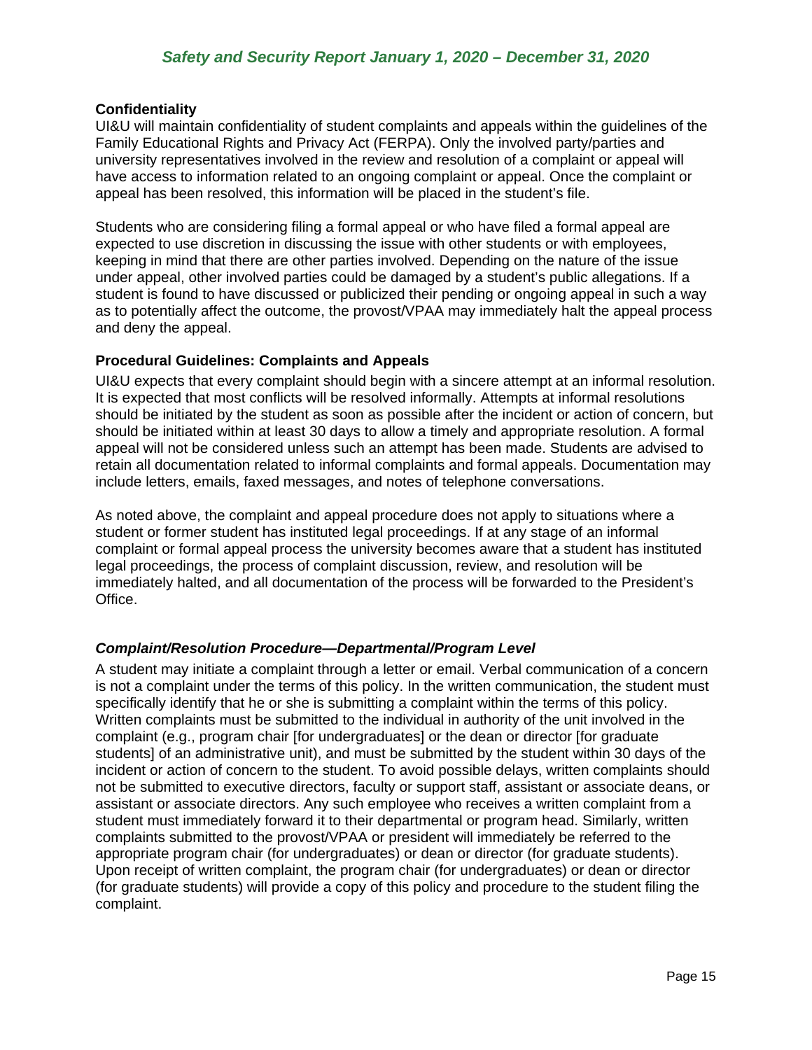**Confidentiality**

UI&U will maintain confidentiality of student complaints and appeals within the guidelines of the Family Educational Rights and Privacy Act (FERPA). Only the involved party/parties and university representatives involved in the review and resolution of a complaint or appeal will have access to information related to an ongoing complaint or appeal. Once the complaint or appeal has been resolved, this information will be placed in the student's file.

Students who are considering filing a formal appeal or who have filed a formal appeal are expected to use discretion in discussing the issue with other students or with employees, keeping in mind that there are other parties involved. Depending on the nature of the issue under appeal, other involved parties could be damaged by a student's public allegations. If a student is found to have discussed or publicized their pending or ongoing appeal in such a way as to potentially affect the outcome, the provost/VPAA may immediately halt the appeal process and deny the appeal.

**Procedural Guidelines: Complaints and Appeals**

UI&U expects that every complaint should begin with a sincere attempt at an informal resolution. It is expected that most conflicts will be resolved informally. Attempts at informal resolutions should be initiated by the student as soon as possible after the incident or action of concern, but should be initiated within at least 30 days to allow a timely and appropriate resolution. A formal appeal will not be considered unless such an attempt has been made. Students are advised to retain all documentation related to informal complaints and formal appeals. Documentation may include letters, emails, faxed messages, and notes of telephone conversations.

As noted above, the complaint and appeal procedure does not apply to situations where a student or former student has instituted legal proceedings. If at any stage of an informal complaint or formal appeal process the university becomes aware that a student has instituted legal proceedings, the process of complaint discussion, review, and resolution will be immediately halted, and all documentation of the process will be forwarded to the President's Office.

***Complaint/Resolution Procedure—Departmental/Program Level***

A student may initiate a complaint through a letter or email. Verbal communication of a concern is not a complaint under the terms of this policy. In the written communication, the student must specifically identify that he or she is submitting a complaint within the terms of this policy. Written complaints must be submitted to the individual in authority of the unit involved in the complaint (e.g., program chair [for undergraduates] or the dean or director [for graduate students] of an administrative unit), and must be submitted by the student within 30 days of the incident or action of concern to the student. To avoid possible delays, written complaints should not be submitted to executive directors, faculty or support staff, assistant or associate deans, or assistant or associate directors. Any such employee who receives a written complaint from a student must immediately forward it to their departmental or program head. Similarly, written complaints submitted to the provost/VPAA or president will immediately be referred to the appropriate program chair (for undergraduates) or dean or director (for graduate students). Upon receipt of written complaint, the program chair (for undergraduates) or dean or director (for graduate students) will provide a copy of this policy and procedure to the student filing the complaint.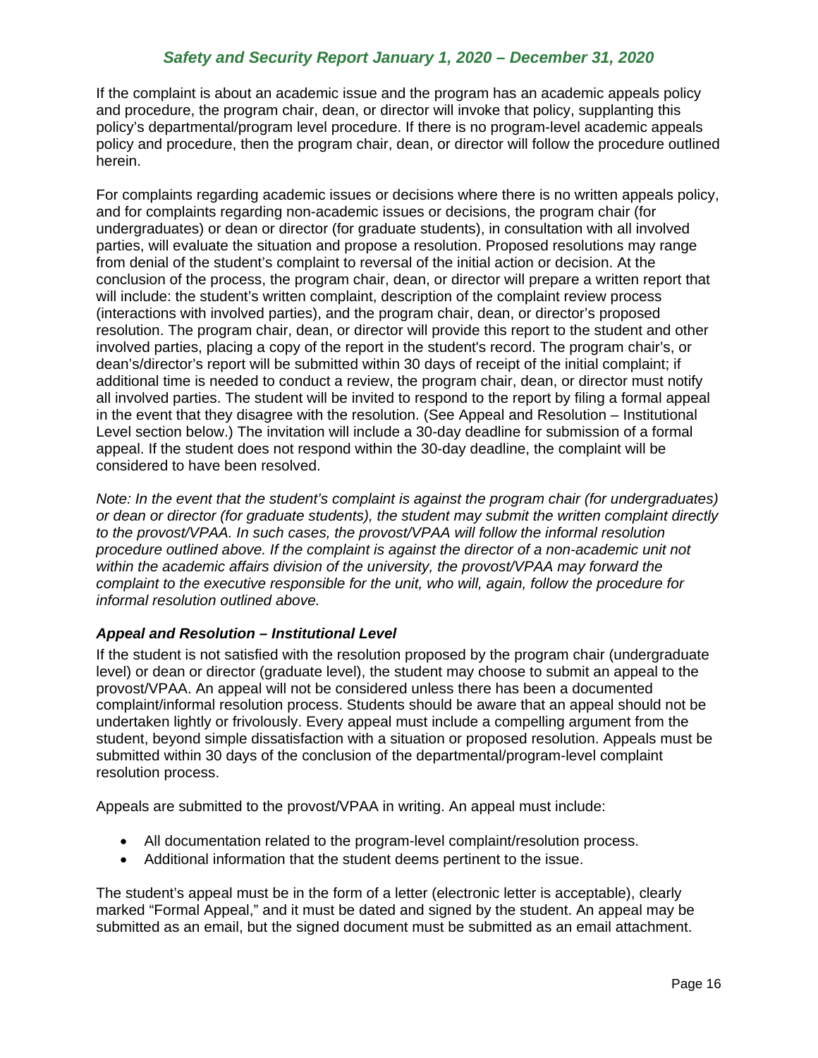If the complaint is about an academic issue and the program has an academic appeals policy and procedure, the program chair, dean, or director will invoke that policy, supplanting this policy's departmental/program level procedure. If there is no program-level academic appeals policy and procedure, then the program chair, dean, or director will follow the procedure outlined herein.

For complaints regarding academic issues or decisions where there is no written appeals policy, and for complaints regarding non-academic issues or decisions, the program chair (for undergraduates) or dean or director (for graduate students), in consultation with all involved parties, will evaluate the situation and propose a resolution. Proposed resolutions may range from denial of the student's complaint to reversal of the initial action or decision. At the conclusion of the process, the program chair, dean, or director will prepare a written report that will include: the student's written complaint, description of the complaint review process (interactions with involved parties), and the program chair, dean, or director's proposed resolution. The program chair, dean, or director will provide this report to the student and other involved parties, placing a copy of the report in the student's record. The program chair's, or dean's/director's report will be submitted within 30 days of receipt of the initial complaint; if additional time is needed to conduct a review, the program chair, dean, or director must notify all involved parties. The student will be invited to respond to the report by filing a formal appeal in the event that they disagree with the resolution. (See Appeal and Resolution – Institutional Level section below.) The invitation will include a 30-day deadline for submission of a formal appeal. If the student does not respond within the 30-day deadline, the complaint will be considered to have been resolved.

*Note: In the event that the student's complaint is against the program chair (for undergraduates) or dean or director (for graduate students), the student may submit the written complaint directly to the provost/VPAA. In such cases, the provost/VPAA will follow the informal resolution procedure outlined above. If the complaint is against the director of a non-academic unit not within the academic affairs division of the university, the provost/VPAA may forward the complaint to the executive responsible for the unit, who will, again, follow the procedure for informal resolution outlined above.*

### *Appeal and Resolution – Institutional Level*

If the student is not satisfied with the resolution proposed by the program chair (undergraduate level) or dean or director (graduate level), the student may choose to submit an appeal to the provost/VPAA. An appeal will not be considered unless there has been a documented complaint/informal resolution process. Students should be aware that an appeal should not be undertaken lightly or frivolously. Every appeal must include a compelling argument from the student, beyond simple dissatisfaction with a situation or proposed resolution. Appeals must be submitted within 30 days of the conclusion of the departmental/program-level complaint resolution process.

Appeals are submitted to the provost/VPAA in writing. An appeal must include:

- All documentation related to the program-level complaint/resolution process.
- Additional information that the student deems pertinent to the issue.

The student's appeal must be in the form of a letter (electronic letter is acceptable), clearly marked "Formal Appeal," and it must be dated and signed by the student. An appeal may be submitted as an email, but the signed document must be submitted as an email attachment.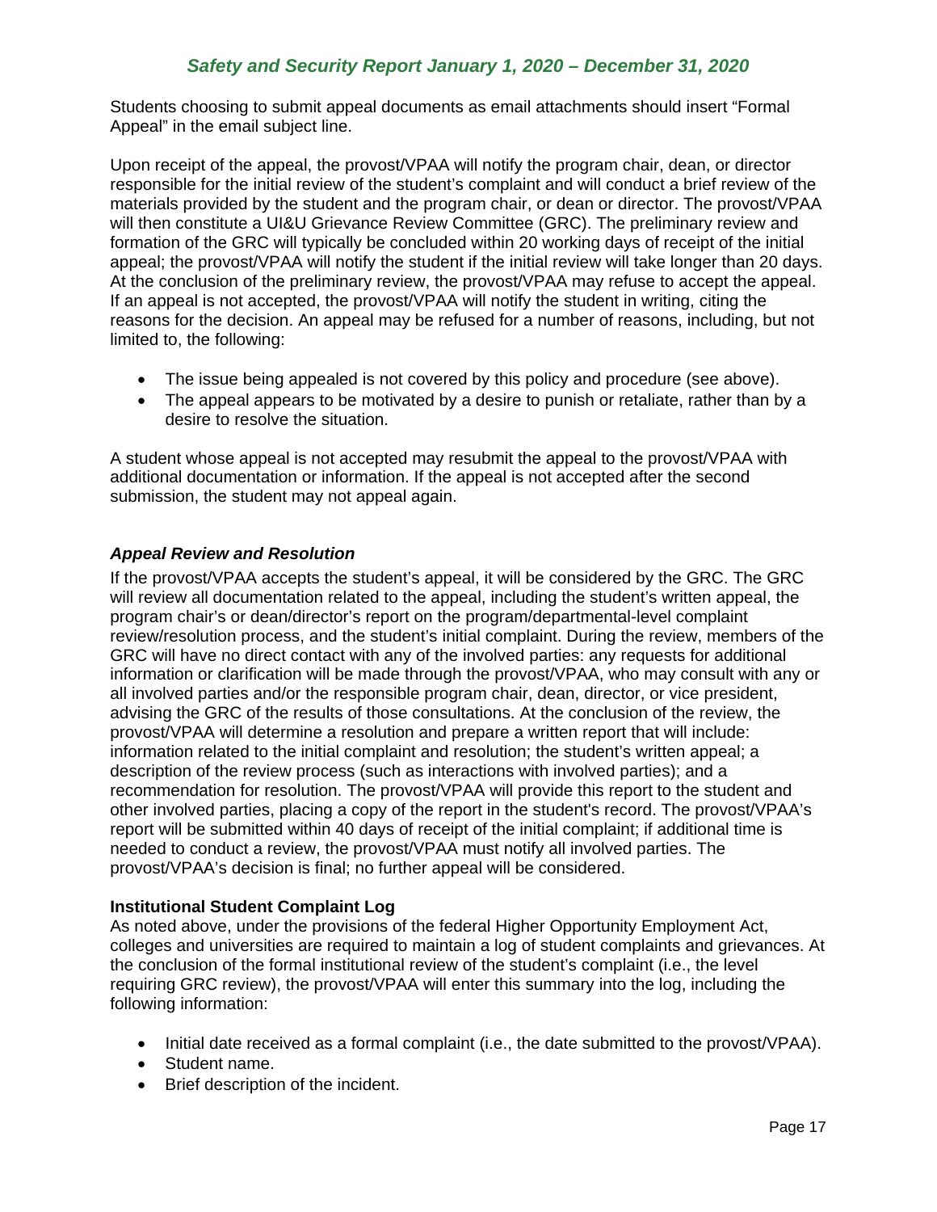Students choosing to submit appeal documents as email attachments should insert "Formal Appeal" in the email subject line.

Upon receipt of the appeal, the provost/VPAA will notify the program chair, dean, or director responsible for the initial review of the student's complaint and will conduct a brief review of the materials provided by the student and the program chair, or dean or director. The provost/VPAA will then constitute a UI&U Grievance Review Committee (GRC). The preliminary review and formation of the GRC will typically be concluded within 20 working days of receipt of the initial appeal; the provost/VPAA will notify the student if the initial review will take longer than 20 days. At the conclusion of the preliminary review, the provost/VPAA may refuse to accept the appeal. If an appeal is not accepted, the provost/VPAA will notify the student in writing, citing the reasons for the decision. An appeal may be refused for a number of reasons, including, but not limited to, the following:

- The issue being appealed is not covered by this policy and procedure (see above).
- The appeal appears to be motivated by a desire to punish or retaliate, rather than by a desire to resolve the situation.

A student whose appeal is not accepted may resubmit the appeal to the provost/VPAA with additional documentation or information. If the appeal is not accepted after the second submission, the student may not appeal again.

### *Appeal Review and Resolution*

If the provost/VPAA accepts the student's appeal, it will be considered by the GRC. The GRC will review all documentation related to the appeal, including the student's written appeal, the program chair's or dean/director's report on the program/departmental-level complaint review/resolution process, and the student's initial complaint. During the review, members of the GRC will have no direct contact with any of the involved parties: any requests for additional information or clarification will be made through the provost/VPAA, who may consult with any or all involved parties and/or the responsible program chair, dean, director, or vice president, advising the GRC of the results of those consultations. At the conclusion of the review, the provost/VPAA will determine a resolution and prepare a written report that will include: information related to the initial complaint and resolution; the student's written appeal; a description of the review process (such as interactions with involved parties); and a recommendation for resolution. The provost/VPAA will provide this report to the student and other involved parties, placing a copy of the report in the student's record. The provost/VPAA's report will be submitted within 40 days of receipt of the initial complaint; if additional time is needed to conduct a review, the provost/VPAA must notify all involved parties. The provost/VPAA's decision is final; no further appeal will be considered.

**Institutional Student Complaint Log**

As noted above, under the provisions of the federal Higher Opportunity Employment Act, colleges and universities are required to maintain a log of student complaints and grievances. At the conclusion of the formal institutional review of the student's complaint (i.e., the level requiring GRC review), the provost/VPAA will enter this summary into the log, including the following information:

- Initial date received as a formal complaint (i.e., the date submitted to the provost/VPAA).
- Student name.
- Brief description of the incident.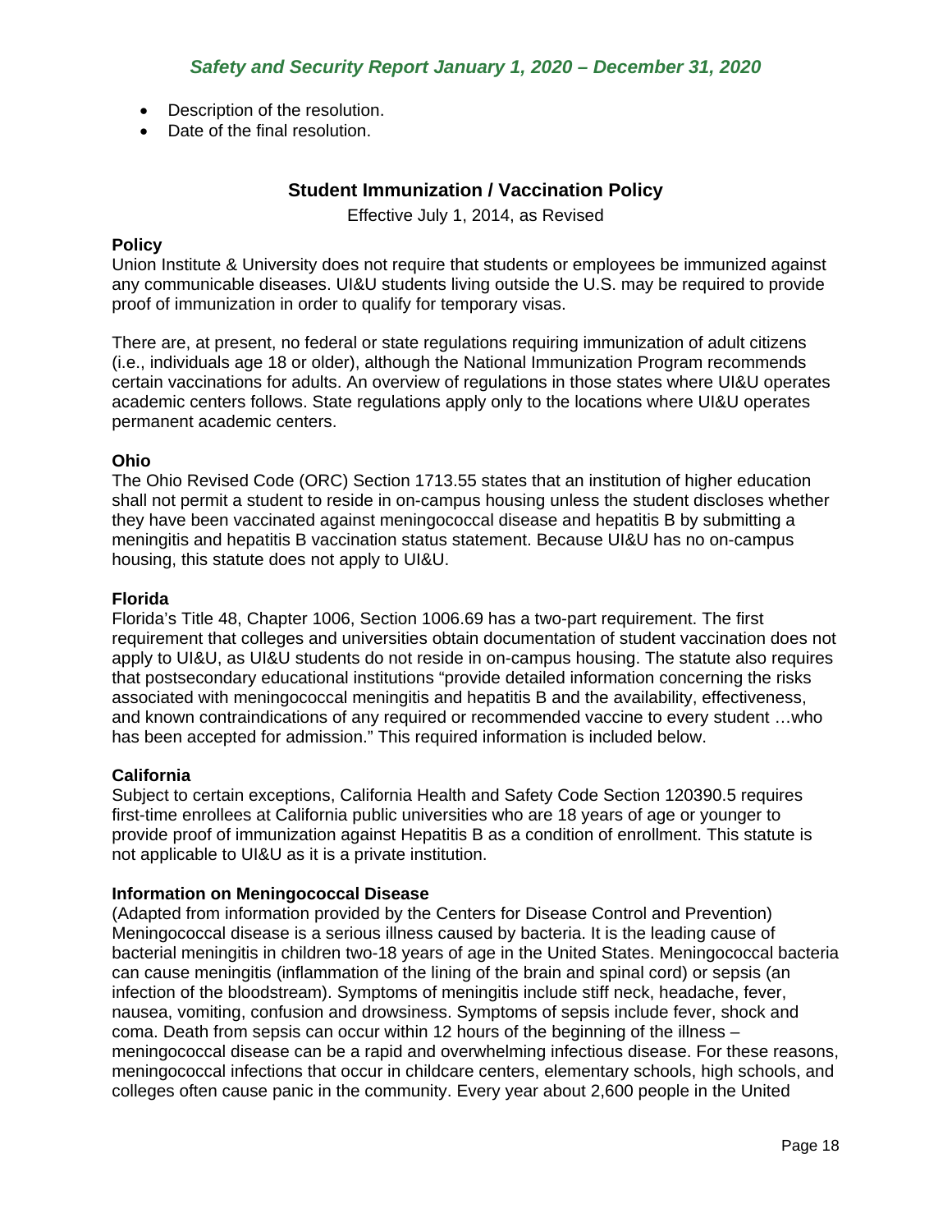- Description of the resolution.
- Date of the final resolution.

## Student Immunization / Vaccination Policy

Effective July 1, 2014, as Revised

**Policy**

Union Institute & University does not require that students or employees be immunized against any communicable diseases. UI&U students living outside the U.S. may be required to provide proof of immunization in order to qualify for temporary visas.

There are, at present, no federal or state regulations requiring immunization of adult citizens (i.e., individuals age 18 or older), although the National Immunization Program recommends certain vaccinations for adults. An overview of regulations in those states where UI&U operates academic centers follows. State regulations apply only to the locations where UI&U operates permanent academic centers.

**Ohio**

The Ohio Revised Code (ORC) Section 1713.55 states that an institution of higher education shall not permit a student to reside in on-campus housing unless the student discloses whether they have been vaccinated against meningococcal disease and hepatitis B by submitting a meningitis and hepatitis B vaccination status statement. Because UI&U has no on-campus housing, this statute does not apply to UI&U.

**Florida**

Florida's Title 48, Chapter 1006, Section 1006.69 has a two-part requirement. The first requirement that colleges and universities obtain documentation of student vaccination does not apply to UI&U, as UI&U students do not reside in on-campus housing. The statute also requires that postsecondary educational institutions "provide detailed information concerning the risks associated with meningococcal meningitis and hepatitis B and the availability, effectiveness, and known contraindications of any required or recommended vaccine to every student …who has been accepted for admission." This required information is included below.

**California**

Subject to certain exceptions, California Health and Safety Code Section 120390.5 requires first-time enrollees at California public universities who are 18 years of age or younger to provide proof of immunization against Hepatitis B as a condition of enrollment. This statute is not applicable to UI&U as it is a private institution.

**Information on Meningococcal Disease**

(Adapted from information provided by the Centers for Disease Control and Prevention) Meningococcal disease is a serious illness caused by bacteria. It is the leading cause of bacterial meningitis in children two-18 years of age in the United States. Meningococcal bacteria can cause meningitis (inflammation of the lining of the brain and spinal cord) or sepsis (an infection of the bloodstream). Symptoms of meningitis include stiff neck, headache, fever, nausea, vomiting, confusion and drowsiness. Symptoms of sepsis include fever, shock and coma. Death from sepsis can occur within 12 hours of the beginning of the illness – meningococcal disease can be a rapid and overwhelming infectious disease. For these reasons, meningococcal infections that occur in childcare centers, elementary schools, high schools, and colleges often cause panic in the community. Every year about 2,600 people in the United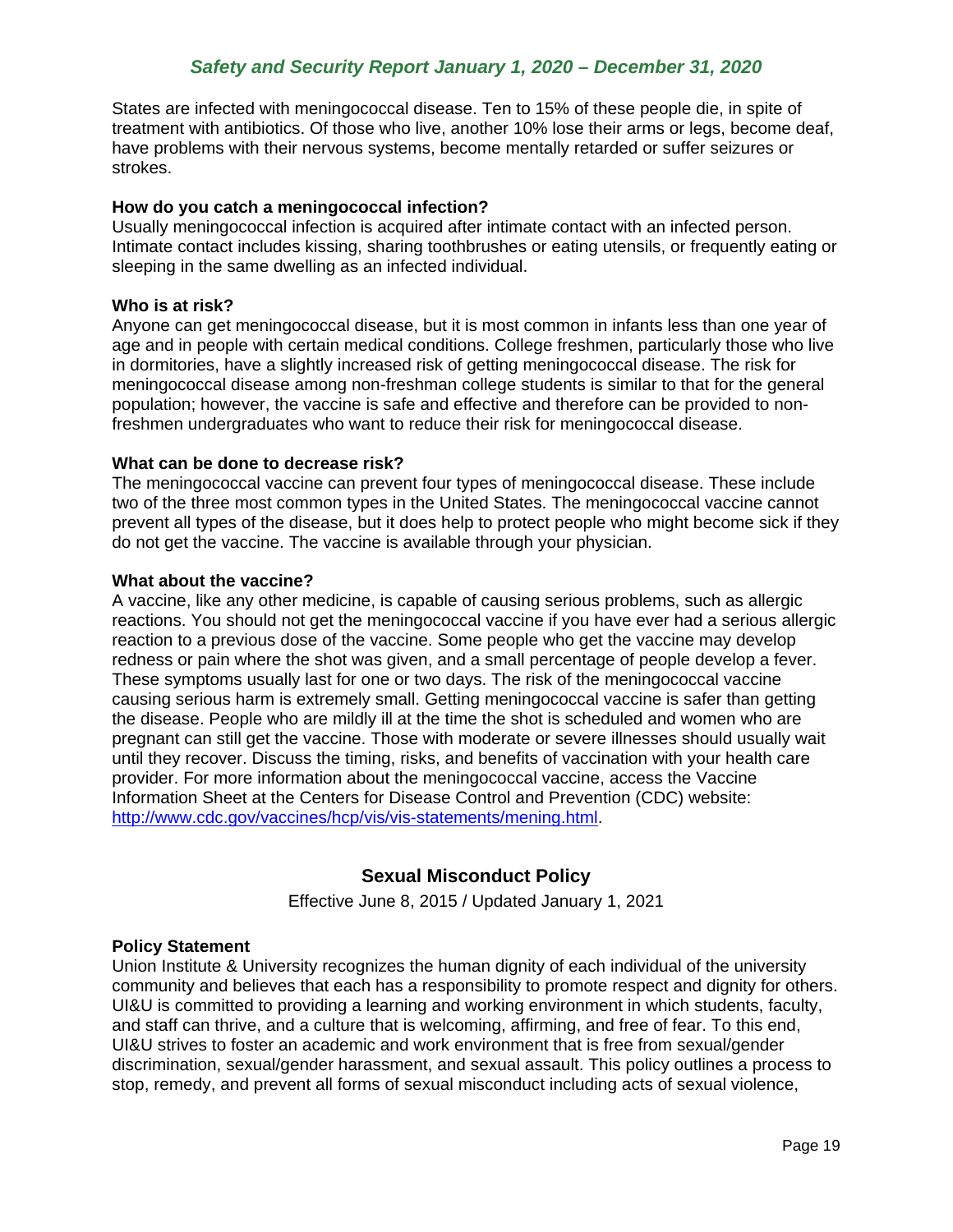States are infected with meningococcal disease. Ten to 15% of these people die, in spite of treatment with antibiotics. Of those who live, another 10% lose their arms or legs, become deaf, have problems with their nervous systems, become mentally retarded or suffer seizures or strokes.

**How do you catch a meningococcal infection?**
Usually meningococcal infection is acquired after intimate contact with an infected person. Intimate contact includes kissing, sharing toothbrushes or eating utensils, or frequently eating or sleeping in the same dwelling as an infected individual.

**Who is at risk?**
Anyone can get meningococcal disease, but it is most common in infants less than one year of age and in people with certain medical conditions. College freshmen, particularly those who live in dormitories, have a slightly increased risk of getting meningococcal disease. The risk for meningococcal disease among non-freshman college students is similar to that for the general population; however, the vaccine is safe and effective and therefore can be provided to non-freshmen undergraduates who want to reduce their risk for meningococcal disease.

**What can be done to decrease risk?**
The meningococcal vaccine can prevent four types of meningococcal disease. These include two of the three most common types in the United States. The meningococcal vaccine cannot prevent all types of the disease, but it does help to protect people who might become sick if they do not get the vaccine. The vaccine is available through your physician.

**What about the vaccine?**
A vaccine, like any other medicine, is capable of causing serious problems, such as allergic reactions. You should not get the meningococcal vaccine if you have ever had a serious allergic reaction to a previous dose of the vaccine. Some people who get the vaccine may develop redness or pain where the shot was given, and a small percentage of people develop a fever. These symptoms usually last for one or two days. The risk of the meningococcal vaccine causing serious harm is extremely small. Getting meningococcal vaccine is safer than getting the disease. People who are mildly ill at the time the shot is scheduled and women who are pregnant can still get the vaccine. Those with moderate or severe illnesses should usually wait until they recover. Discuss the timing, risks, and benefits of vaccination with your health care provider. For more information about the meningococcal vaccine, access the Vaccine Information Sheet at the Centers for Disease Control and Prevention (CDC) website: http://www.cdc.gov/vaccines/hcp/vis/vis-statements/mening.html.

## Sexual Misconduct Policy

Effective June 8, 2015 / Updated January 1, 2021

**Policy Statement**
Union Institute & University recognizes the human dignity of each individual of the university community and believes that each has a responsibility to promote respect and dignity for others. UI&U is committed to providing a learning and working environment in which students, faculty, and staff can thrive, and a culture that is welcoming, affirming, and free of fear. To this end, UI&U strives to foster an academic and work environment that is free from sexual/gender discrimination, sexual/gender harassment, and sexual assault. This policy outlines a process to stop, remedy, and prevent all forms of sexual misconduct including acts of sexual violence,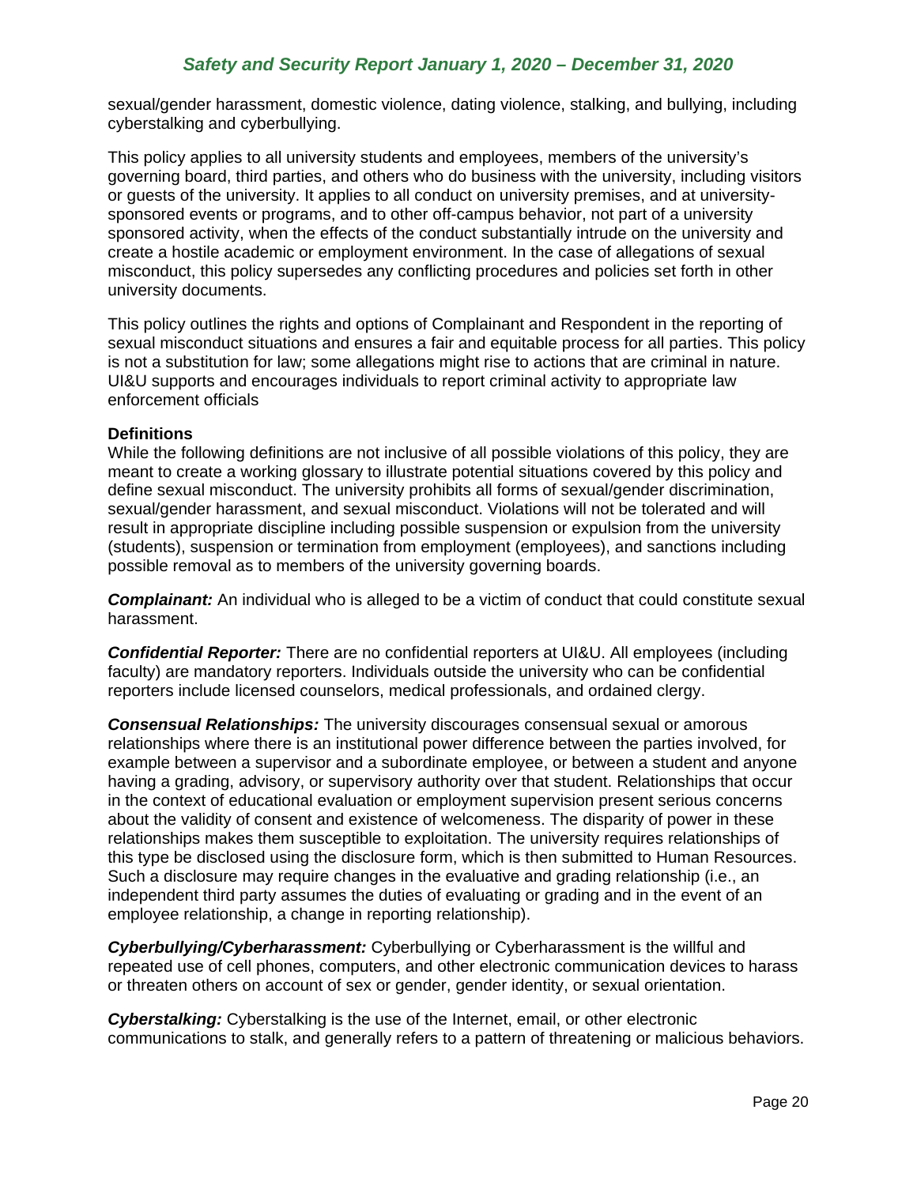sexual/gender harassment, domestic violence, dating violence, stalking, and bullying, including cyberstalking and cyberbullying.

This policy applies to all university students and employees, members of the university's governing board, third parties, and others who do business with the university, including visitors or guests of the university. It applies to all conduct on university premises, and at university-sponsored events or programs, and to other off-campus behavior, not part of a university sponsored activity, when the effects of the conduct substantially intrude on the university and create a hostile academic or employment environment. In the case of allegations of sexual misconduct, this policy supersedes any conflicting procedures and policies set forth in other university documents.

This policy outlines the rights and options of Complainant and Respondent in the reporting of sexual misconduct situations and ensures a fair and equitable process for all parties. This policy is not a substitution for law; some allegations might rise to actions that are criminal in nature. UI&U supports and encourages individuals to report criminal activity to appropriate law enforcement officials

**Definitions**

While the following definitions are not inclusive of all possible violations of this policy, they are meant to create a working glossary to illustrate potential situations covered by this policy and define sexual misconduct. The university prohibits all forms of sexual/gender discrimination, sexual/gender harassment, and sexual misconduct. Violations will not be tolerated and will result in appropriate discipline including possible suspension or expulsion from the university (students), suspension or termination from employment (employees), and sanctions including possible removal as to members of the university governing boards.

***Complainant:*** An individual who is alleged to be a victim of conduct that could constitute sexual harassment.

***Confidential Reporter:*** There are no confidential reporters at UI&U. All employees (including faculty) are mandatory reporters. Individuals outside the university who can be confidential reporters include licensed counselors, medical professionals, and ordained clergy.

***Consensual Relationships:*** The university discourages consensual sexual or amorous relationships where there is an institutional power difference between the parties involved, for example between a supervisor and a subordinate employee, or between a student and anyone having a grading, advisory, or supervisory authority over that student. Relationships that occur in the context of educational evaluation or employment supervision present serious concerns about the validity of consent and existence of welcomeness. The disparity of power in these relationships makes them susceptible to exploitation. The university requires relationships of this type be disclosed using the disclosure form, which is then submitted to Human Resources. Such a disclosure may require changes in the evaluative and grading relationship (i.e., an independent third party assumes the duties of evaluating or grading and in the event of an employee relationship, a change in reporting relationship).

***Cyberbullying/Cyberharassment:*** Cyberbullying or Cyberharassment is the willful and repeated use of cell phones, computers, and other electronic communication devices to harass or threaten others on account of sex or gender, gender identity, or sexual orientation.

***Cyberstalking:*** Cyberstalking is the use of the Internet, email, or other electronic communications to stalk, and generally refers to a pattern of threatening or malicious behaviors.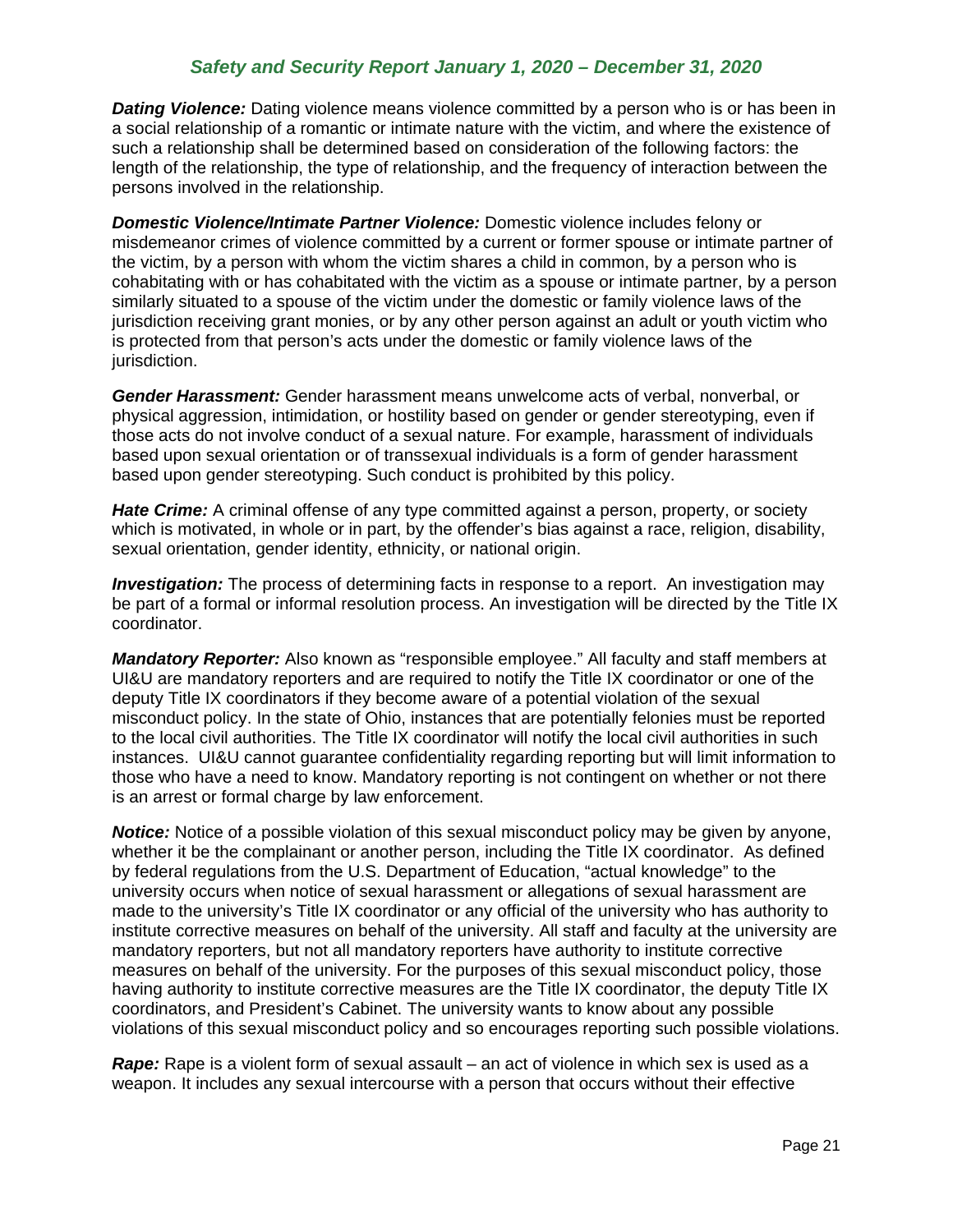***Dating Violence:*** Dating violence means violence committed by a person who is or has been in a social relationship of a romantic or intimate nature with the victim, and where the existence of such a relationship shall be determined based on consideration of the following factors: the length of the relationship, the type of relationship, and the frequency of interaction between the persons involved in the relationship.

***Domestic Violence/Intimate Partner Violence:*** Domestic violence includes felony or misdemeanor crimes of violence committed by a current or former spouse or intimate partner of the victim, by a person with whom the victim shares a child in common, by a person who is cohabitating with or has cohabitated with the victim as a spouse or intimate partner, by a person similarly situated to a spouse of the victim under the domestic or family violence laws of the jurisdiction receiving grant monies, or by any other person against an adult or youth victim who is protected from that person's acts under the domestic or family violence laws of the jurisdiction.

***Gender Harassment:*** Gender harassment means unwelcome acts of verbal, nonverbal, or physical aggression, intimidation, or hostility based on gender or gender stereotyping, even if those acts do not involve conduct of a sexual nature. For example, harassment of individuals based upon sexual orientation or of transsexual individuals is a form of gender harassment based upon gender stereotyping. Such conduct is prohibited by this policy.

***Hate Crime:*** A criminal offense of any type committed against a person, property, or society which is motivated, in whole or in part, by the offender's bias against a race, religion, disability, sexual orientation, gender identity, ethnicity, or national origin.

***Investigation:*** The process of determining facts in response to a report. An investigation may be part of a formal or informal resolution process. An investigation will be directed by the Title IX coordinator.

***Mandatory Reporter:*** Also known as "responsible employee." All faculty and staff members at UI&U are mandatory reporters and are required to notify the Title IX coordinator or one of the deputy Title IX coordinators if they become aware of a potential violation of the sexual misconduct policy. In the state of Ohio, instances that are potentially felonies must be reported to the local civil authorities. The Title IX coordinator will notify the local civil authorities in such instances. UI&U cannot guarantee confidentiality regarding reporting but will limit information to those who have a need to know. Mandatory reporting is not contingent on whether or not there is an arrest or formal charge by law enforcement.

***Notice:*** Notice of a possible violation of this sexual misconduct policy may be given by anyone, whether it be the complainant or another person, including the Title IX coordinator. As defined by federal regulations from the U.S. Department of Education, "actual knowledge" to the university occurs when notice of sexual harassment or allegations of sexual harassment are made to the university's Title IX coordinator or any official of the university who has authority to institute corrective measures on behalf of the university. All staff and faculty at the university are mandatory reporters, but not all mandatory reporters have authority to institute corrective measures on behalf of the university. For the purposes of this sexual misconduct policy, those having authority to institute corrective measures are the Title IX coordinator, the deputy Title IX coordinators, and President's Cabinet. The university wants to know about any possible violations of this sexual misconduct policy and so encourages reporting such possible violations.

***Rape:*** Rape is a violent form of sexual assault – an act of violence in which sex is used as a weapon. It includes any sexual intercourse with a person that occurs without their effective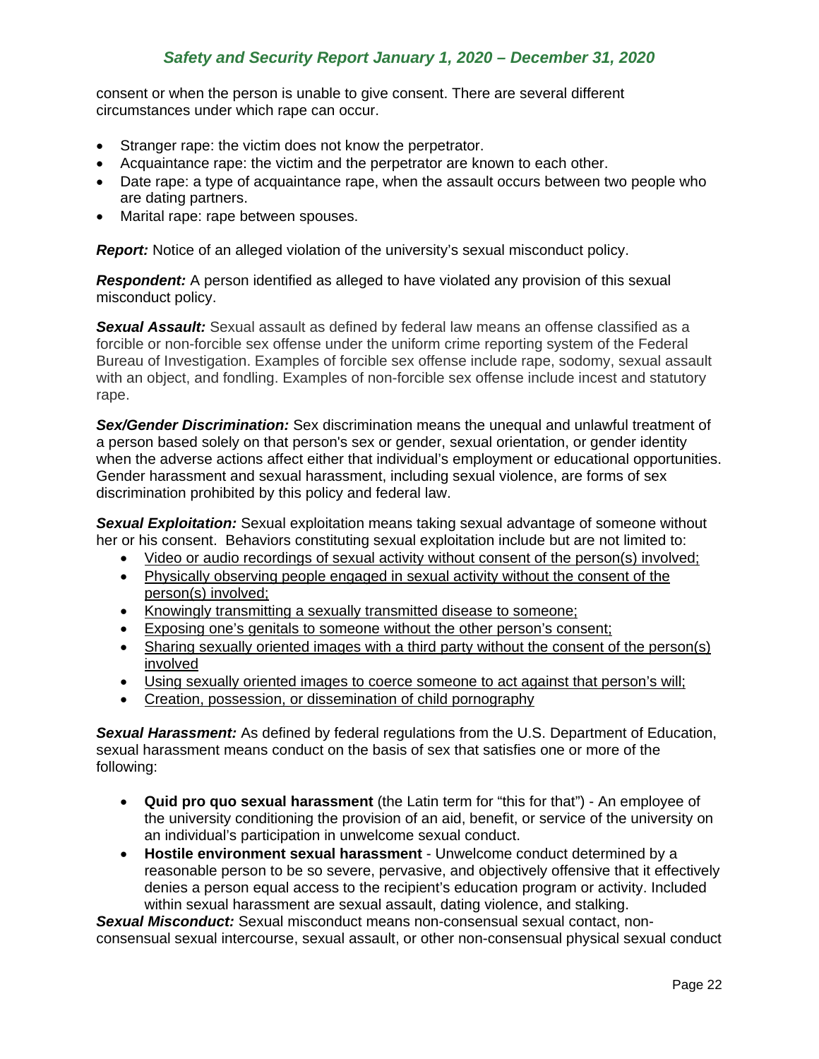consent or when the person is unable to give consent. There are several different circumstances under which rape can occur.

- Stranger rape: the victim does not know the perpetrator.
- Acquaintance rape: the victim and the perpetrator are known to each other.
- Date rape: a type of acquaintance rape, when the assault occurs between two people who are dating partners.
- Marital rape: rape between spouses.

***Report:*** Notice of an alleged violation of the university's sexual misconduct policy.

***Respondent:*** A person identified as alleged to have violated any provision of this sexual misconduct policy.

***Sexual Assault:*** Sexual assault as defined by federal law means an offense classified as a forcible or non-forcible sex offense under the uniform crime reporting system of the Federal Bureau of Investigation. Examples of forcible sex offense include rape, sodomy, sexual assault with an object, and fondling. Examples of non-forcible sex offense include incest and statutory rape.

***Sex/Gender Discrimination:*** Sex discrimination means the unequal and unlawful treatment of a person based solely on that person's sex or gender, sexual orientation, or gender identity when the adverse actions affect either that individual's employment or educational opportunities. Gender harassment and sexual harassment, including sexual violence, are forms of sex discrimination prohibited by this policy and federal law.

***Sexual Exploitation:*** Sexual exploitation means taking sexual advantage of someone without her or his consent. Behaviors constituting sexual exploitation include but are not limited to:

- Video or audio recordings of sexual activity without consent of the person(s) involved;
- Physically observing people engaged in sexual activity without the consent of the person(s) involved;
- Knowingly transmitting a sexually transmitted disease to someone;
- Exposing one's genitals to someone without the other person's consent;
- Sharing sexually oriented images with a third party without the consent of the person(s) involved
- Using sexually oriented images to coerce someone to act against that person's will;
- Creation, possession, or dissemination of child pornography

***Sexual Harassment:*** As defined by federal regulations from the U.S. Department of Education, sexual harassment means conduct on the basis of sex that satisfies one or more of the following:

- **Quid pro quo sexual harassment** (the Latin term for "this for that") - An employee of the university conditioning the provision of an aid, benefit, or service of the university on an individual's participation in unwelcome sexual conduct.
- **Hostile environment sexual harassment** - Unwelcome conduct determined by a reasonable person to be so severe, pervasive, and objectively offensive that it effectively denies a person equal access to the recipient's education program or activity. Included within sexual harassment are sexual assault, dating violence, and stalking.

***Sexual Misconduct:*** Sexual misconduct means non-consensual sexual contact, non-consensual sexual intercourse, sexual assault, or other non-consensual physical sexual conduct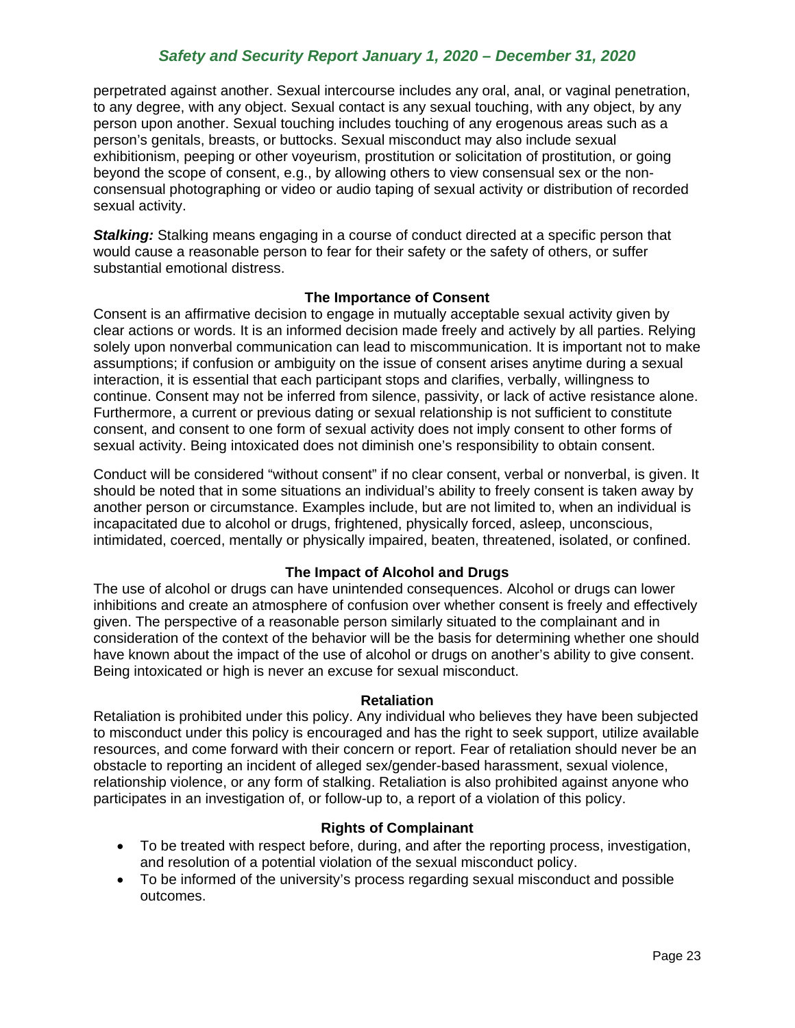perpetrated against another. Sexual intercourse includes any oral, anal, or vaginal penetration, to any degree, with any object. Sexual contact is any sexual touching, with any object, by any person upon another. Sexual touching includes touching of any erogenous areas such as a person's genitals, breasts, or buttocks. Sexual misconduct may also include sexual exhibitionism, peeping or other voyeurism, prostitution or solicitation of prostitution, or going beyond the scope of consent, e.g., by allowing others to view consensual sex or the non-consensual photographing or video or audio taping of sexual activity or distribution of recorded sexual activity.

***Stalking:*** Stalking means engaging in a course of conduct directed at a specific person that would cause a reasonable person to fear for their safety or the safety of others, or suffer substantial emotional distress.

### The Importance of Consent

Consent is an affirmative decision to engage in mutually acceptable sexual activity given by clear actions or words. It is an informed decision made freely and actively by all parties. Relying solely upon nonverbal communication can lead to miscommunication. It is important not to make assumptions; if confusion or ambiguity on the issue of consent arises anytime during a sexual interaction, it is essential that each participant stops and clarifies, verbally, willingness to continue. Consent may not be inferred from silence, passivity, or lack of active resistance alone. Furthermore, a current or previous dating or sexual relationship is not sufficient to constitute consent, and consent to one form of sexual activity does not imply consent to other forms of sexual activity. Being intoxicated does not diminish one's responsibility to obtain consent.

Conduct will be considered "without consent" if no clear consent, verbal or nonverbal, is given. It should be noted that in some situations an individual's ability to freely consent is taken away by another person or circumstance. Examples include, but are not limited to, when an individual is incapacitated due to alcohol or drugs, frightened, physically forced, asleep, unconscious, intimidated, coerced, mentally or physically impaired, beaten, threatened, isolated, or confined.

### The Impact of Alcohol and Drugs

The use of alcohol or drugs can have unintended consequences. Alcohol or drugs can lower inhibitions and create an atmosphere of confusion over whether consent is freely and effectively given. The perspective of a reasonable person similarly situated to the complainant and in consideration of the context of the behavior will be the basis for determining whether one should have known about the impact of the use of alcohol or drugs on another's ability to give consent. Being intoxicated or high is never an excuse for sexual misconduct.

### Retaliation

Retaliation is prohibited under this policy. Any individual who believes they have been subjected to misconduct under this policy is encouraged and has the right to seek support, utilize available resources, and come forward with their concern or report. Fear of retaliation should never be an obstacle to reporting an incident of alleged sex/gender-based harassment, sexual violence, relationship violence, or any form of stalking. Retaliation is also prohibited against anyone who participates in an investigation of, or follow-up to, a report of a violation of this policy.

### Rights of Complainant

- To be treated with respect before, during, and after the reporting process, investigation, and resolution of a potential violation of the sexual misconduct policy.
- To be informed of the university's process regarding sexual misconduct and possible outcomes.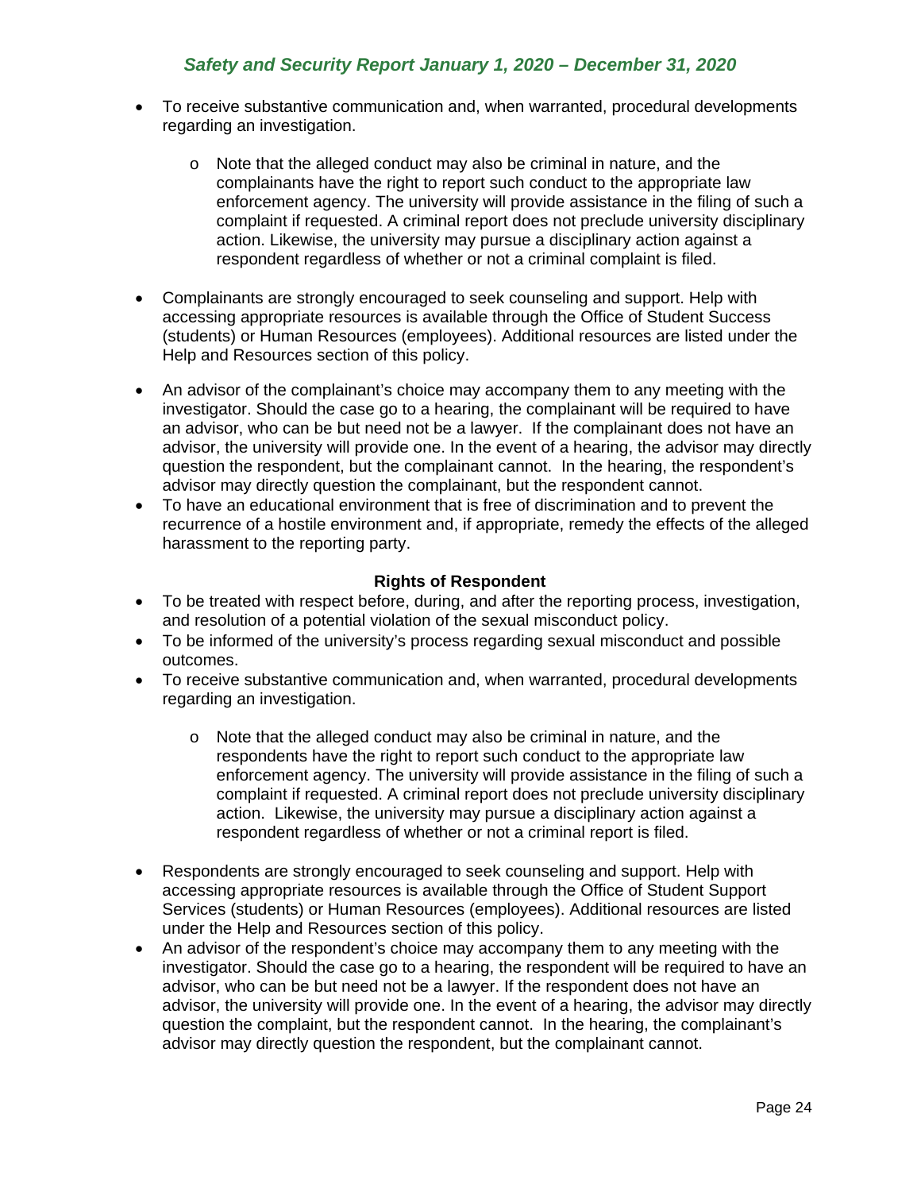- To receive substantive communication and, when warranted, procedural developments regarding an investigation.
  - Note that the alleged conduct may also be criminal in nature, and the complainants have the right to report such conduct to the appropriate law enforcement agency. The university will provide assistance in the filing of such a complaint if requested. A criminal report does not preclude university disciplinary action. Likewise, the university may pursue a disciplinary action against a respondent regardless of whether or not a criminal complaint is filed.
- Complainants are strongly encouraged to seek counseling and support. Help with accessing appropriate resources is available through the Office of Student Success (students) or Human Resources (employees). Additional resources are listed under the Help and Resources section of this policy.
- An advisor of the complainant's choice may accompany them to any meeting with the investigator. Should the case go to a hearing, the complainant will be required to have an advisor, who can be but need not be a lawyer. If the complainant does not have an advisor, the university will provide one. In the event of a hearing, the advisor may directly question the respondent, but the complainant cannot. In the hearing, the respondent's advisor may directly question the complainant, but the respondent cannot.
- To have an educational environment that is free of discrimination and to prevent the recurrence of a hostile environment and, if appropriate, remedy the effects of the alleged harassment to the reporting party.

**Rights of Respondent**

- To be treated with respect before, during, and after the reporting process, investigation, and resolution of a potential violation of the sexual misconduct policy.
- To be informed of the university's process regarding sexual misconduct and possible outcomes.
- To receive substantive communication and, when warranted, procedural developments regarding an investigation.
  - Note that the alleged conduct may also be criminal in nature, and the respondents have the right to report such conduct to the appropriate law enforcement agency. The university will provide assistance in the filing of such a complaint if requested. A criminal report does not preclude university disciplinary action. Likewise, the university may pursue a disciplinary action against a respondent regardless of whether or not a criminal report is filed.
- Respondents are strongly encouraged to seek counseling and support. Help with accessing appropriate resources is available through the Office of Student Support Services (students) or Human Resources (employees). Additional resources are listed under the Help and Resources section of this policy.
- An advisor of the respondent's choice may accompany them to any meeting with the investigator. Should the case go to a hearing, the respondent will be required to have an advisor, who can be but need not be a lawyer. If the respondent does not have an advisor, the university will provide one. In the event of a hearing, the advisor may directly question the complaint, but the respondent cannot. In the hearing, the complainant's advisor may directly question the respondent, but the complainant cannot.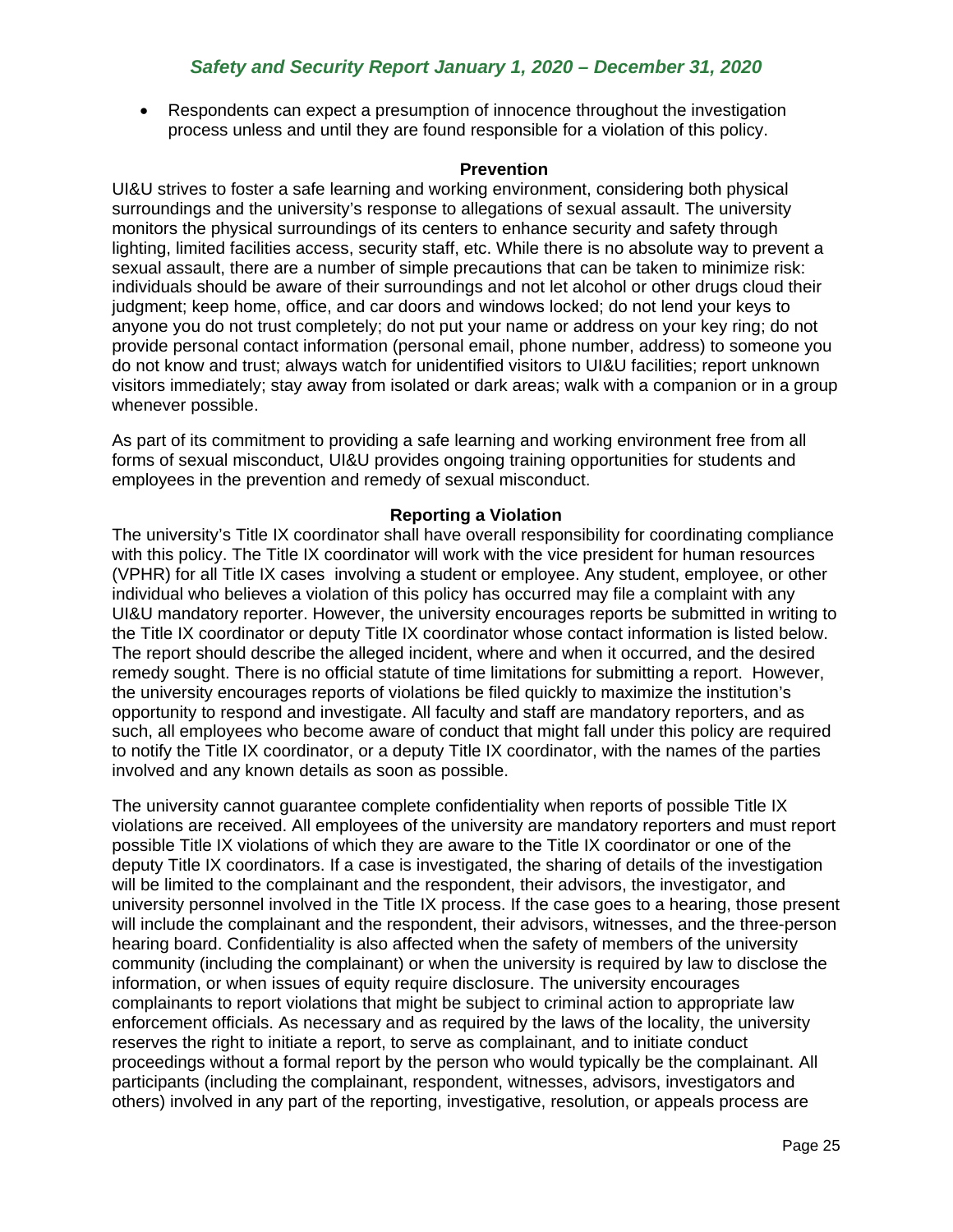- Respondents can expect a presumption of innocence throughout the investigation process unless and until they are found responsible for a violation of this policy.

**Prevention**

UI&U strives to foster a safe learning and working environment, considering both physical surroundings and the university's response to allegations of sexual assault. The university monitors the physical surroundings of its centers to enhance security and safety through lighting, limited facilities access, security staff, etc. While there is no absolute way to prevent a sexual assault, there are a number of simple precautions that can be taken to minimize risk: individuals should be aware of their surroundings and not let alcohol or other drugs cloud their judgment; keep home, office, and car doors and windows locked; do not lend your keys to anyone you do not trust completely; do not put your name or address on your key ring; do not provide personal contact information (personal email, phone number, address) to someone you do not know and trust; always watch for unidentified visitors to UI&U facilities; report unknown visitors immediately; stay away from isolated or dark areas; walk with a companion or in a group whenever possible.

As part of its commitment to providing a safe learning and working environment free from all forms of sexual misconduct, UI&U provides ongoing training opportunities for students and employees in the prevention and remedy of sexual misconduct.

**Reporting a Violation**

The university's Title IX coordinator shall have overall responsibility for coordinating compliance with this policy. The Title IX coordinator will work with the vice president for human resources (VPHR) for all Title IX cases involving a student or employee. Any student, employee, or other individual who believes a violation of this policy has occurred may file a complaint with any UI&U mandatory reporter. However, the university encourages reports be submitted in writing to the Title IX coordinator or deputy Title IX coordinator whose contact information is listed below. The report should describe the alleged incident, where and when it occurred, and the desired remedy sought. There is no official statute of time limitations for submitting a report. However, the university encourages reports of violations be filed quickly to maximize the institution's opportunity to respond and investigate. All faculty and staff are mandatory reporters, and as such, all employees who become aware of conduct that might fall under this policy are required to notify the Title IX coordinator, or a deputy Title IX coordinator, with the names of the parties involved and any known details as soon as possible.

The university cannot guarantee complete confidentiality when reports of possible Title IX violations are received. All employees of the university are mandatory reporters and must report possible Title IX violations of which they are aware to the Title IX coordinator or one of the deputy Title IX coordinators. If a case is investigated, the sharing of details of the investigation will be limited to the complainant and the respondent, their advisors, the investigator, and university personnel involved in the Title IX process. If the case goes to a hearing, those present will include the complainant and the respondent, their advisors, witnesses, and the three-person hearing board. Confidentiality is also affected when the safety of members of the university community (including the complainant) or when the university is required by law to disclose the information, or when issues of equity require disclosure. The university encourages complainants to report violations that might be subject to criminal action to appropriate law enforcement officials. As necessary and as required by the laws of the locality, the university reserves the right to initiate a report, to serve as complainant, and to initiate conduct proceedings without a formal report by the person who would typically be the complainant. All participants (including the complainant, respondent, witnesses, advisors, investigators and others) involved in any part of the reporting, investigative, resolution, or appeals process are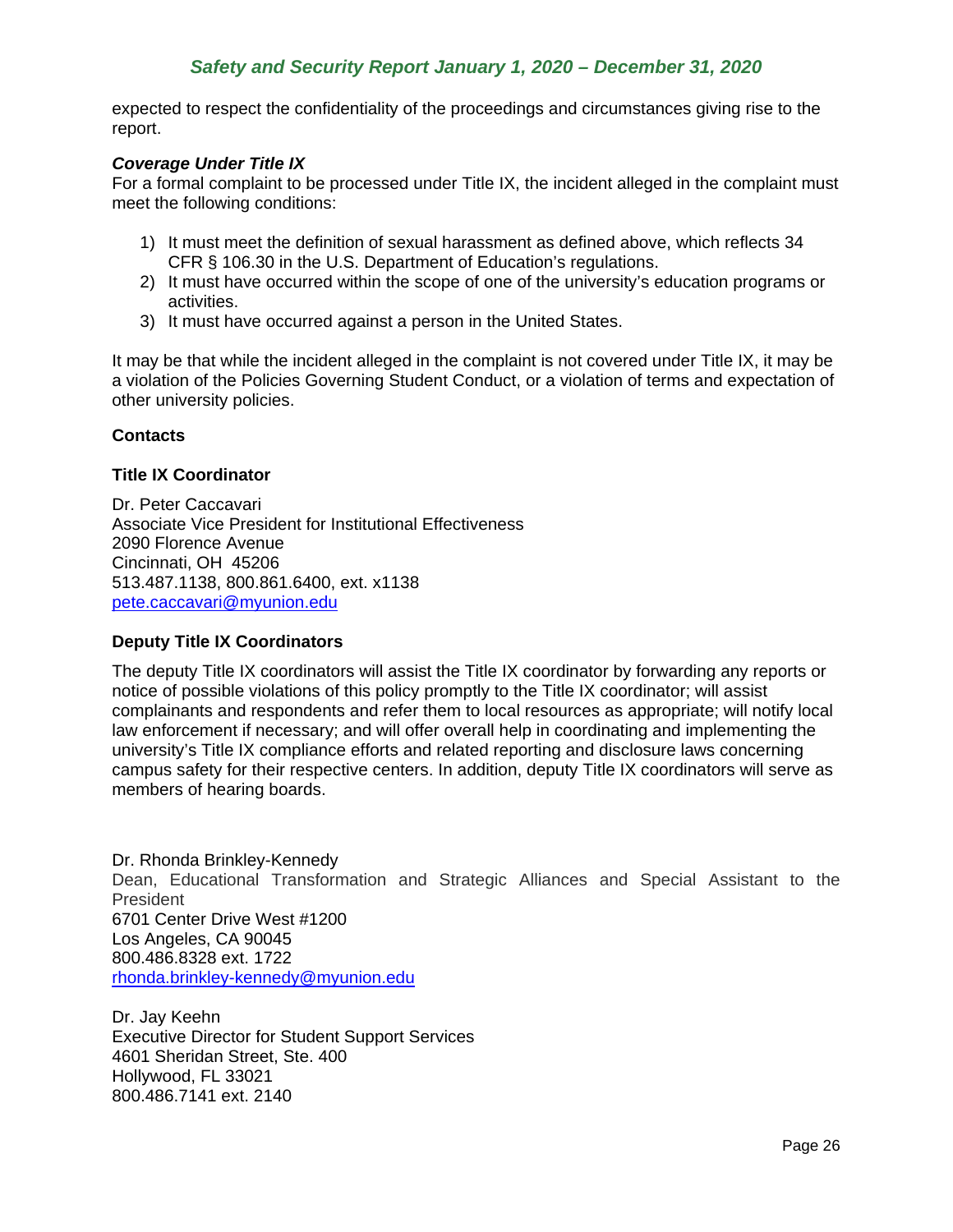expected to respect the confidentiality of the proceedings and circumstances giving rise to the report.

***Coverage Under Title IX***

For a formal complaint to be processed under Title IX, the incident alleged in the complaint must meet the following conditions:

1) It must meet the definition of sexual harassment as defined above, which reflects 34 CFR § 106.30 in the U.S. Department of Education's regulations.
2) It must have occurred within the scope of one of the university's education programs or activities.
3) It must have occurred against a person in the United States.

It may be that while the incident alleged in the complaint is not covered under Title IX, it may be a violation of the Policies Governing Student Conduct, or a violation of terms and expectation of other university policies.

**Contacts**

**Title IX Coordinator**

Dr. Peter Caccavari
Associate Vice President for Institutional Effectiveness
2090 Florence Avenue
Cincinnati, OH 45206
513.487.1138, 800.861.6400, ext. x1138
pete.caccavari@myunion.edu

**Deputy Title IX Coordinators**

The deputy Title IX coordinators will assist the Title IX coordinator by forwarding any reports or notice of possible violations of this policy promptly to the Title IX coordinator; will assist complainants and respondents and refer them to local resources as appropriate; will notify local law enforcement if necessary; and will offer overall help in coordinating and implementing the university's Title IX compliance efforts and related reporting and disclosure laws concerning campus safety for their respective centers. In addition, deputy Title IX coordinators will serve as members of hearing boards.

Dr. Rhonda Brinkley-Kennedy
Dean, Educational Transformation and Strategic Alliances and Special Assistant to the President
6701 Center Drive West #1200
Los Angeles, CA 90045
800.486.8328 ext. 1722
rhonda.brinkley-kennedy@myunion.edu

Dr. Jay Keehn
Executive Director for Student Support Services
4601 Sheridan Street, Ste. 400
Hollywood, FL 33021
800.486.7141 ext. 2140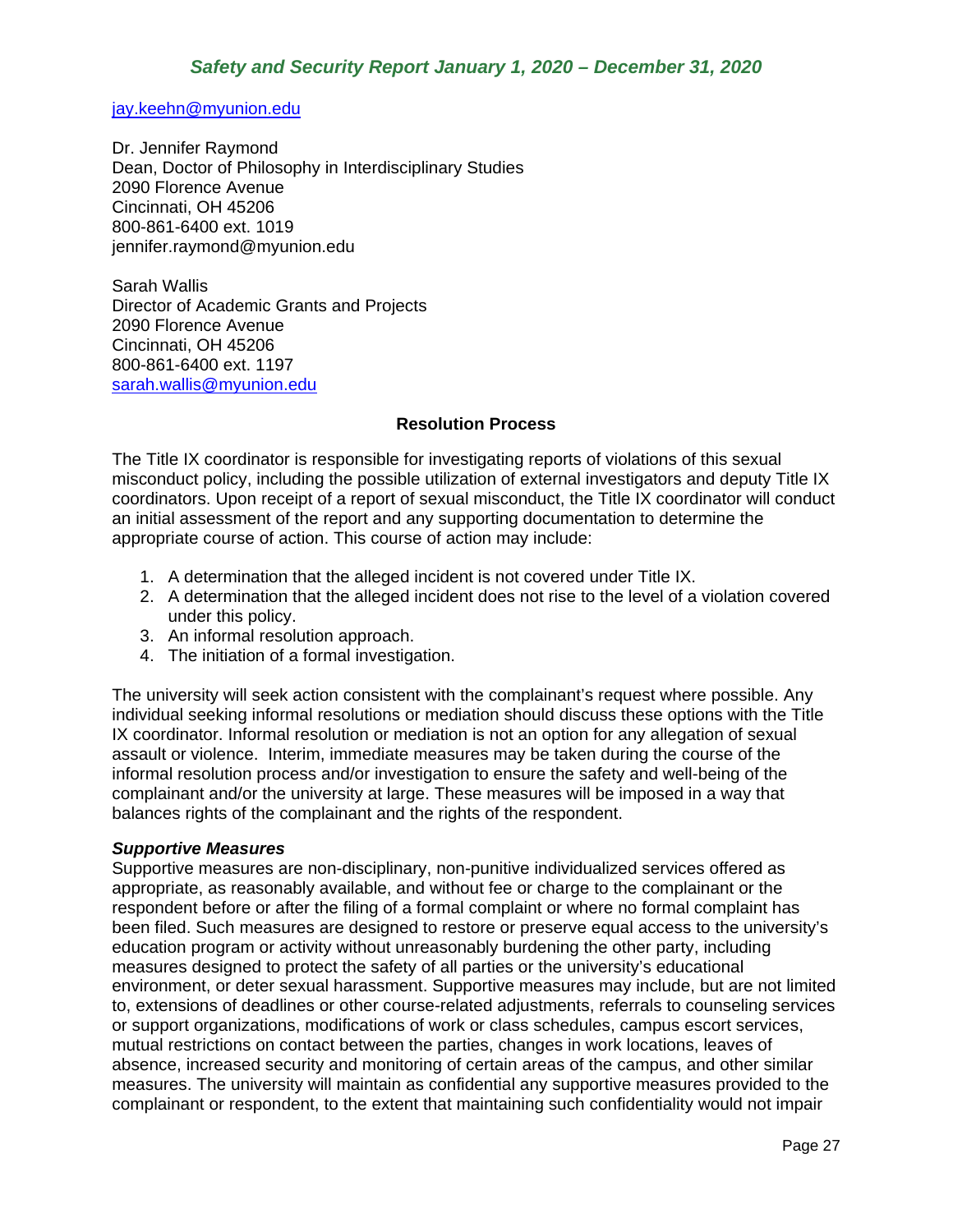jay.keehn@myunion.edu

Dr. Jennifer Raymond
Dean, Doctor of Philosophy in Interdisciplinary Studies
2090 Florence Avenue
Cincinnati, OH 45206
800-861-6400 ext. 1019
jennifer.raymond@myunion.edu

Sarah Wallis
Director of Academic Grants and Projects
2090 Florence Avenue
Cincinnati, OH 45206
800-861-6400 ext. 1197
sarah.wallis@myunion.edu

**Resolution Process**

The Title IX coordinator is responsible for investigating reports of violations of this sexual misconduct policy, including the possible utilization of external investigators and deputy Title IX coordinators. Upon receipt of a report of sexual misconduct, the Title IX coordinator will conduct an initial assessment of the report and any supporting documentation to determine the appropriate course of action. This course of action may include:

1. A determination that the alleged incident is not covered under Title IX.
2. A determination that the alleged incident does not rise to the level of a violation covered under this policy.
3. An informal resolution approach.
4. The initiation of a formal investigation.

The university will seek action consistent with the complainant's request where possible. Any individual seeking informal resolutions or mediation should discuss these options with the Title IX coordinator. Informal resolution or mediation is not an option for any allegation of sexual assault or violence. Interim, immediate measures may be taken during the course of the informal resolution process and/or investigation to ensure the safety and well-being of the complainant and/or the university at large. These measures will be imposed in a way that balances rights of the complainant and the rights of the respondent.

***Supportive Measures***

Supportive measures are non-disciplinary, non-punitive individualized services offered as appropriate, as reasonably available, and without fee or charge to the complainant or the respondent before or after the filing of a formal complaint or where no formal complaint has been filed. Such measures are designed to restore or preserve equal access to the university's education program or activity without unreasonably burdening the other party, including measures designed to protect the safety of all parties or the university's educational environment, or deter sexual harassment. Supportive measures may include, but are not limited to, extensions of deadlines or other course-related adjustments, referrals to counseling services or support organizations, modifications of work or class schedules, campus escort services, mutual restrictions on contact between the parties, changes in work locations, leaves of absence, increased security and monitoring of certain areas of the campus, and other similar measures. The university will maintain as confidential any supportive measures provided to the complainant or respondent, to the extent that maintaining such confidentiality would not impair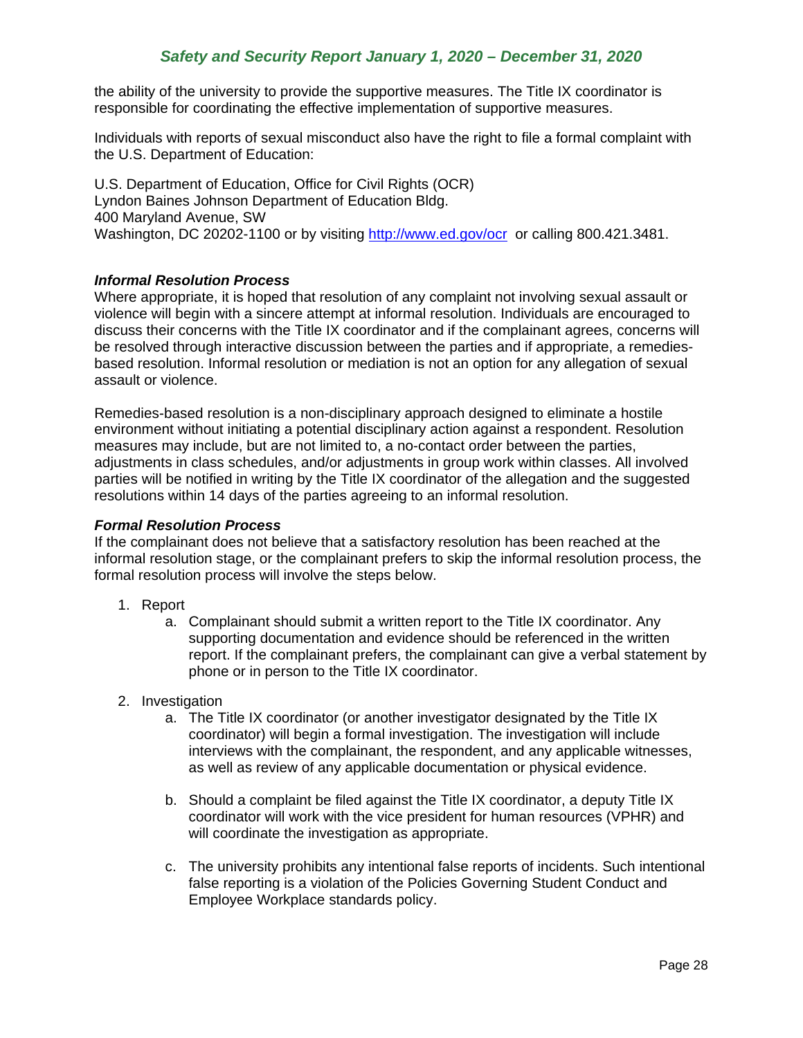the ability of the university to provide the supportive measures. The Title IX coordinator is responsible for coordinating the effective implementation of supportive measures.

Individuals with reports of sexual misconduct also have the right to file a formal complaint with the U.S. Department of Education:

U.S. Department of Education, Office for Civil Rights (OCR)
Lyndon Baines Johnson Department of Education Bldg.
400 Maryland Avenue, SW
Washington, DC 20202-1100 or by visiting [http://www.ed.gov/ocr](http://www.ed.gov/ocr) or calling 800.421.3481.

***Informal Resolution Process***

Where appropriate, it is hoped that resolution of any complaint not involving sexual assault or violence will begin with a sincere attempt at informal resolution. Individuals are encouraged to discuss their concerns with the Title IX coordinator and if the complainant agrees, concerns will be resolved through interactive discussion between the parties and if appropriate, a remedies-based resolution. Informal resolution or mediation is not an option for any allegation of sexual assault or violence.

Remedies-based resolution is a non-disciplinary approach designed to eliminate a hostile environment without initiating a potential disciplinary action against a respondent. Resolution measures may include, but are not limited to, a no-contact order between the parties, adjustments in class schedules, and/or adjustments in group work within classes. All involved parties will be notified in writing by the Title IX coordinator of the allegation and the suggested resolutions within 14 days of the parties agreeing to an informal resolution.

***Formal Resolution Process***

If the complainant does not believe that a satisfactory resolution has been reached at the informal resolution stage, or the complainant prefers to skip the informal resolution process, the formal resolution process will involve the steps below.

1. Report
    a. Complainant should submit a written report to the Title IX coordinator. Any supporting documentation and evidence should be referenced in the written report. If the complainant prefers, the complainant can give a verbal statement by phone or in person to the Title IX coordinator.

2. Investigation
    a. The Title IX coordinator (or another investigator designated by the Title IX coordinator) will begin a formal investigation. The investigation will include interviews with the complainant, the respondent, and any applicable witnesses, as well as review of any applicable documentation or physical evidence.

    b. Should a complaint be filed against the Title IX coordinator, a deputy Title IX coordinator will work with the vice president for human resources (VPHR) and will coordinate the investigation as appropriate.

    c. The university prohibits any intentional false reports of incidents. Such intentional false reporting is a violation of the Policies Governing Student Conduct and Employee Workplace standards policy.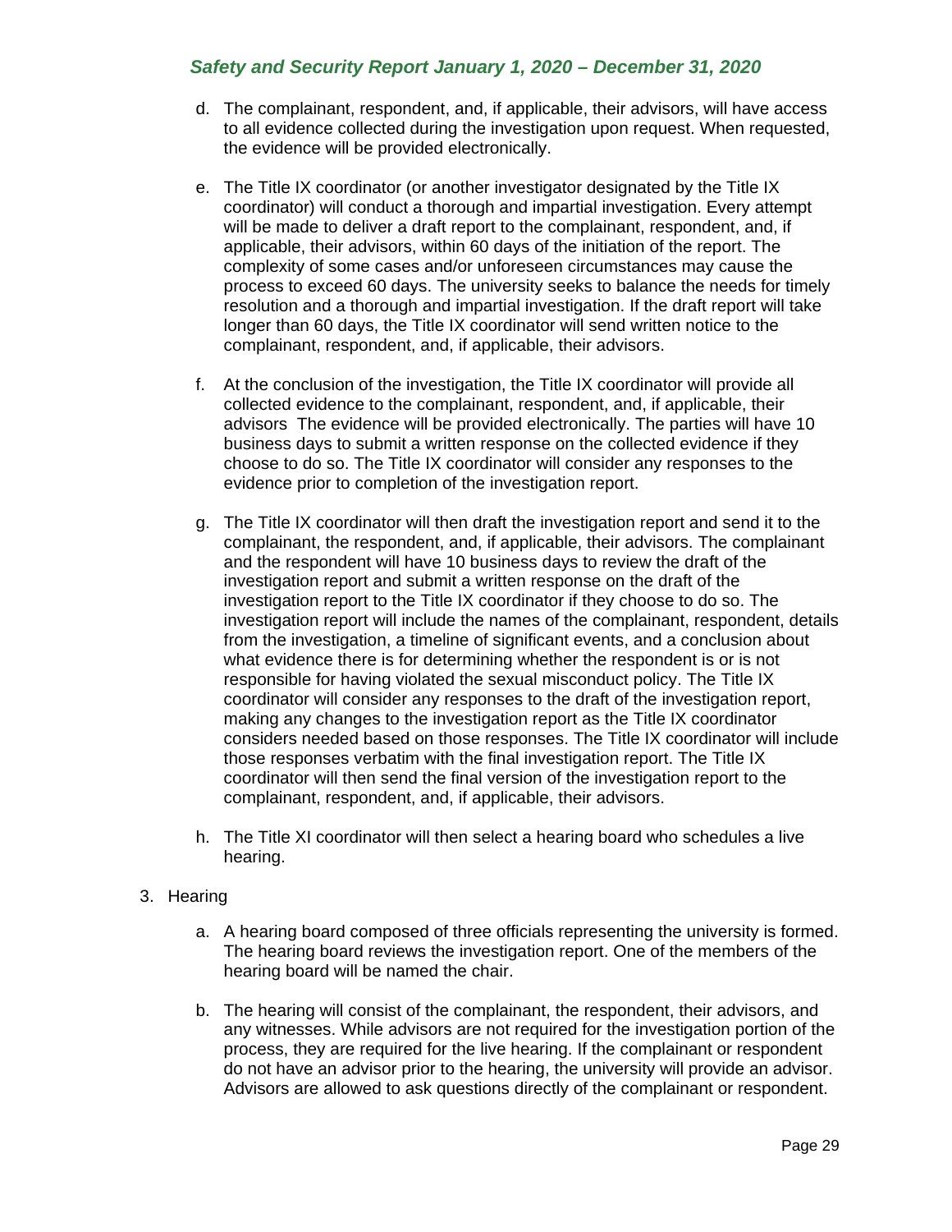d. The complainant, respondent, and, if applicable, their advisors, will have access to all evidence collected during the investigation upon request. When requested, the evidence will be provided electronically.

e. The Title IX coordinator (or another investigator designated by the Title IX coordinator) will conduct a thorough and impartial investigation. Every attempt will be made to deliver a draft report to the complainant, respondent, and, if applicable, their advisors, within 60 days of the initiation of the report. The complexity of some cases and/or unforeseen circumstances may cause the process to exceed 60 days. The university seeks to balance the needs for timely resolution and a thorough and impartial investigation. If the draft report will take longer than 60 days, the Title IX coordinator will send written notice to the complainant, respondent, and, if applicable, their advisors.

f. At the conclusion of the investigation, the Title IX coordinator will provide all collected evidence to the complainant, respondent, and, if applicable, their advisors The evidence will be provided electronically. The parties will have 10 business days to submit a written response on the collected evidence if they choose to do so. The Title IX coordinator will consider any responses to the evidence prior to completion of the investigation report.

g. The Title IX coordinator will then draft the investigation report and send it to the complainant, the respondent, and, if applicable, their advisors. The complainant and the respondent will have 10 business days to review the draft of the investigation report and submit a written response on the draft of the investigation report to the Title IX coordinator if they choose to do so. The investigation report will include the names of the complainant, respondent, details from the investigation, a timeline of significant events, and a conclusion about what evidence there is for determining whether the respondent is or is not responsible for having violated the sexual misconduct policy. The Title IX coordinator will consider any responses to the draft of the investigation report, making any changes to the investigation report as the Title IX coordinator considers needed based on those responses. The Title IX coordinator will include those responses verbatim with the final investigation report. The Title IX coordinator will then send the final version of the investigation report to the complainant, respondent, and, if applicable, their advisors.

h. The Title XI coordinator will then select a hearing board who schedules a live hearing.

3. Hearing

   a. A hearing board composed of three officials representing the university is formed. The hearing board reviews the investigation report. One of the members of the hearing board will be named the chair.

   b. The hearing will consist of the complainant, the respondent, their advisors, and any witnesses. While advisors are not required for the investigation portion of the process, they are required for the live hearing. If the complainant or respondent do not have an advisor prior to the hearing, the university will provide an advisor. Advisors are allowed to ask questions directly of the complainant or respondent.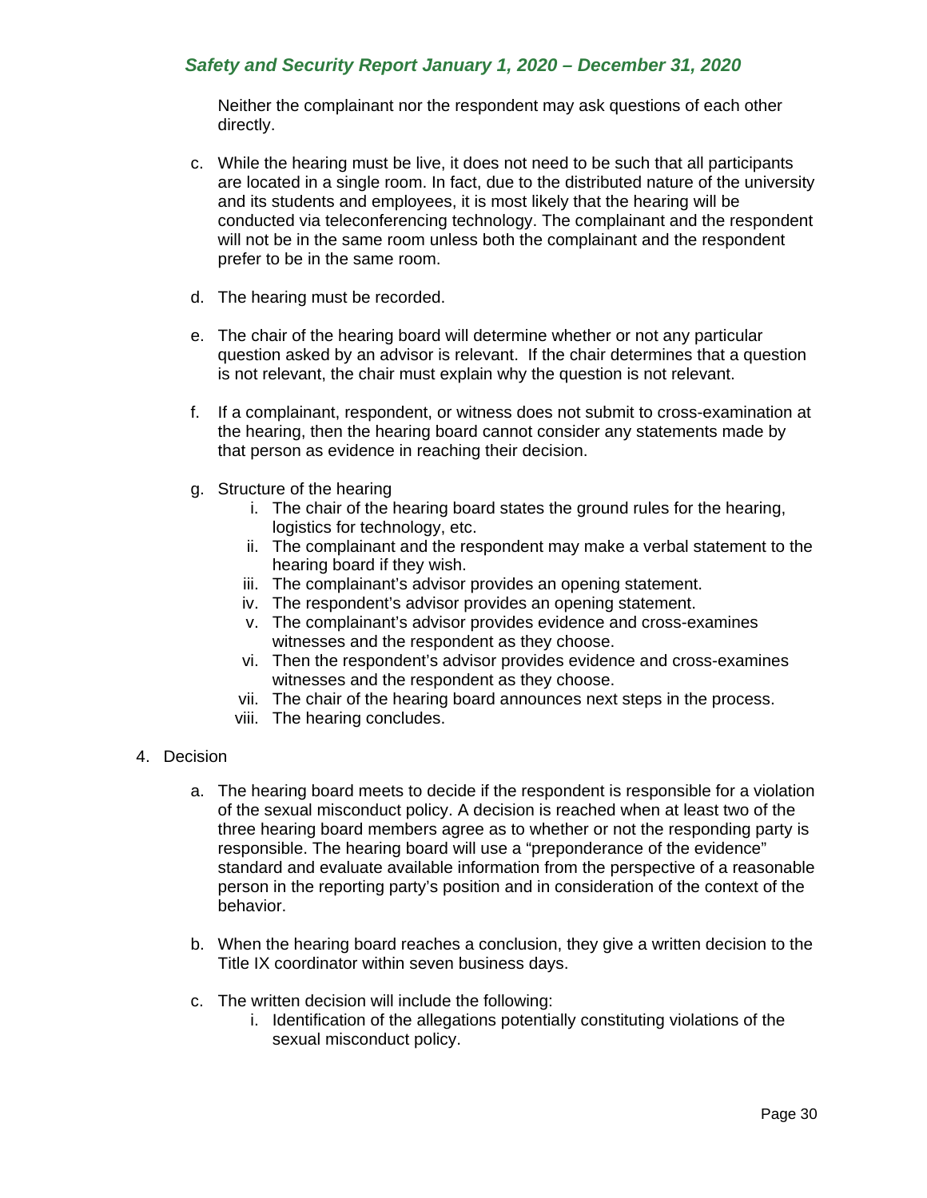Neither the complainant nor the respondent may ask questions of each other directly.

c. While the hearing must be live, it does not need to be such that all participants are located in a single room. In fact, due to the distributed nature of the university and its students and employees, it is most likely that the hearing will be conducted via teleconferencing technology. The complainant and the respondent will not be in the same room unless both the complainant and the respondent prefer to be in the same room.

d. The hearing must be recorded.

e. The chair of the hearing board will determine whether or not any particular question asked by an advisor is relevant. If the chair determines that a question is not relevant, the chair must explain why the question is not relevant.

f. If a complainant, respondent, or witness does not submit to cross-examination at the hearing, then the hearing board cannot consider any statements made by that person as evidence in reaching their decision.

g. Structure of the hearing
   i. The chair of the hearing board states the ground rules for the hearing, logistics for technology, etc.
   ii. The complainant and the respondent may make a verbal statement to the hearing board if they wish.
   iii. The complainant's advisor provides an opening statement.
   iv. The respondent's advisor provides an opening statement.
   v. The complainant's advisor provides evidence and cross-examines witnesses and the respondent as they choose.
   vi. Then the respondent's advisor provides evidence and cross-examines witnesses and the respondent as they choose.
   vii. The chair of the hearing board announces next steps in the process.
   viii. The hearing concludes.

4. Decision

   a. The hearing board meets to decide if the respondent is responsible for a violation of the sexual misconduct policy. A decision is reached when at least two of the three hearing board members agree as to whether or not the responding party is responsible. The hearing board will use a "preponderance of the evidence" standard and evaluate available information from the perspective of a reasonable person in the reporting party's position and in consideration of the context of the behavior.

   b. When the hearing board reaches a conclusion, they give a written decision to the Title IX coordinator within seven business days.

   c. The written decision will include the following:
      i. Identification of the allegations potentially constituting violations of the sexual misconduct policy.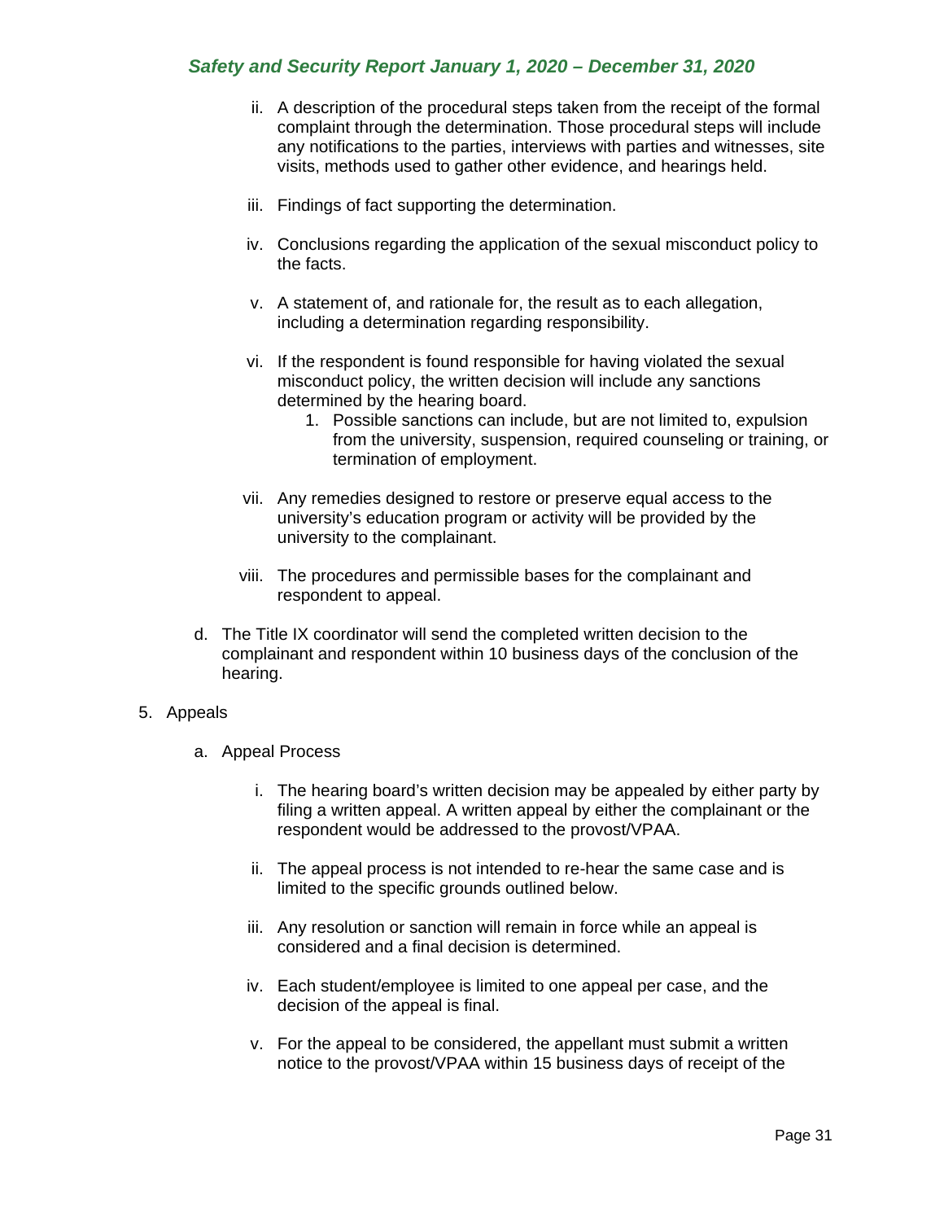ii. A description of the procedural steps taken from the receipt of the formal complaint through the determination. Those procedural steps will include any notifications to the parties, interviews with parties and witnesses, site visits, methods used to gather other evidence, and hearings held.

iii. Findings of fact supporting the determination.

iv. Conclusions regarding the application of the sexual misconduct policy to the facts.

v. A statement of, and rationale for, the result as to each allegation, including a determination regarding responsibility.

vi. If the respondent is found responsible for having violated the sexual misconduct policy, the written decision will include any sanctions determined by the hearing board.
   1. Possible sanctions can include, but are not limited to, expulsion from the university, suspension, required counseling or training, or termination of employment.

vii. Any remedies designed to restore or preserve equal access to the university's education program or activity will be provided by the university to the complainant.

viii. The procedures and permissible bases for the complainant and respondent to appeal.

d. The Title IX coordinator will send the completed written decision to the complainant and respondent within 10 business days of the conclusion of the hearing.

5. Appeals

   a. Appeal Process

      i. The hearing board's written decision may be appealed by either party by filing a written appeal. A written appeal by either the complainant or the respondent would be addressed to the provost/VPAA.

      ii. The appeal process is not intended to re-hear the same case and is limited to the specific grounds outlined below.

      iii. Any resolution or sanction will remain in force while an appeal is considered and a final decision is determined.

      iv. Each student/employee is limited to one appeal per case, and the decision of the appeal is final.

      v. For the appeal to be considered, the appellant must submit a written notice to the provost/VPAA within 15 business days of receipt of the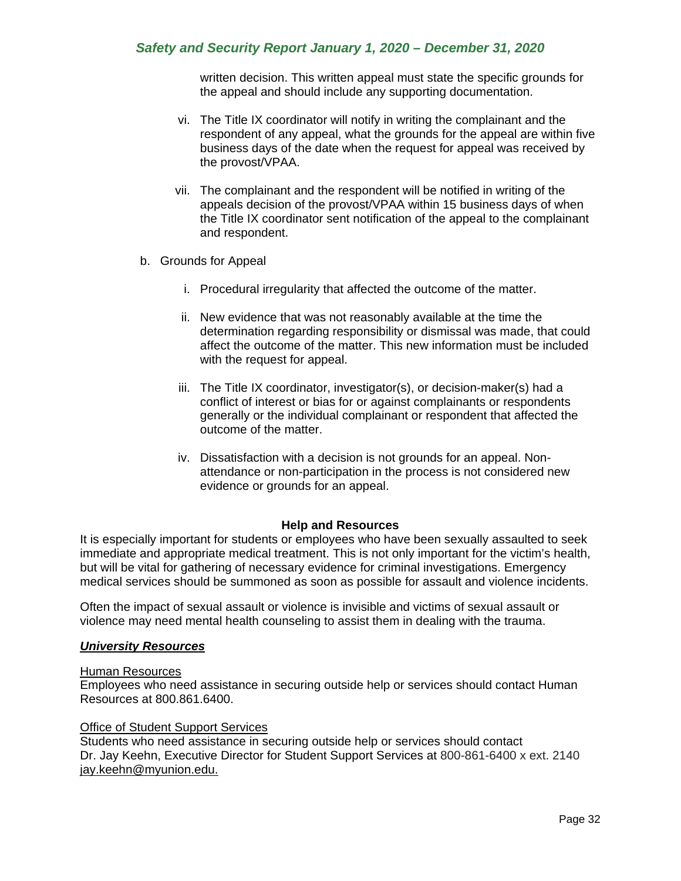written decision. This written appeal must state the specific grounds for the appeal and should include any supporting documentation.

vi. The Title IX coordinator will notify in writing the complainant and the respondent of any appeal, what the grounds for the appeal are within five business days of the date when the request for appeal was received by the provost/VPAA.

vii. The complainant and the respondent will be notified in writing of the appeals decision of the provost/VPAA within 15 business days of when the Title IX coordinator sent notification of the appeal to the complainant and respondent.

b. Grounds for Appeal

i. Procedural irregularity that affected the outcome of the matter.

ii. New evidence that was not reasonably available at the time the determination regarding responsibility or dismissal was made, that could affect the outcome of the matter. This new information must be included with the request for appeal.

iii. The Title IX coordinator, investigator(s), or decision-maker(s) had a conflict of interest or bias for or against complainants or respondents generally or the individual complainant or respondent that affected the outcome of the matter.

iv. Dissatisfaction with a decision is not grounds for an appeal. Non-attendance or non-participation in the process is not considered new evidence or grounds for an appeal.

## Help and Resources

It is especially important for students or employees who have been sexually assaulted to seek immediate and appropriate medical treatment. This is not only important for the victim's health, but will be vital for gathering of necessary evidence for criminal investigations. Emergency medical services should be summoned as soon as possible for assault and violence incidents.

Often the impact of sexual assault or violence is invisible and victims of sexual assault or violence may need mental health counseling to assist them in dealing with the trauma.

### ***University Resources***

Human Resources
Employees who need assistance in securing outside help or services should contact Human Resources at 800.861.6400.

Office of Student Support Services
Students who need assistance in securing outside help or services should contact Dr. Jay Keehn, Executive Director for Student Support Services at 800-861-6400 x ext. 2140 jay.keehn@myunion.edu.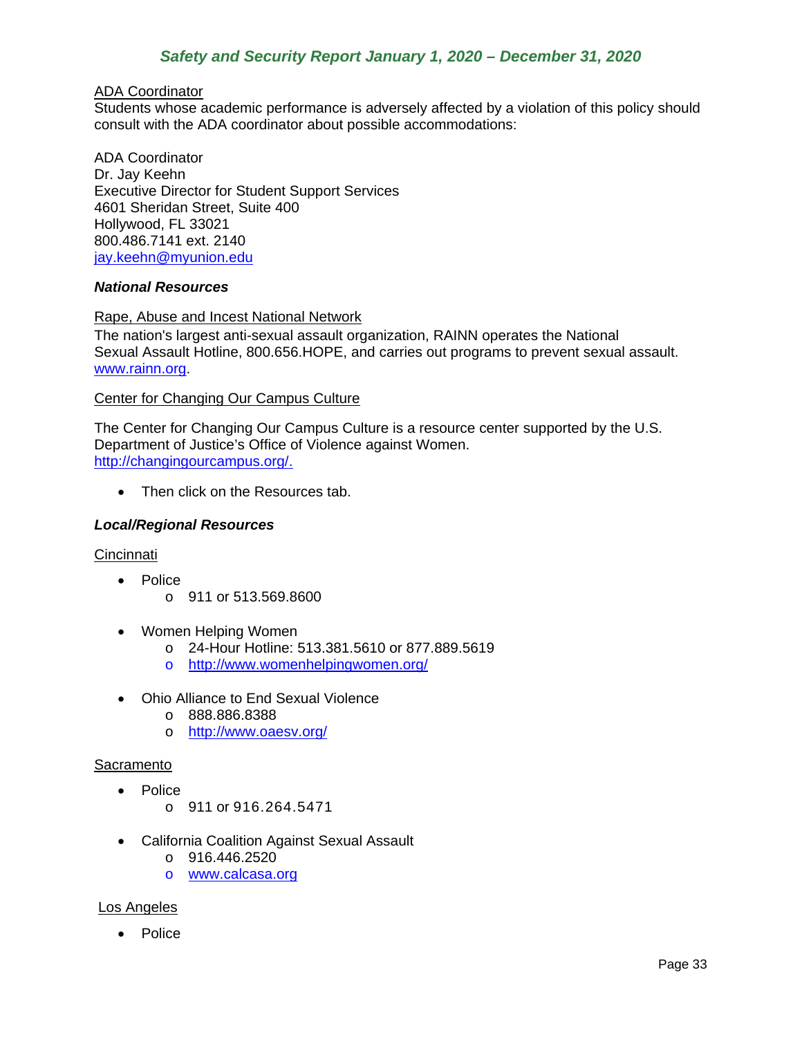ADA Coordinator

Students whose academic performance is adversely affected by a violation of this policy should consult with the ADA coordinator about possible accommodations:

ADA Coordinator
Dr. Jay Keehn
Executive Director for Student Support Services
4601 Sheridan Street, Suite 400
Hollywood, FL 33021
800.486.7141 ext. 2140
jay.keehn@myunion.edu

***National Resources***

Rape, Abuse and Incest National Network

The nation's largest anti-sexual assault organization, RAINN operates the National Sexual Assault Hotline, 800.656.HOPE, and carries out programs to prevent sexual assault. www.rainn.org.

Center for Changing Our Campus Culture

The Center for Changing Our Campus Culture is a resource center supported by the U.S. Department of Justice's Office of Violence against Women.
http://changingourcampus.org/.

- Then click on the Resources tab.

***Local/Regional Resources***

Cincinnati

- Police
  - 911 or 513.569.8600
- Women Helping Women
  - 24-Hour Hotline: 513.381.5610 or 877.889.5619
  - http://www.womenhelpingwomen.org/
- Ohio Alliance to End Sexual Violence
  - 888.886.8388
  - http://www.oaesv.org/

Sacramento

- Police
  - 911 or 916.264.5471
- California Coalition Against Sexual Assault
  - 916.446.2520
  - www.calcasa.org

Los Angeles

- Police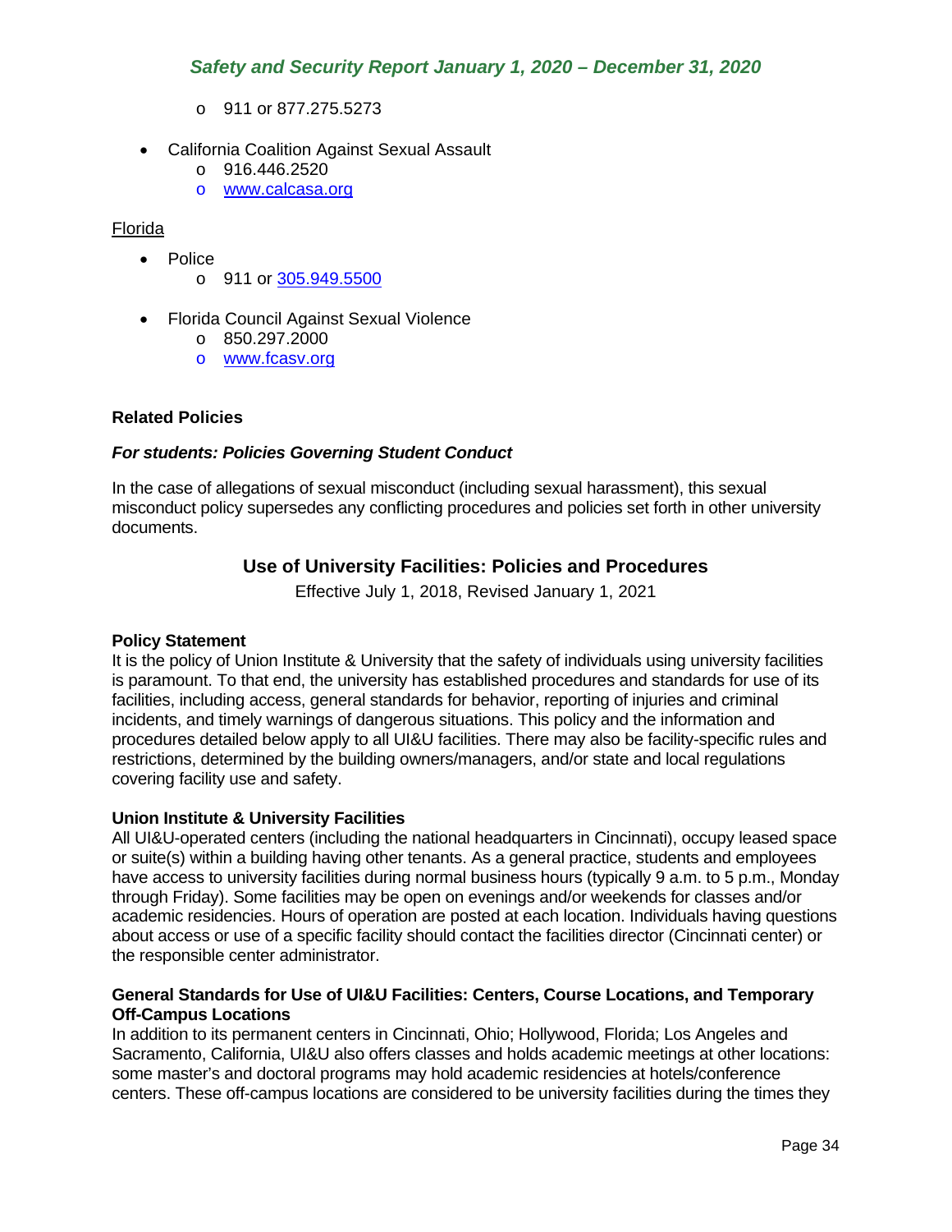- 911 or 877.275.5273

- California Coalition Against Sexual Assault
  - 916.446.2520
  - www.calcasa.org

Florida

- Police
  - 911 or 305.949.5500

- Florida Council Against Sexual Violence
  - 850.297.2000
  - www.fcasv.org

**Related Policies**

***For students: Policies Governing Student Conduct***

In the case of allegations of sexual misconduct (including sexual harassment), this sexual misconduct policy supersedes any conflicting procedures and policies set forth in other university documents.

## Use of University Facilities: Policies and Procedures

Effective July 1, 2018, Revised January 1, 2021

**Policy Statement**

It is the policy of Union Institute & University that the safety of individuals using university facilities is paramount. To that end, the university has established procedures and standards for use of its facilities, including access, general standards for behavior, reporting of injuries and criminal incidents, and timely warnings of dangerous situations. This policy and the information and procedures detailed below apply to all UI&U facilities. There may also be facility-specific rules and restrictions, determined by the building owners/managers, and/or state and local regulations covering facility use and safety.

**Union Institute & University Facilities**

All UI&U-operated centers (including the national headquarters in Cincinnati), occupy leased space or suite(s) within a building having other tenants. As a general practice, students and employees have access to university facilities during normal business hours (typically 9 a.m. to 5 p.m., Monday through Friday). Some facilities may be open on evenings and/or weekends for classes and/or academic residencies. Hours of operation are posted at each location. Individuals having questions about access or use of a specific facility should contact the facilities director (Cincinnati center) or the responsible center administrator.

**General Standards for Use of UI&U Facilities: Centers, Course Locations, and Temporary Off-Campus Locations**

In addition to its permanent centers in Cincinnati, Ohio; Hollywood, Florida; Los Angeles and Sacramento, California, UI&U also offers classes and holds academic meetings at other locations: some master's and doctoral programs may hold academic residencies at hotels/conference centers. These off-campus locations are considered to be university facilities during the times they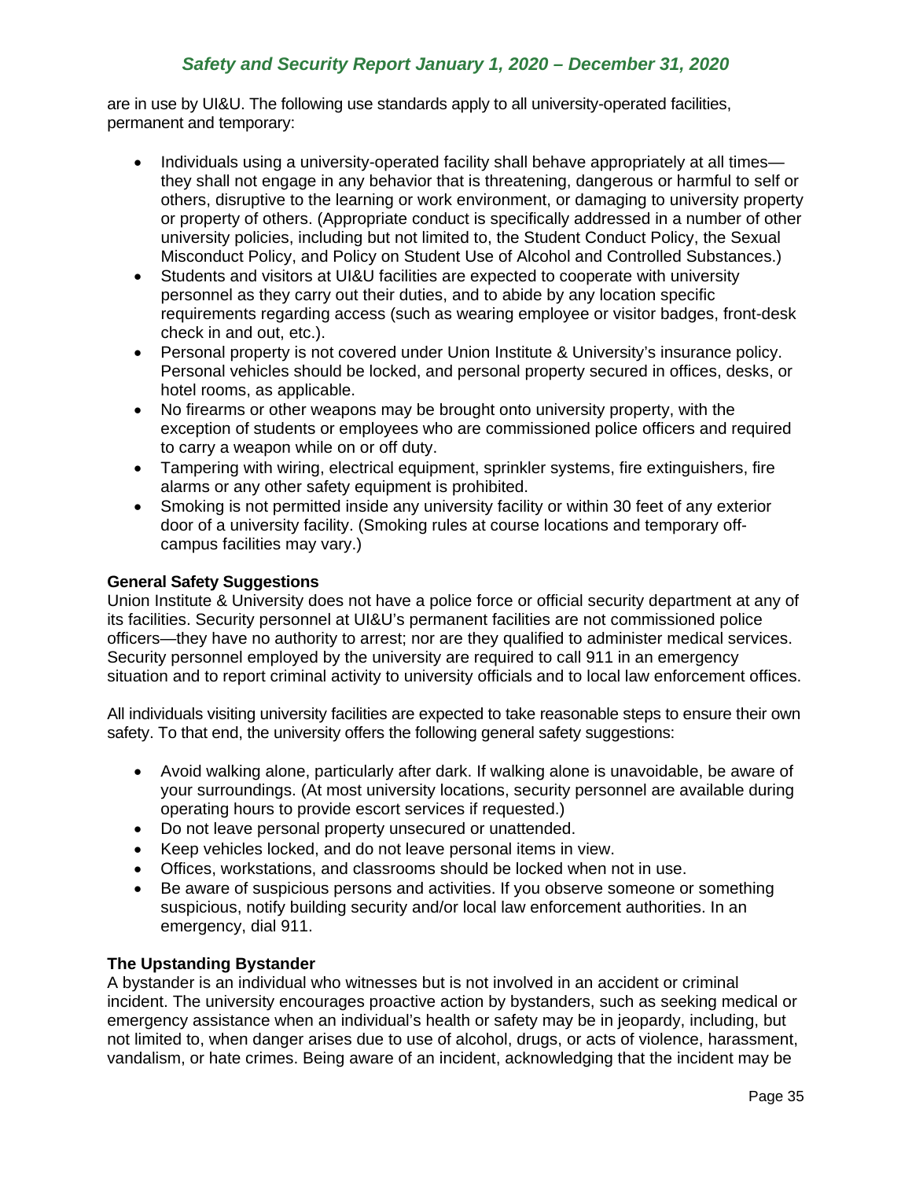are in use by UI&U. The following use standards apply to all university-operated facilities, permanent and temporary:

- Individuals using a university-operated facility shall behave appropriately at all times—they shall not engage in any behavior that is threatening, dangerous or harmful to self or others, disruptive to the learning or work environment, or damaging to university property or property of others. (Appropriate conduct is specifically addressed in a number of other university policies, including but not limited to, the Student Conduct Policy, the Sexual Misconduct Policy, and Policy on Student Use of Alcohol and Controlled Substances.)
- Students and visitors at UI&U facilities are expected to cooperate with university personnel as they carry out their duties, and to abide by any location specific requirements regarding access (such as wearing employee or visitor badges, front-desk check in and out, etc.).
- Personal property is not covered under Union Institute & University's insurance policy. Personal vehicles should be locked, and personal property secured in offices, desks, or hotel rooms, as applicable.
- No firearms or other weapons may be brought onto university property, with the exception of students or employees who are commissioned police officers and required to carry a weapon while on or off duty.
- Tampering with wiring, electrical equipment, sprinkler systems, fire extinguishers, fire alarms or any other safety equipment is prohibited.
- Smoking is not permitted inside any university facility or within 30 feet of any exterior door of a university facility. (Smoking rules at course locations and temporary off-campus facilities may vary.)

**General Safety Suggestions**

Union Institute & University does not have a police force or official security department at any of its facilities. Security personnel at UI&U's permanent facilities are not commissioned police officers—they have no authority to arrest; nor are they qualified to administer medical services. Security personnel employed by the university are required to call 911 in an emergency situation and to report criminal activity to university officials and to local law enforcement offices.

All individuals visiting university facilities are expected to take reasonable steps to ensure their own safety. To that end, the university offers the following general safety suggestions:

- Avoid walking alone, particularly after dark. If walking alone is unavoidable, be aware of your surroundings. (At most university locations, security personnel are available during operating hours to provide escort services if requested.)
- Do not leave personal property unsecured or unattended.
- Keep vehicles locked, and do not leave personal items in view.
- Offices, workstations, and classrooms should be locked when not in use.
- Be aware of suspicious persons and activities. If you observe someone or something suspicious, notify building security and/or local law enforcement authorities. In an emergency, dial 911.

**The Upstanding Bystander**

A bystander is an individual who witnesses but is not involved in an accident or criminal incident. The university encourages proactive action by bystanders, such as seeking medical or emergency assistance when an individual's health or safety may be in jeopardy, including, but not limited to, when danger arises due to use of alcohol, drugs, or acts of violence, harassment, vandalism, or hate crimes. Being aware of an incident, acknowledging that the incident may be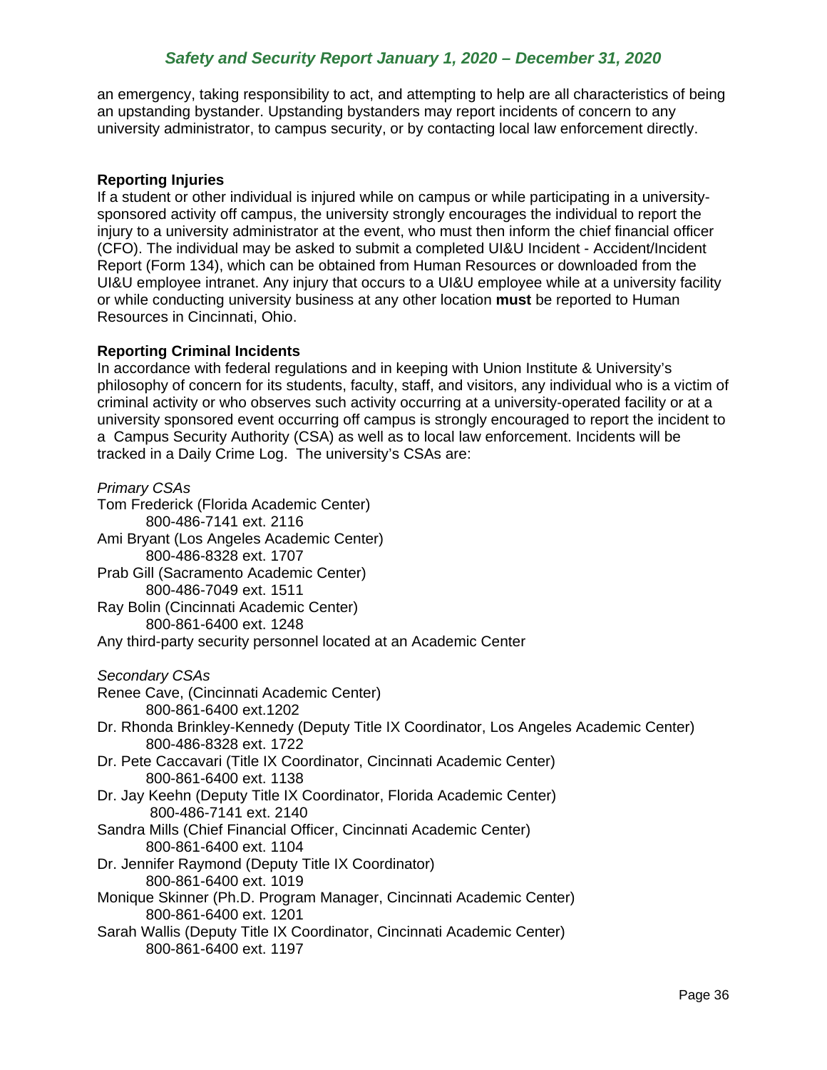an emergency, taking responsibility to act, and attempting to help are all characteristics of being an upstanding bystander. Upstanding bystanders may report incidents of concern to any university administrator, to campus security, or by contacting local law enforcement directly.

**Reporting Injuries**

If a student or other individual is injured while on campus or while participating in a university-sponsored activity off campus, the university strongly encourages the individual to report the injury to a university administrator at the event, who must then inform the chief financial officer (CFO). The individual may be asked to submit a completed UI&U Incident - Accident/Incident Report (Form 134), which can be obtained from Human Resources or downloaded from the UI&U employee intranet. Any injury that occurs to a UI&U employee while at a university facility or while conducting university business at any other location **must** be reported to Human Resources in Cincinnati, Ohio.

**Reporting Criminal Incidents**

In accordance with federal regulations and in keeping with Union Institute & University's philosophy of concern for its students, faculty, staff, and visitors, any individual who is a victim of criminal activity or who observes such activity occurring at a university-operated facility or at a university sponsored event occurring off campus is strongly encouraged to report the incident to a Campus Security Authority (CSA) as well as to local law enforcement. Incidents will be tracked in a Daily Crime Log. The university's CSAs are:

*Primary CSAs*

Tom Frederick (Florida Academic Center)
800-486-7141 ext. 2116

Ami Bryant (Los Angeles Academic Center)
800-486-8328 ext. 1707

Prab Gill (Sacramento Academic Center)
800-486-7049 ext. 1511

Ray Bolin (Cincinnati Academic Center)
800-861-6400 ext. 1248

Any third-party security personnel located at an Academic Center

*Secondary CSAs*

Renee Cave, (Cincinnati Academic Center)
800-861-6400 ext.1202

Dr. Rhonda Brinkley-Kennedy (Deputy Title IX Coordinator, Los Angeles Academic Center)
800-486-8328 ext. 1722

Dr. Pete Caccavari (Title IX Coordinator, Cincinnati Academic Center)
800-861-6400 ext. 1138

Dr. Jay Keehn (Deputy Title IX Coordinator, Florida Academic Center)
800-486-7141 ext. 2140

Sandra Mills (Chief Financial Officer, Cincinnati Academic Center)
800-861-6400 ext. 1104

Dr. Jennifer Raymond (Deputy Title IX Coordinator)
800-861-6400 ext. 1019

Monique Skinner (Ph.D. Program Manager, Cincinnati Academic Center)
800-861-6400 ext. 1201

Sarah Wallis (Deputy Title IX Coordinator, Cincinnati Academic Center)
800-861-6400 ext. 1197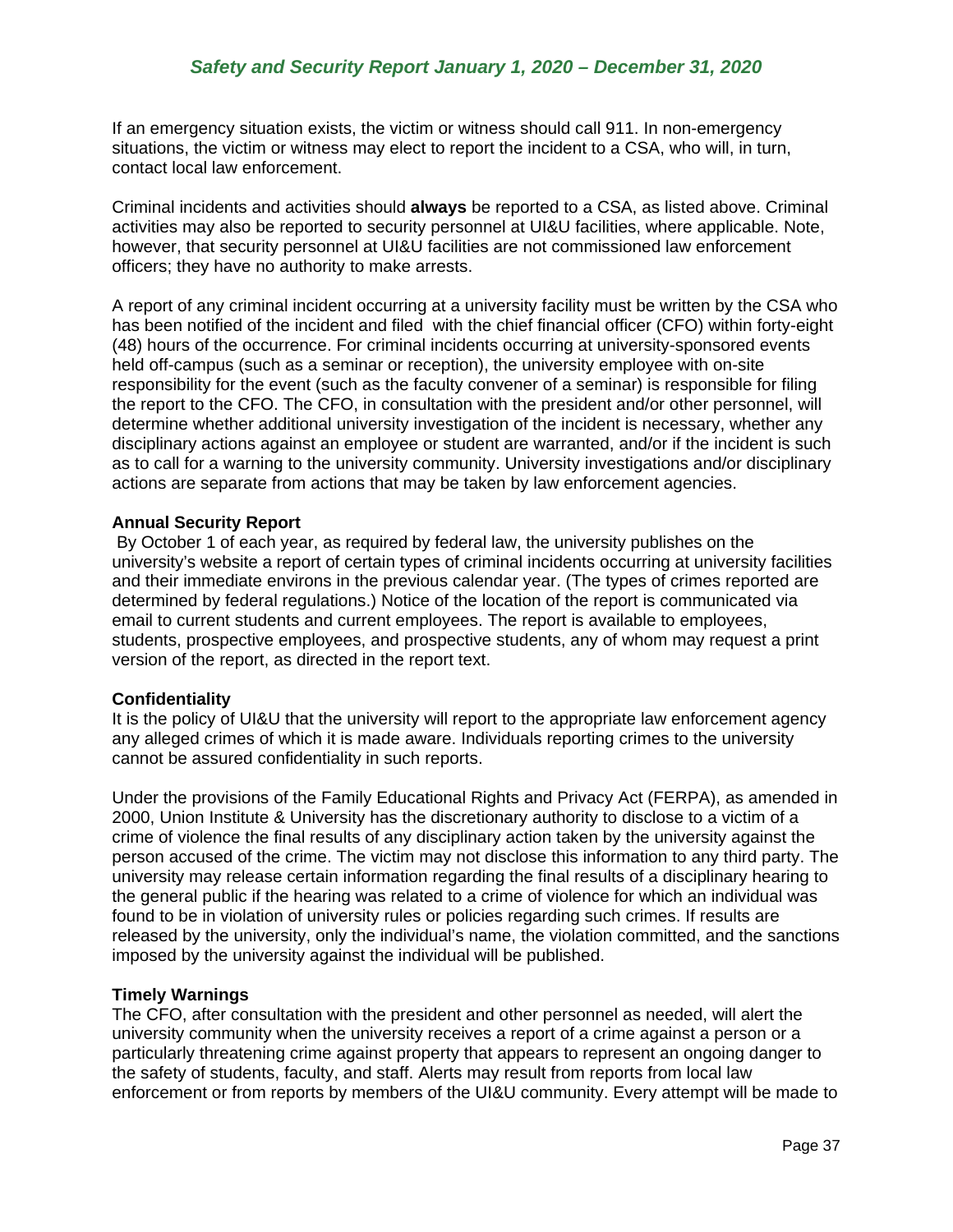If an emergency situation exists, the victim or witness should call 911. In non-emergency situations, the victim or witness may elect to report the incident to a CSA, who will, in turn, contact local law enforcement.

Criminal incidents and activities should **always** be reported to a CSA, as listed above. Criminal activities may also be reported to security personnel at UI&U facilities, where applicable. Note, however, that security personnel at UI&U facilities are not commissioned law enforcement officers; they have no authority to make arrests.

A report of any criminal incident occurring at a university facility must be written by the CSA who has been notified of the incident and filed with the chief financial officer (CFO) within forty-eight (48) hours of the occurrence. For criminal incidents occurring at university-sponsored events held off-campus (such as a seminar or reception), the university employee with on-site responsibility for the event (such as the faculty convener of a seminar) is responsible for filing the report to the CFO. The CFO, in consultation with the president and/or other personnel, will determine whether additional university investigation of the incident is necessary, whether any disciplinary actions against an employee or student are warranted, and/or if the incident is such as to call for a warning to the university community. University investigations and/or disciplinary actions are separate from actions that may be taken by law enforcement agencies.

**Annual Security Report**

By October 1 of each year, as required by federal law, the university publishes on the university's website a report of certain types of criminal incidents occurring at university facilities and their immediate environs in the previous calendar year. (The types of crimes reported are determined by federal regulations.) Notice of the location of the report is communicated via email to current students and current employees. The report is available to employees, students, prospective employees, and prospective students, any of whom may request a print version of the report, as directed in the report text.

**Confidentiality**

It is the policy of UI&U that the university will report to the appropriate law enforcement agency any alleged crimes of which it is made aware. Individuals reporting crimes to the university cannot be assured confidentiality in such reports.

Under the provisions of the Family Educational Rights and Privacy Act (FERPA), as amended in 2000, Union Institute & University has the discretionary authority to disclose to a victim of a crime of violence the final results of any disciplinary action taken by the university against the person accused of the crime. The victim may not disclose this information to any third party. The university may release certain information regarding the final results of a disciplinary hearing to the general public if the hearing was related to a crime of violence for which an individual was found to be in violation of university rules or policies regarding such crimes. If results are released by the university, only the individual's name, the violation committed, and the sanctions imposed by the university against the individual will be published.

**Timely Warnings**

The CFO, after consultation with the president and other personnel as needed, will alert the university community when the university receives a report of a crime against a person or a particularly threatening crime against property that appears to represent an ongoing danger to the safety of students, faculty, and staff. Alerts may result from reports from local law enforcement or from reports by members of the UI&U community. Every attempt will be made to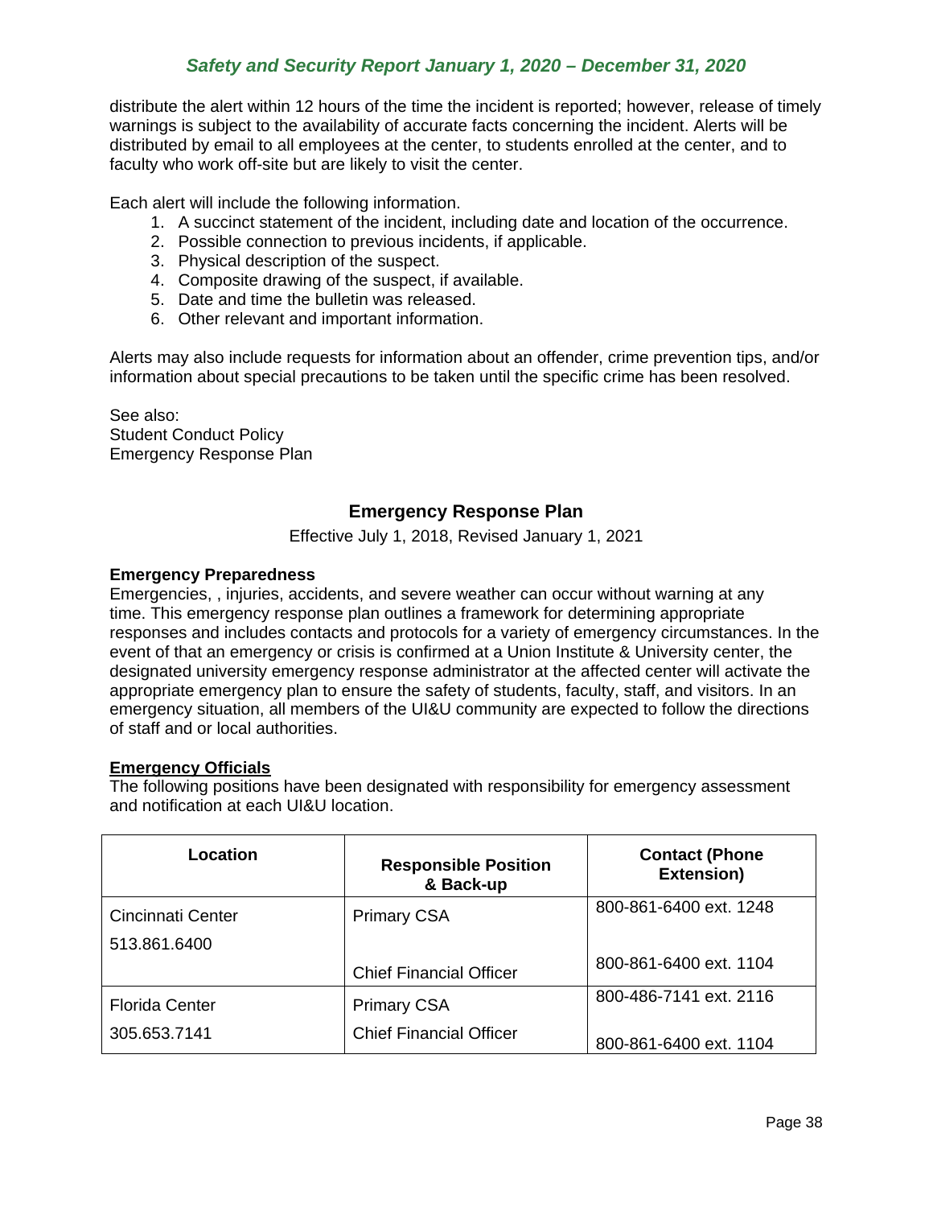distribute the alert within 12 hours of the time the incident is reported; however, release of timely warnings is subject to the availability of accurate facts concerning the incident. Alerts will be distributed by email to all employees at the center, to students enrolled at the center, and to faculty who work off-site but are likely to visit the center.

Each alert will include the following information.

1. A succinct statement of the incident, including date and location of the occurrence.
2. Possible connection to previous incidents, if applicable.
3. Physical description of the suspect.
4. Composite drawing of the suspect, if available.
5. Date and time the bulletin was released.
6. Other relevant and important information.

Alerts may also include requests for information about an offender, crime prevention tips, and/or information about special precautions to be taken until the specific crime has been resolved.

See also:
Student Conduct Policy
Emergency Response Plan

## Emergency Response Plan

Effective July 1, 2018, Revised January 1, 2021

**Emergency Preparedness**
Emergencies, , injuries, accidents, and severe weather can occur without warning at any time. This emergency response plan outlines a framework for determining appropriate responses and includes contacts and protocols for a variety of emergency circumstances. In the event of that an emergency or crisis is confirmed at a Union Institute & University center, the designated university emergency response administrator at the affected center will activate the appropriate emergency plan to ensure the safety of students, faculty, staff, and visitors. In an emergency situation, all members of the UI&U community are expected to follow the directions of staff and or local authorities.

**Emergency Officials**
The following positions have been designated with responsibility for emergency assessment and notification at each UI&U location.

| Location | Responsible Position & Back-up | Contact (Phone Extension) |
|---|---|---|
| Cincinnati Center<br>513.861.6400 | Primary CSA<br><br>Chief Financial Officer | 800-861-6400 ext. 1248<br><br>800-861-6400 ext. 1104 |
| Florida Center<br>305.653.7141 | Primary CSA<br>Chief Financial Officer | 800-486-7141 ext. 2116<br>800-861-6400 ext. 1104 |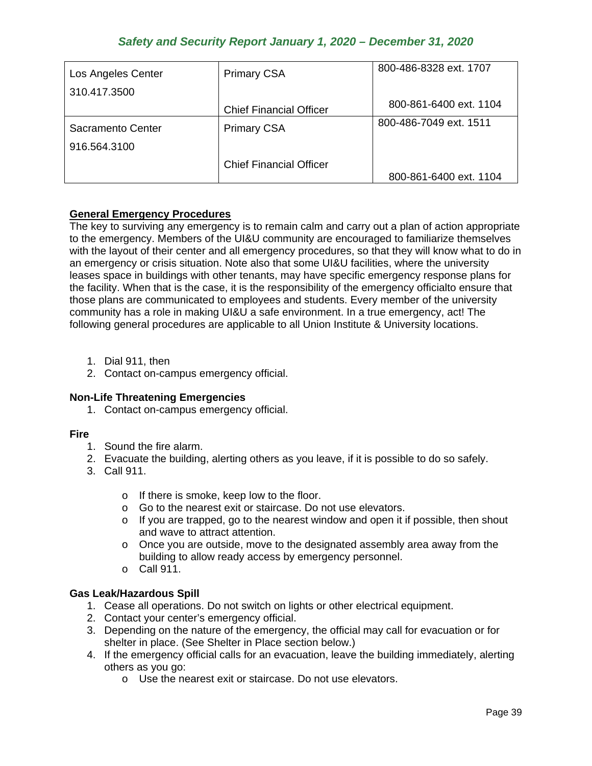| Los Angeles Center<br>310.417.3500 | Primary CSA<br><br>Chief Financial Officer | 800-486-8328 ext. 1707<br><br>800-861-6400 ext. 1104 |
|---|---|---|
| Sacramento Center<br>916.564.3100 | Primary CSA<br><br>Chief Financial Officer | 800-486-7049 ext. 1511<br><br>800-861-6400 ext. 1104 |

## General Emergency Procedures

The key to surviving any emergency is to remain calm and carry out a plan of action appropriate to the emergency. Members of the UI&U community are encouraged to familiarize themselves with the layout of their center and all emergency procedures, so that they will know what to do in an emergency or crisis situation. Note also that some UI&U facilities, where the university leases space in buildings with other tenants, may have specific emergency response plans for the facility. When that is the case, it is the responsibility of the emergency officialto ensure that those plans are communicated to employees and students. Every member of the university community has a role in making UI&U a safe environment. In a true emergency, act! The following general procedures are applicable to all Union Institute & University locations.

1. Dial 911, then
2. Contact on-campus emergency official.

### Non-Life Threatening Emergencies

1. Contact on-campus emergency official.

### Fire

1. Sound the fire alarm.
2. Evacuate the building, alerting others as you leave, if it is possible to do so safely.
3. Call 911.
    - If there is smoke, keep low to the floor.
    - Go to the nearest exit or staircase. Do not use elevators.
    - If you are trapped, go to the nearest window and open it if possible, then shout and wave to attract attention.
    - Once you are outside, move to the designated assembly area away from the building to allow ready access by emergency personnel.
    - Call 911.

### Gas Leak/Hazardous Spill

1. Cease all operations. Do not switch on lights or other electrical equipment.
2. Contact your center's emergency official.
3. Depending on the nature of the emergency, the official may call for evacuation or for shelter in place. (See Shelter in Place section below.)
4. If the emergency official calls for an evacuation, leave the building immediately, alerting others as you go:
    - Use the nearest exit or staircase. Do not use elevators.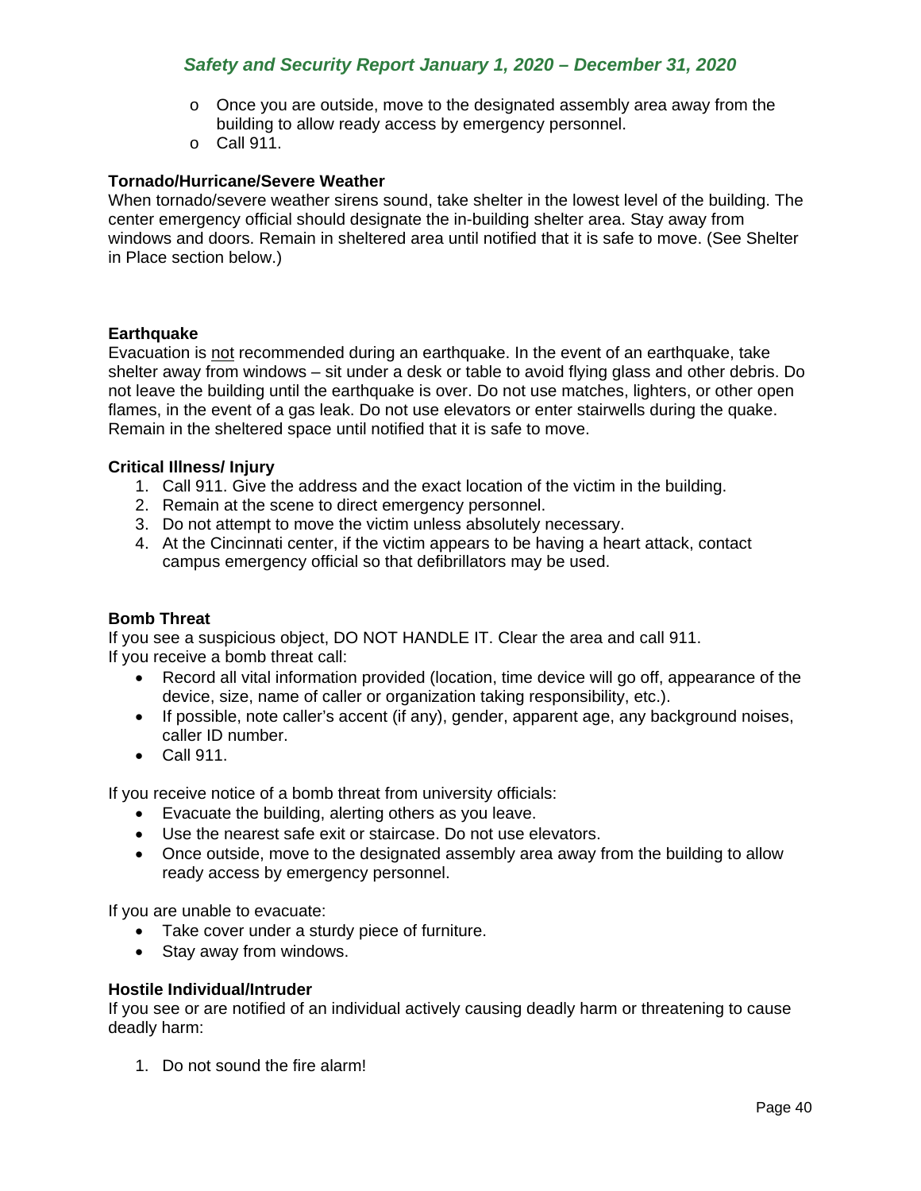- Once you are outside, move to the designated assembly area away from the building to allow ready access by emergency personnel.
- Call 911.

**Tornado/Hurricane/Severe Weather**

When tornado/severe weather sirens sound, take shelter in the lowest level of the building. The center emergency official should designate the in-building shelter area. Stay away from windows and doors. Remain in sheltered area until notified that it is safe to move. (See Shelter in Place section below.)

**Earthquake**

Evacuation is not recommended during an earthquake. In the event of an earthquake, take shelter away from windows – sit under a desk or table to avoid flying glass and other debris. Do not leave the building until the earthquake is over. Do not use matches, lighters, or other open flames, in the event of a gas leak. Do not use elevators or enter stairwells during the quake. Remain in the sheltered space until notified that it is safe to move.

**Critical Illness/ Injury**

1. Call 911. Give the address and the exact location of the victim in the building.
2. Remain at the scene to direct emergency personnel.
3. Do not attempt to move the victim unless absolutely necessary.
4. At the Cincinnati center, if the victim appears to be having a heart attack, contact campus emergency official so that defibrillators may be used.

**Bomb Threat**

If you see a suspicious object, DO NOT HANDLE IT. Clear the area and call 911.
If you receive a bomb threat call:

- Record all vital information provided (location, time device will go off, appearance of the device, size, name of caller or organization taking responsibility, etc.).
- If possible, note caller's accent (if any), gender, apparent age, any background noises, caller ID number.
- Call 911.

If you receive notice of a bomb threat from university officials:

- Evacuate the building, alerting others as you leave.
- Use the nearest safe exit or staircase. Do not use elevators.
- Once outside, move to the designated assembly area away from the building to allow ready access by emergency personnel.

If you are unable to evacuate:

- Take cover under a sturdy piece of furniture.
- Stay away from windows.

**Hostile Individual/Intruder**

If you see or are notified of an individual actively causing deadly harm or threatening to cause deadly harm:

1. Do not sound the fire alarm!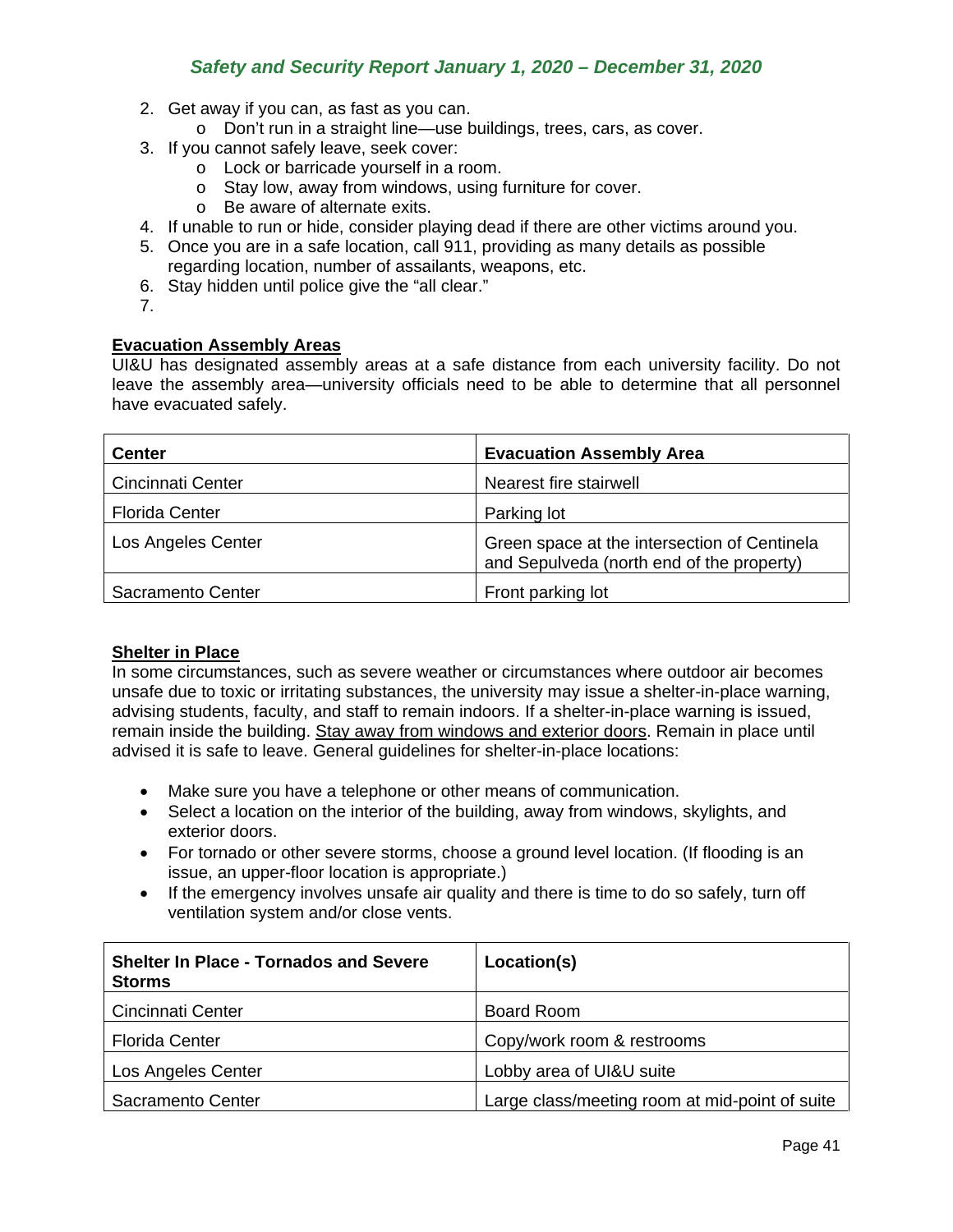2. Get away if you can, as fast as you can.
   - Don't run in a straight line—use buildings, trees, cars, as cover.
3. If you cannot safely leave, seek cover:
   - Lock or barricade yourself in a room.
   - Stay low, away from windows, using furniture for cover.
   - Be aware of alternate exits.
4. If unable to run or hide, consider playing dead if there are other victims around you.
5. Once you are in a safe location, call 911, providing as many details as possible regarding location, number of assailants, weapons, etc.
6. Stay hidden until police give the "all clear."
7. 

**Evacuation Assembly Areas**

UI&U has designated assembly areas at a safe distance from each university facility. Do not leave the assembly area—university officials need to be able to determine that all personnel have evacuated safely.

| **Center** | **Evacuation Assembly Area** |
|---|---|
| Cincinnati Center | Nearest fire stairwell |
| Florida Center | Parking lot |
| Los Angeles Center | Green space at the intersection of Centinela and Sepulveda (north end of the property) |
| Sacramento Center | Front parking lot |

**Shelter in Place**

In some circumstances, such as severe weather or circumstances where outdoor air becomes unsafe due to toxic or irritating substances, the university may issue a shelter-in-place warning, advising students, faculty, and staff to remain indoors. If a shelter-in-place warning is issued, remain inside the building. Stay away from windows and exterior doors. Remain in place until advised it is safe to leave. General guidelines for shelter-in-place locations:

- Make sure you have a telephone or other means of communication.
- Select a location on the interior of the building, away from windows, skylights, and exterior doors.
- For tornado or other severe storms, choose a ground level location. (If flooding is an issue, an upper-floor location is appropriate.)
- If the emergency involves unsafe air quality and there is time to do so safely, turn off ventilation system and/or close vents.

| **Shelter In Place - Tornados and Severe Storms** | **Location(s)** |
|---|---|
| Cincinnati Center | Board Room |
| Florida Center | Copy/work room & restrooms |
| Los Angeles Center | Lobby area of UI&U suite |
| Sacramento Center | Large class/meeting room at mid-point of suite |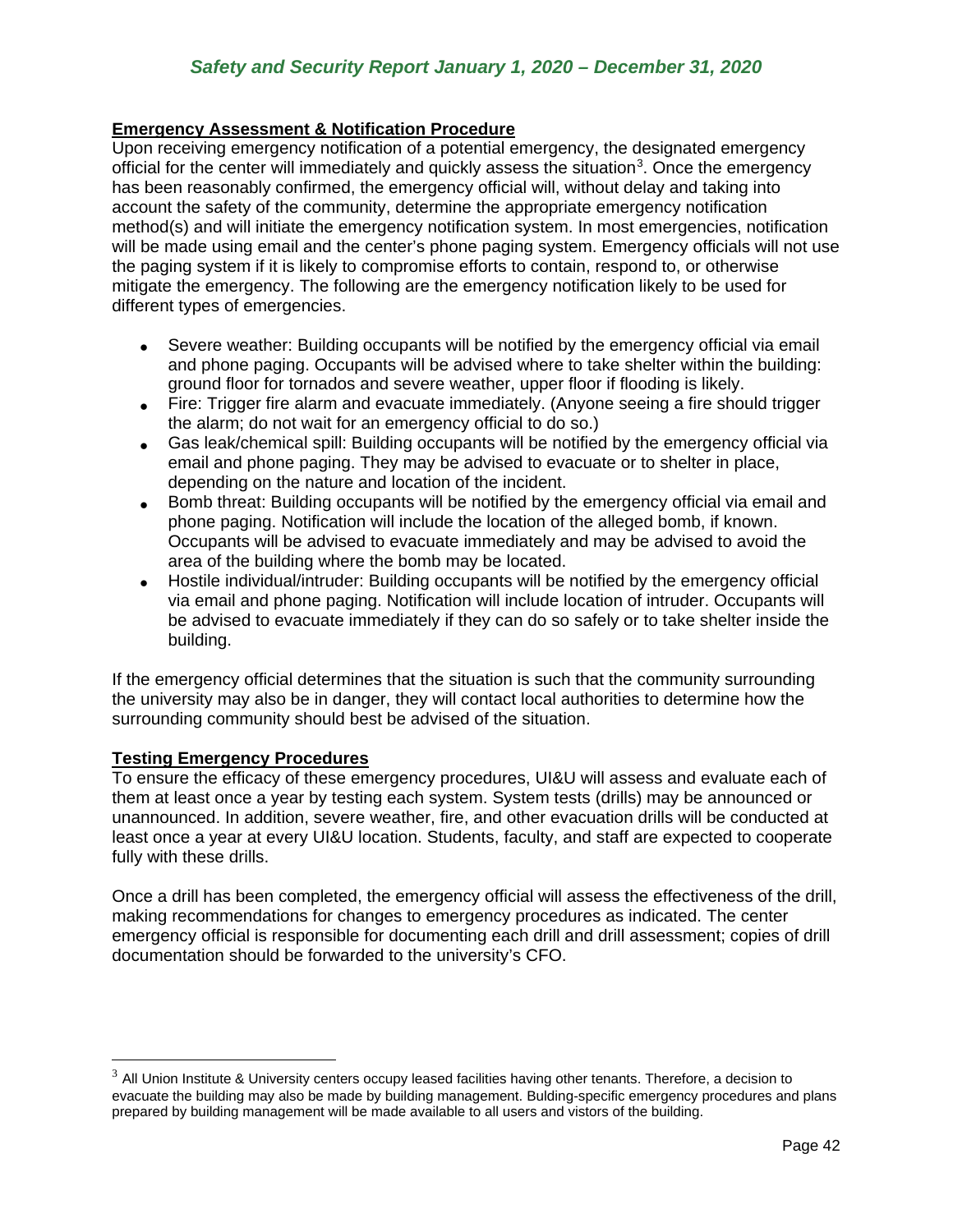## Emergency Assessment & Notification Procedure

Upon receiving emergency notification of a potential emergency, the designated emergency official for the center will immediately and quickly assess the situation[3]. Once the emergency has been reasonably confirmed, the emergency official will, without delay and taking into account the safety of the community, determine the appropriate emergency notification method(s) and will initiate the emergency notification system. In most emergencies, notification will be made using email and the center's phone paging system. Emergency officials will not use the paging system if it is likely to compromise efforts to contain, respond to, or otherwise mitigate the emergency. The following are the emergency notification likely to be used for different types of emergencies.

- Severe weather: Building occupants will be notified by the emergency official via email and phone paging. Occupants will be advised where to take shelter within the building: ground floor for tornados and severe weather, upper floor if flooding is likely.
- Fire: Trigger fire alarm and evacuate immediately. (Anyone seeing a fire should trigger the alarm; do not wait for an emergency official to do so.)
- Gas leak/chemical spill: Building occupants will be notified by the emergency official via email and phone paging. They may be advised to evacuate or to shelter in place, depending on the nature and location of the incident.
- Bomb threat: Building occupants will be notified by the emergency official via email and phone paging. Notification will include the location of the alleged bomb, if known. Occupants will be advised to evacuate immediately and may be advised to avoid the area of the building where the bomb may be located.
- Hostile individual/intruder: Building occupants will be notified by the emergency official via email and phone paging. Notification will include location of intruder. Occupants will be advised to evacuate immediately if they can do so safely or to take shelter inside the building.

If the emergency official determines that the situation is such that the community surrounding the university may also be in danger, they will contact local authorities to determine how the surrounding community should best be advised of the situation.

## Testing Emergency Procedures

To ensure the efficacy of these emergency procedures, UI&U will assess and evaluate each of them at least once a year by testing each system. System tests (drills) may be announced or unannounced. In addition, severe weather, fire, and other evacuation drills will be conducted at least once a year at every UI&U location. Students, faculty, and staff are expected to cooperate fully with these drills.

Once a drill has been completed, the emergency official will assess the effectiveness of the drill, making recommendations for changes to emergency procedures as indicated. The center emergency official is responsible for documenting each drill and drill assessment; copies of drill documentation should be forwarded to the university's CFO.

---

[3] All Union Institute & University centers occupy leased facilities having other tenants. Therefore, a decision to evacuate the building may also be made by building management. Bulding-specific emergency procedures and plans prepared by building management will be made available to all users and vistors of the building.